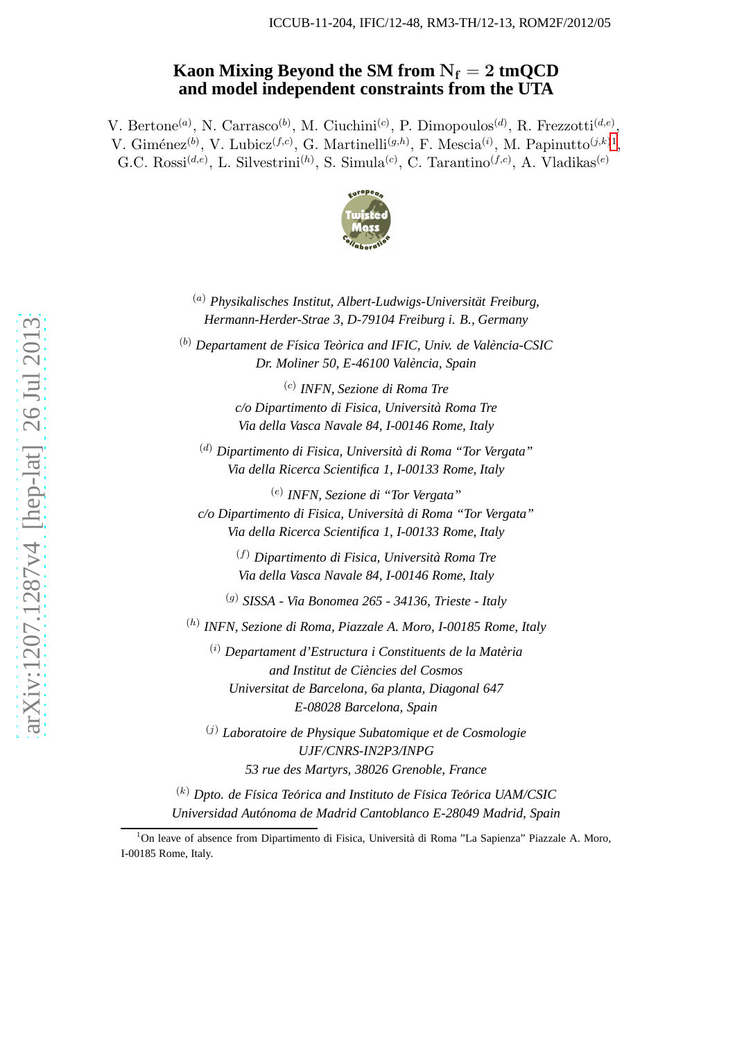ICCUB-11-204, IFIC/12-48, RM3-TH/12-13, ROM2F/2012/05

# Kaon Mixing Beyond the SM from $\mathrm{N_f} = 2$ tmQCD and model independent constraints from the UTA

V. Bertone[(a)], N. Carrasco[(b)], M. Ciuchini[(c)], P. Dimopoulos[(d)], R. Frezzotti[(d,e)], V. Giménez[(b)], V. Lubicz[(f,c)], G. Martinelli[(g,h)], F. Mescia[(i)], M. Papinutto[(j,k)][1], G.C. Rossi[(d,e)], L. Silvestrini[(h)], S. Simula[(c)], C. Tarantino[(f,c)], A. Vladikas[(e)]

[(a)] *Physikalisches Institut, Albert-Ludwigs-Universität Freiburg, Hermann-Herder-Strae 3, D-79104 Freiburg i. B., Germany*

[(b)] *Departament de Física Teòrica and IFIC, Univ. de València-CSIC Dr. Moliner 50, E-46100 València, Spain*

[(c)] *INFN, Sezione di Roma Tre c/o Dipartimento di Fisica, Università Roma Tre Via della Vasca Navale 84, I-00146 Rome, Italy*

[(d)] *Dipartimento di Fisica, Università di Roma "Tor Vergata" Via della Ricerca Scientifica 1, I-00133 Rome, Italy*

[(e)] *INFN, Sezione di "Tor Vergata" c/o Dipartimento di Fisica, Università di Roma "Tor Vergata" Via della Ricerca Scientifica 1, I-00133 Rome, Italy*

[(f)] *Dipartimento di Fisica, Università Roma Tre Via della Vasca Navale 84, I-00146 Rome, Italy*

[(g)] *SISSA - Via Bonomea 265 - 34136, Trieste - Italy*

[(h)] *INFN, Sezione di Roma, Piazzale A. Moro, I-00185 Rome, Italy*

[(i)] *Departament d'Estructura i Constituents de la Matèria and Institut de Ciències del Cosmos Universitat de Barcelona, 6a planta, Diagonal 647 E-08028 Barcelona, Spain*

[(j)] *Laboratoire de Physique Subatomique et de Cosmologie UJF/CNRS-IN2P3/INPG 53 rue des Martyrs, 38026 Grenoble, France*

[(k)] *Dpto. de Física Teórica and Instituto de Física Teórica UAM/CSIC Universidad Autónoma de Madrid Cantoblanco E-28049 Madrid, Spain*

---

[1] On leave of absence from Dipartimento di Fisica, Università di Roma "La Sapienza" Piazzale A. Moro, I-00185 Rome, Italy.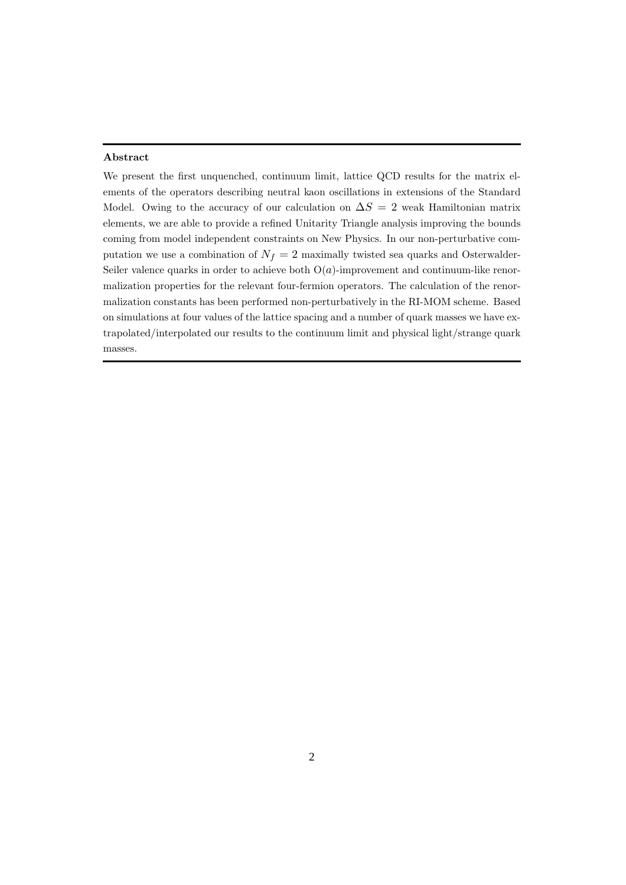**Abstract**

We present the first unquenched, continuum limit, lattice QCD results for the matrix elements of the operators describing neutral kaon oscillations in extensions of the Standard Model. Owing to the accuracy of our calculation on $\Delta S = 2$ weak Hamiltonian matrix elements, we are able to provide a refined Unitarity Triangle analysis improving the bounds coming from model independent constraints on New Physics. In our non-perturbative computation we use a combination of $N_f = 2$ maximally twisted sea quarks and Osterwalder-Seiler valence quarks in order to achieve both $\mathrm{O}(a)$-improvement and continuum-like renormalization properties for the relevant four-fermion operators. The calculation of the renormalization constants has been performed non-perturbatively in the RI-MOM scheme. Based on simulations at four values of the lattice spacing and a number of quark masses we have extrapolated/interpolated our results to the continuum limit and physical light/strange quark masses.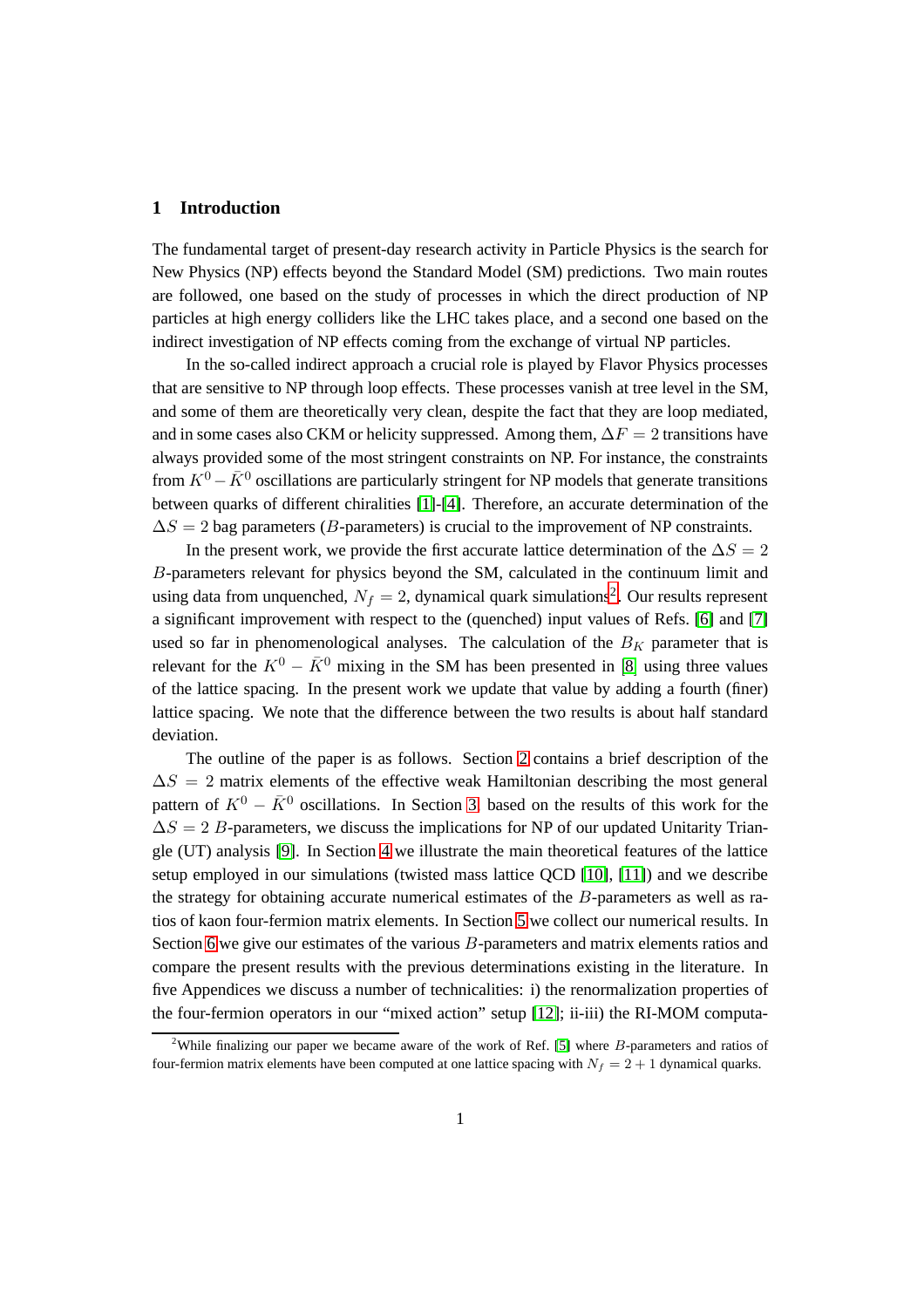## 1 Introduction

The fundamental target of present-day research activity in Particle Physics is the search for New Physics (NP) effects beyond the Standard Model (SM) predictions. Two main routes are followed, one based on the study of processes in which the direct production of NP particles at high energy colliders like the LHC takes place, and a second one based on the indirect investigation of NP effects coming from the exchange of virtual NP particles.

In the so-called indirect approach a crucial role is played by Flavor Physics processes that are sensitive to NP through loop effects. These processes vanish at tree level in the SM, and some of them are theoretically very clean, despite the fact that they are loop mediated, and in some cases also CKM or helicity suppressed. Among them, $\Delta F = 2$ transitions have always provided some of the most stringent constraints on NP. For instance, the constraints from $K^0 - \bar{K}^0$ oscillations are particularly stringent for NP models that generate transitions between quarks of different chiralities [1]-[4]. Therefore, an accurate determination of the $\Delta S = 2$ bag parameters ($B$-parameters) is crucial to the improvement of NP constraints.

In the present work, we provide the first accurate lattice determination of the $\Delta S = 2$ $B$-parameters relevant for physics beyond the SM, calculated in the continuum limit and using data from unquenched, $N_f = 2$, dynamical quark simulations[2]. Our results represent a significant improvement with respect to the (quenched) input values of Refs. [6] and [7] used so far in phenomenological analyses. The calculation of the $B_K$ parameter that is relevant for the $K^0 - \bar{K}^0$ mixing in the SM has been presented in [8] using three values of the lattice spacing. In the present work we update that value by adding a fourth (finer) lattice spacing. We note that the difference between the two results is about half standard deviation.

The outline of the paper is as follows. Section 2 contains a brief description of the $\Delta S = 2$ matrix elements of the effective weak Hamiltonian describing the most general pattern of $K^0 - \bar{K}^0$ oscillations. In Section 3, based on the results of this work for the $\Delta S = 2$ $B$-parameters, we discuss the implications for NP of our updated Unitarity Triangle (UT) analysis [9]. In Section 4 we illustrate the main theoretical features of the lattice setup employed in our simulations (twisted mass lattice QCD [10], [11]) and we describe the strategy for obtaining accurate numerical estimates of the $B$-parameters as well as ratios of kaon four-fermion matrix elements. In Section 5 we collect our numerical results. In Section 6 we give our estimates of the various $B$-parameters and matrix elements ratios and compare the present results with the previous determinations existing in the literature. In five Appendices we discuss a number of technicalities: i) the renormalization properties of the four-fermion operators in our "mixed action" setup [12]; ii-iii) the RI-MOM computa-

[2]While finalizing our paper we became aware of the work of Ref. [5] where $B$-parameters and ratios of four-fermion matrix elements have been computed at one lattice spacing with $N_f = 2 + 1$ dynamical quarks.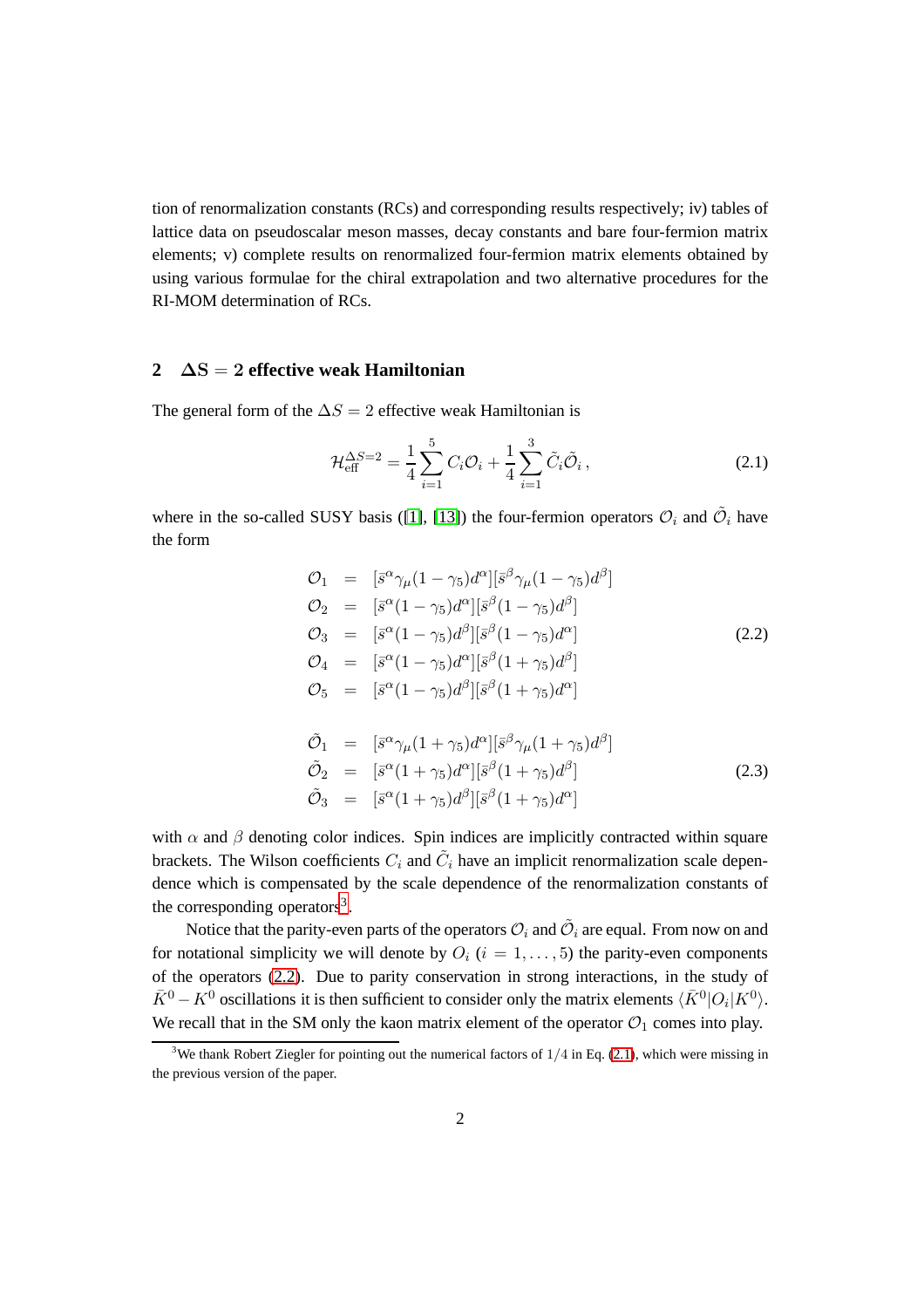tion of renormalization constants (RCs) and corresponding results respectively; iv) tables of lattice data on pseudoscalar meson masses, decay constants and bare four-fermion matrix elements; v) complete results on renormalized four-fermion matrix elements obtained by using various formulae for the chiral extrapolation and two alternative procedures for the RI-MOM determination of RCs.

## 2 $\Delta S = 2$ effective weak Hamiltonian

The general form of the $\Delta S = 2$ effective weak Hamiltonian is

$$\mathcal{H}_{\rm eff}^{\Delta S=2} = \frac{1}{4}\sum_{i=1}^{5} C_i \mathcal{O}_i + \frac{1}{4}\sum_{i=1}^{3} \tilde{C}_i \tilde{\mathcal{O}}_i \,, \tag{2.1}$$

where in the so-called SUSY basis ([1], [13]) the four-fermion operators $\mathcal{O}_i$ and $\tilde{\mathcal{O}}_i$ have the form

$$\begin{aligned}
\mathcal{O}_1 &= [\bar{s}^\alpha \gamma_\mu (1-\gamma_5) d^\alpha][\bar{s}^\beta \gamma_\mu (1-\gamma_5) d^\beta] \\
\mathcal{O}_2 &= [\bar{s}^\alpha (1-\gamma_5) d^\alpha][\bar{s}^\beta (1-\gamma_5) d^\beta] \\
\mathcal{O}_3 &= [\bar{s}^\alpha (1-\gamma_5) d^\beta][\bar{s}^\beta (1-\gamma_5) d^\alpha] \\
\mathcal{O}_4 &= [\bar{s}^\alpha (1-\gamma_5) d^\alpha][\bar{s}^\beta (1+\gamma_5) d^\beta] \\
\mathcal{O}_5 &= [\bar{s}^\alpha (1-\gamma_5) d^\beta][\bar{s}^\beta (1+\gamma_5) d^\alpha]
\end{aligned} \tag{2.2}$$

$$\begin{aligned}
\tilde{\mathcal{O}}_1 &= [\bar{s}^\alpha \gamma_\mu (1+\gamma_5) d^\alpha][\bar{s}^\beta \gamma_\mu (1+\gamma_5) d^\beta] \\
\tilde{\mathcal{O}}_2 &= [\bar{s}^\alpha (1+\gamma_5) d^\alpha][\bar{s}^\beta (1+\gamma_5) d^\beta] \\
\tilde{\mathcal{O}}_3 &= [\bar{s}^\alpha (1+\gamma_5) d^\beta][\bar{s}^\beta (1+\gamma_5) d^\alpha]
\end{aligned} \tag{2.3}$$

with $\alpha$ and $\beta$ denoting color indices. Spin indices are implicitly contracted within square brackets. The Wilson coefficients $C_i$ and $\tilde{C}_i$ have an implicit renormalization scale dependence which is compensated by the scale dependence of the renormalization constants of the corresponding operators[3].

Notice that the parity-even parts of the operators $\mathcal{O}_i$ and $\tilde{\mathcal{O}}_i$ are equal. From now on and for notational simplicity we will denote by $O_i$ ($i = 1, \ldots, 5$) the parity-even components of the operators (2.2). Due to parity conservation in strong interactions, in the study of $\bar{K}^0 - K^0$ oscillations it is then sufficient to consider only the matrix elements $\langle \bar{K}^0 | O_i | K^0 \rangle$. We recall that in the SM only the kaon matrix element of the operator $\mathcal{O}_1$ comes into play.

[3] We thank Robert Ziegler for pointing out the numerical factors of $1/4$ in Eq. (2.1), which were missing in the previous version of the paper.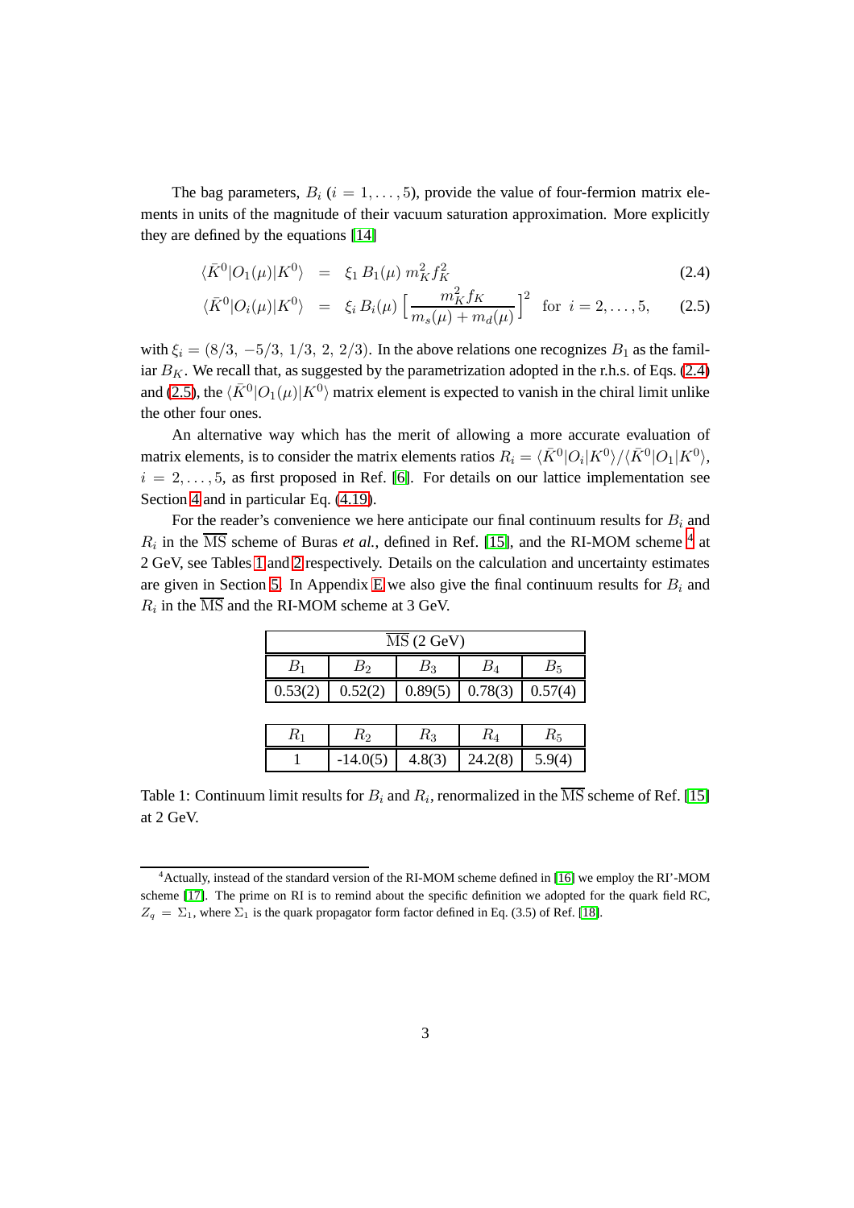The bag parameters, $B_i$ ($i = 1, \ldots, 5$), provide the value of four-fermion matrix elements in units of the magnitude of their vacuum saturation approximation. More explicitly they are defined by the equations [14]

$$\langle \bar{K}^0 | O_1(\mu) | K^0 \rangle = \xi_1 \, B_1(\mu) \, m_K^2 f_K^2 \tag{2.4}$$

$$\langle \bar{K}^0 | O_i(\mu) | K^0 \rangle = \xi_i \, B_i(\mu) \left[ \frac{m_K^2 f_K}{m_s(\mu) + m_d(\mu)} \right]^2 \quad \text{for } i = 2, \ldots, 5, \tag{2.5}$$

with $\xi_i = (8/3, \, -5/3, \, 1/3, \, 2, \, 2/3)$. In the above relations one recognizes $B_1$ as the familiar $B_K$. We recall that, as suggested by the parametrization adopted in the r.h.s. of Eqs. (2.4) and (2.5), the $\langle \bar{K}^0 | O_1(\mu) | K^0 \rangle$ matrix element is expected to vanish in the chiral limit unlike the other four ones.

An alternative way which has the merit of allowing a more accurate evaluation of matrix elements, is to consider the matrix elements ratios $R_i = \langle \bar{K}^0 | O_i | K^0 \rangle / \langle \bar{K}^0 | O_1 | K^0 \rangle$, $i = 2, \ldots, 5$, as first proposed in Ref. [6]. For details on our lattice implementation see Section 4 and in particular Eq. (4.19).

For the reader's convenience we here anticipate our final continuum results for $B_i$ and $R_i$ in the $\overline{\text{MS}}$ scheme of Buras *et al.*, defined in Ref. [15], and the RI-MOM scheme [4] at 2 GeV, see Tables 1 and 2 respectively. Details on the calculation and uncertainty estimates are given in Section 5. In Appendix E we also give the final continuum results for $B_i$ and $R_i$ in the $\overline{\text{MS}}$ and the RI-MOM scheme at 3 GeV.

| $\overline{\text{MS}}$ (2 GeV) | | | | |
|---|---|---|---|---|
| $B_1$ | $B_2$ | $B_3$ | $B_4$ | $B_5$ |
| 0.53(2) | 0.52(2) | 0.89(5) | 0.78(3) | 0.57(4) |
| $R_1$ | $R_2$ | $R_3$ | $R_4$ | $R_5$ |
| 1 | -14.0(5) | 4.8(3) | 24.2(8) | 5.9(4) |

Table 1: Continuum limit results for $B_i$ and $R_i$, renormalized in the $\overline{\text{MS}}$ scheme of Ref. [15] at 2 GeV.

[4] Actually, instead of the standard version of the RI-MOM scheme defined in [16] we employ the RI'-MOM scheme [17]. The prime on RI is to remind about the specific definition we adopted for the quark field RC, $Z_q = \Sigma_1$, where $\Sigma_1$ is the quark propagator form factor defined in Eq. (3.5) of Ref. [18].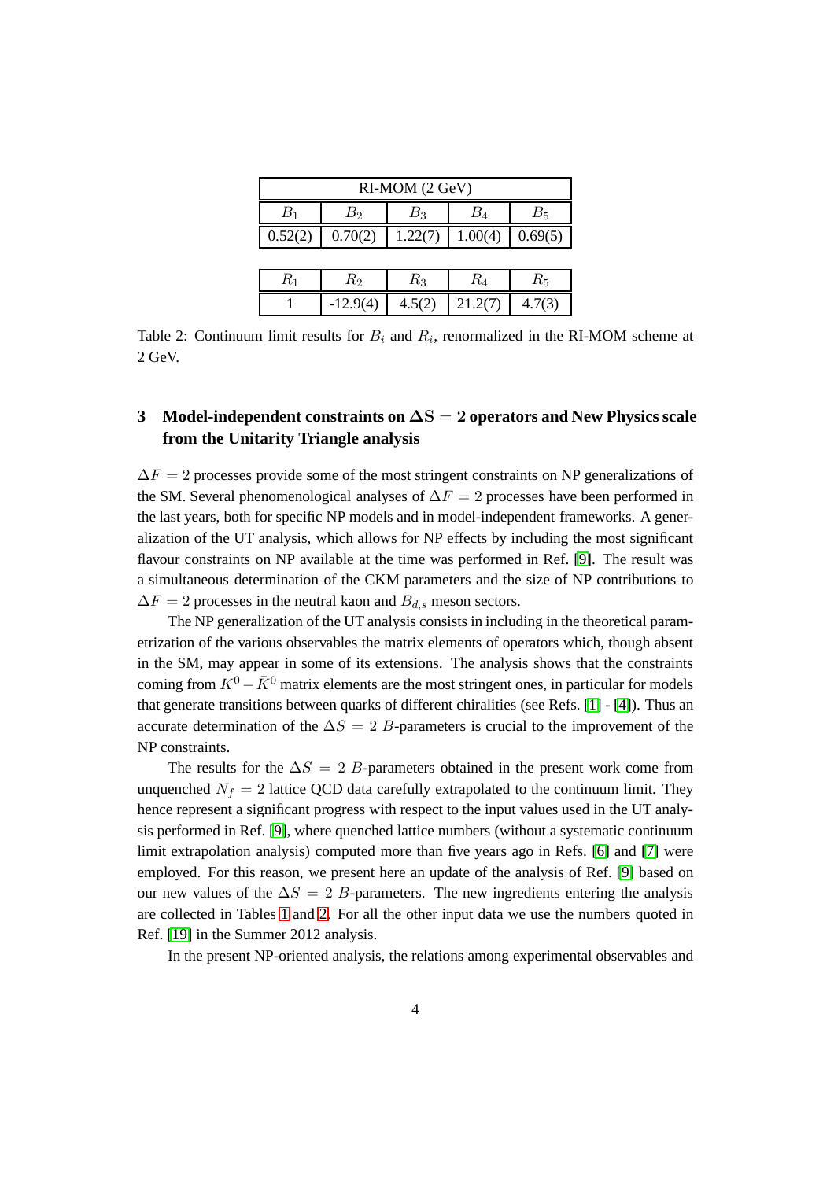| RI-MOM (2 GeV) | | | | |
|---|---|---|---|---|
| $B_1$ | $B_2$ | $B_3$ | $B_4$ | $B_5$ |
| 0.52(2) | 0.70(2) | 1.22(7) | 1.00(4) | 0.69(5) |

| $R_1$ | $R_2$ | $R_3$ | $R_4$ | $R_5$ |
|---|---|---|---|---|
| 1 | -12.9(4) | 4.5(2) | 21.2(7) | 4.7(3) |

Table 2: Continuum limit results for $B_i$ and $R_i$, renormalized in the RI-MOM scheme at 2 GeV.

## 3 Model-independent constraints on $\Delta S = 2$ operators and New Physics scale from the Unitarity Triangle analysis

$\Delta F = 2$ processes provide some of the most stringent constraints on NP generalizations of the SM. Several phenomenological analyses of $\Delta F = 2$ processes have been performed in the last years, both for specific NP models and in model-independent frameworks. A generalization of the UT analysis, which allows for NP effects by including the most significant flavour constraints on NP available at the time was performed in Ref. [9]. The result was a simultaneous determination of the CKM parameters and the size of NP contributions to $\Delta F = 2$ processes in the neutral kaon and $B_{d,s}$ meson sectors.

The NP generalization of the UT analysis consists in including in the theoretical parametrization of the various observables the matrix elements of operators which, though absent in the SM, may appear in some of its extensions. The analysis shows that the constraints coming from $K^0 - \bar{K}^0$ matrix elements are the most stringent ones, in particular for models that generate transitions between quarks of different chiralities (see Refs. [1] - [4]). Thus an accurate determination of the $\Delta S = 2$ $B$-parameters is crucial to the improvement of the NP constraints.

The results for the $\Delta S = 2$ $B$-parameters obtained in the present work come from unquenched $N_f = 2$ lattice QCD data carefully extrapolated to the continuum limit. They hence represent a significant progress with respect to the input values used in the UT analysis performed in Ref. [9], where quenched lattice numbers (without a systematic continuum limit extrapolation analysis) computed more than five years ago in Refs. [6] and [7] were employed. For this reason, we present here an update of the analysis of Ref. [9] based on our new values of the $\Delta S = 2$ $B$-parameters. The new ingredients entering the analysis are collected in Tables 1 and 2. For all the other input data we use the numbers quoted in Ref. [19] in the Summer 2012 analysis.

In the present NP-oriented analysis, the relations among experimental observables and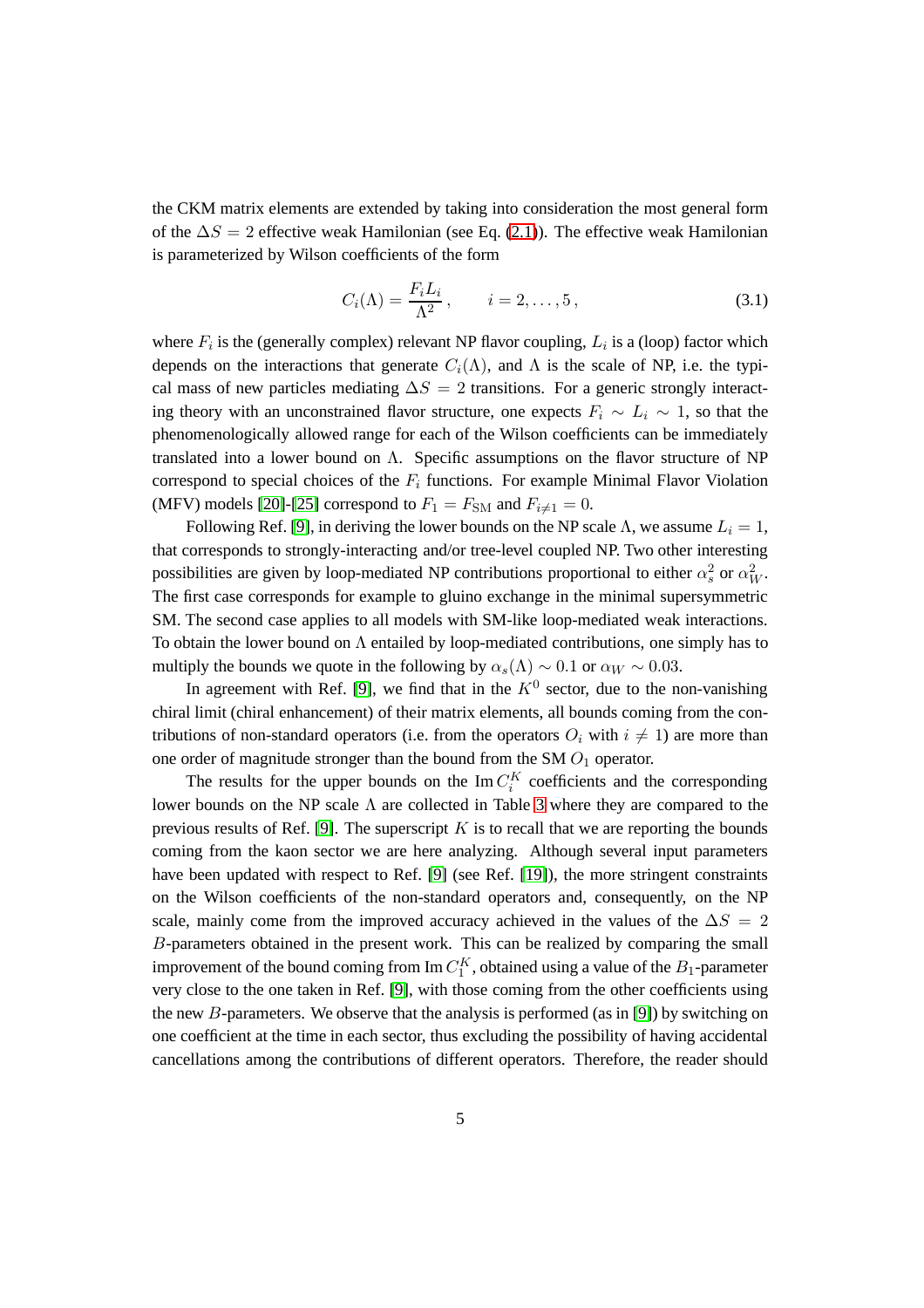the CKM matrix elements are extended by taking into consideration the most general form of the $\Delta S = 2$ effective weak Hamilonian (see Eq. (2.1)). The effective weak Hamilonian is parameterized by Wilson coefficients of the form

$$C_i(\Lambda) = \frac{F_i L_i}{\Lambda^2}, \qquad i = 2, \ldots, 5, \tag{3.1}$$

where $F_i$ is the (generally complex) relevant NP flavor coupling, $L_i$ is a (loop) factor which depends on the interactions that generate $C_i(\Lambda)$, and $\Lambda$ is the scale of NP, i.e. the typical mass of new particles mediating $\Delta S = 2$ transitions. For a generic strongly interacting theory with an unconstrained flavor structure, one expects $F_i \sim L_i \sim 1$, so that the phenomenologically allowed range for each of the Wilson coefficients can be immediately translated into a lower bound on $\Lambda$. Specific assumptions on the flavor structure of NP correspond to special choices of the $F_i$ functions. For example Minimal Flavor Violation (MFV) models [20]-[25] correspond to $F_1 = F_{\rm SM}$ and $F_{i \neq 1} = 0$.

Following Ref. [9], in deriving the lower bounds on the NP scale $\Lambda$, we assume $L_i = 1$, that corresponds to strongly-interacting and/or tree-level coupled NP. Two other interesting possibilities are given by loop-mediated NP contributions proportional to either $\alpha_s^2$ or $\alpha_W^2$. The first case corresponds for example to gluino exchange in the minimal supersymmetric SM. The second case applies to all models with SM-like loop-mediated weak interactions. To obtain the lower bound on $\Lambda$ entailed by loop-mediated contributions, one simply has to multiply the bounds we quote in the following by $\alpha_s(\Lambda) \sim 0.1$ or $\alpha_W \sim 0.03$.

In agreement with Ref. [9], we find that in the $K^0$ sector, due to the non-vanishing chiral limit (chiral enhancement) of their matrix elements, all bounds coming from the contributions of non-standard operators (i.e. from the operators $O_i$ with $i \neq 1$) are more than one order of magnitude stronger than the bound from the SM $O_1$ operator.

The results for the upper bounds on the $\mathrm{Im}\, C_i^K$ coefficients and the corresponding lower bounds on the NP scale $\Lambda$ are collected in Table 3 where they are compared to the previous results of Ref. [9]. The superscript $K$ is to recall that we are reporting the bounds coming from the kaon sector we are here analyzing. Although several input parameters have been updated with respect to Ref. [9] (see Ref. [19]), the more stringent constraints on the Wilson coefficients of the non-standard operators and, consequently, on the NP scale, mainly come from the improved accuracy achieved in the values of the $\Delta S = 2$ $B$-parameters obtained in the present work. This can be realized by comparing the small improvement of the bound coming from $\mathrm{Im}\, C_1^K$, obtained using a value of the $B_1$-parameter very close to the one taken in Ref. [9], with those coming from the other coefficients using the new $B$-parameters. We observe that the analysis is performed (as in [9]) by switching on one coefficient at the time in each sector, thus excluding the possibility of having accidental cancellations among the contributions of different operators. Therefore, the reader should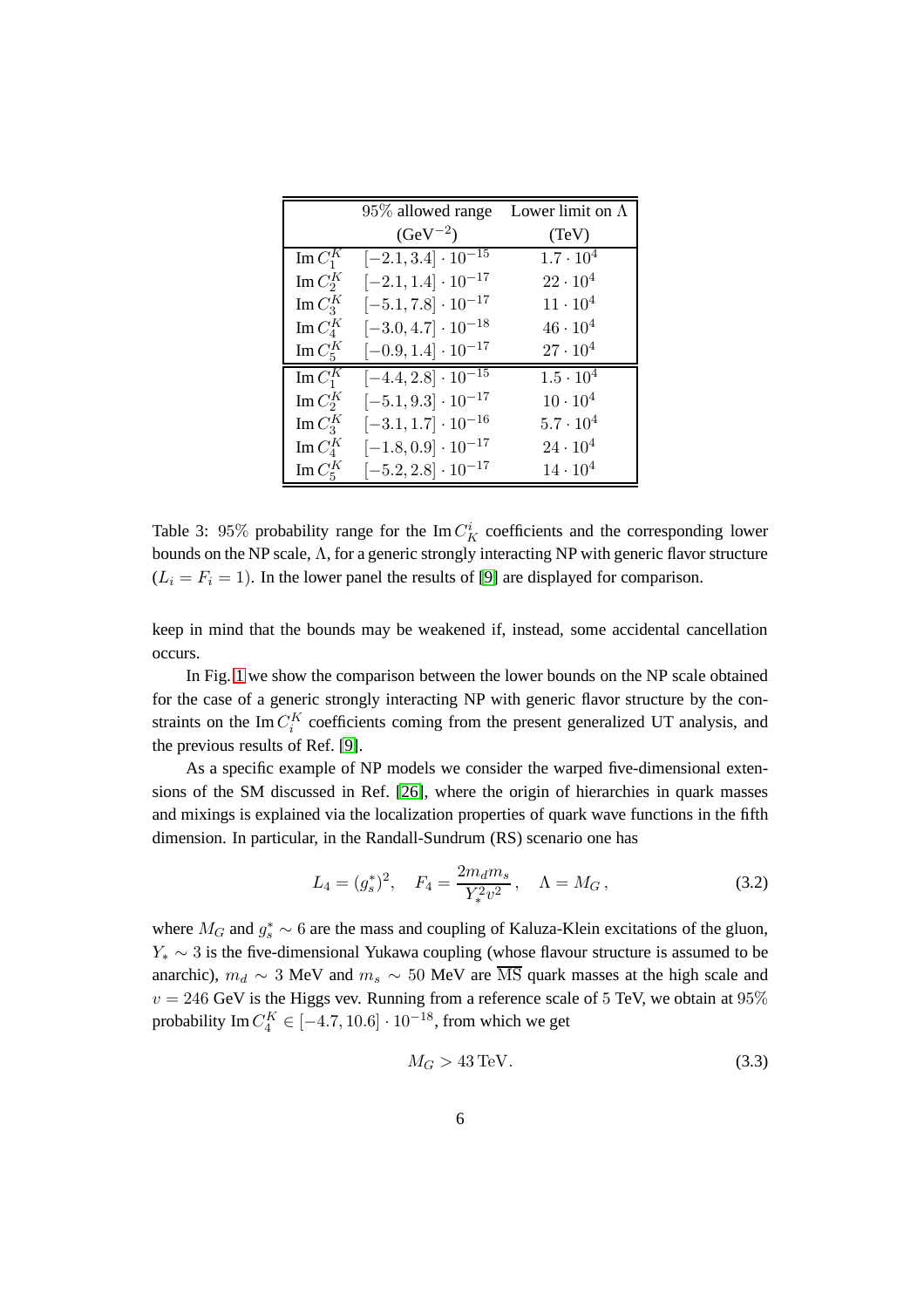|  | 95% allowed range ($\text{GeV}^{-2}$) | Lower limit on $\Lambda$ (TeV) |
|---|---|---|
| $\text{Im}\, C_1^K$ | $[-2.1, 3.4] \cdot 10^{-15}$ | $1.7 \cdot 10^4$ |
| $\text{Im}\, C_2^K$ | $[-2.1, 1.4] \cdot 10^{-17}$ | $22 \cdot 10^4$ |
| $\text{Im}\, C_3^K$ | $[-5.1, 7.8] \cdot 10^{-17}$ | $11 \cdot 10^4$ |
| $\text{Im}\, C_4^K$ | $[-3.0, 4.7] \cdot 10^{-18}$ | $46 \cdot 10^4$ |
| $\text{Im}\, C_5^K$ | $[-0.9, 1.4] \cdot 10^{-17}$ | $27 \cdot 10^4$ |
| $\text{Im}\, C_1^K$ | $[-4.4, 2.8] \cdot 10^{-15}$ | $1.5 \cdot 10^4$ |
| $\text{Im}\, C_2^K$ | $[-5.1, 9.3] \cdot 10^{-17}$ | $10 \cdot 10^4$ |
| $\text{Im}\, C_3^K$ | $[-3.1, 1.7] \cdot 10^{-16}$ | $5.7 \cdot 10^4$ |
| $\text{Im}\, C_4^K$ | $[-1.8, 0.9] \cdot 10^{-17}$ | $24 \cdot 10^4$ |
| $\text{Im}\, C_5^K$ | $[-5.2, 2.8] \cdot 10^{-17}$ | $14 \cdot 10^4$ |

Table 3: 95% probability range for the $\text{Im}\, C_K^i$ coefficients and the corresponding lower bounds on the NP scale, $\Lambda$, for a generic strongly interacting NP with generic flavor structure ($L_i = F_i = 1$). In the lower panel the results of [9] are displayed for comparison.

keep in mind that the bounds may be weakened if, instead, some accidental cancellation occurs.

In Fig. 1 we show the comparison between the lower bounds on the NP scale obtained for the case of a generic strongly interacting NP with generic flavor structure by the constraints on the $\text{Im}\, C_i^K$ coefficients coming from the present generalized UT analysis, and the previous results of Ref. [9].

As a specific example of NP models we consider the warped five-dimensional extensions of the SM discussed in Ref. [26], where the origin of hierarchies in quark masses and mixings is explained via the localization properties of quark wave functions in the fifth dimension. In particular, in the Randall-Sundrum (RS) scenario one has

$$L_4 = (g_s^*)^2, \quad F_4 = \frac{2 m_d m_s}{Y_*^2 v^2}, \quad \Lambda = M_G, \tag{3.2}$$

where $M_G$ and $g_s^* \sim 6$ are the mass and coupling of Kaluza-Klein excitations of the gluon, $Y_* \sim 3$ is the five-dimensional Yukawa coupling (whose flavour structure is assumed to be anarchic), $m_d \sim 3$ MeV and $m_s \sim 50$ MeV are $\overline{\text{MS}}$ quark masses at the high scale and $v = 246$ GeV is the Higgs vev. Running from a reference scale of 5 TeV, we obtain at 95% probability $\text{Im}\, C_4^K \in [-4.7, 10.6] \cdot 10^{-18}$, from which we get

$$M_G > 43\,\text{TeV}. \tag{3.3}$$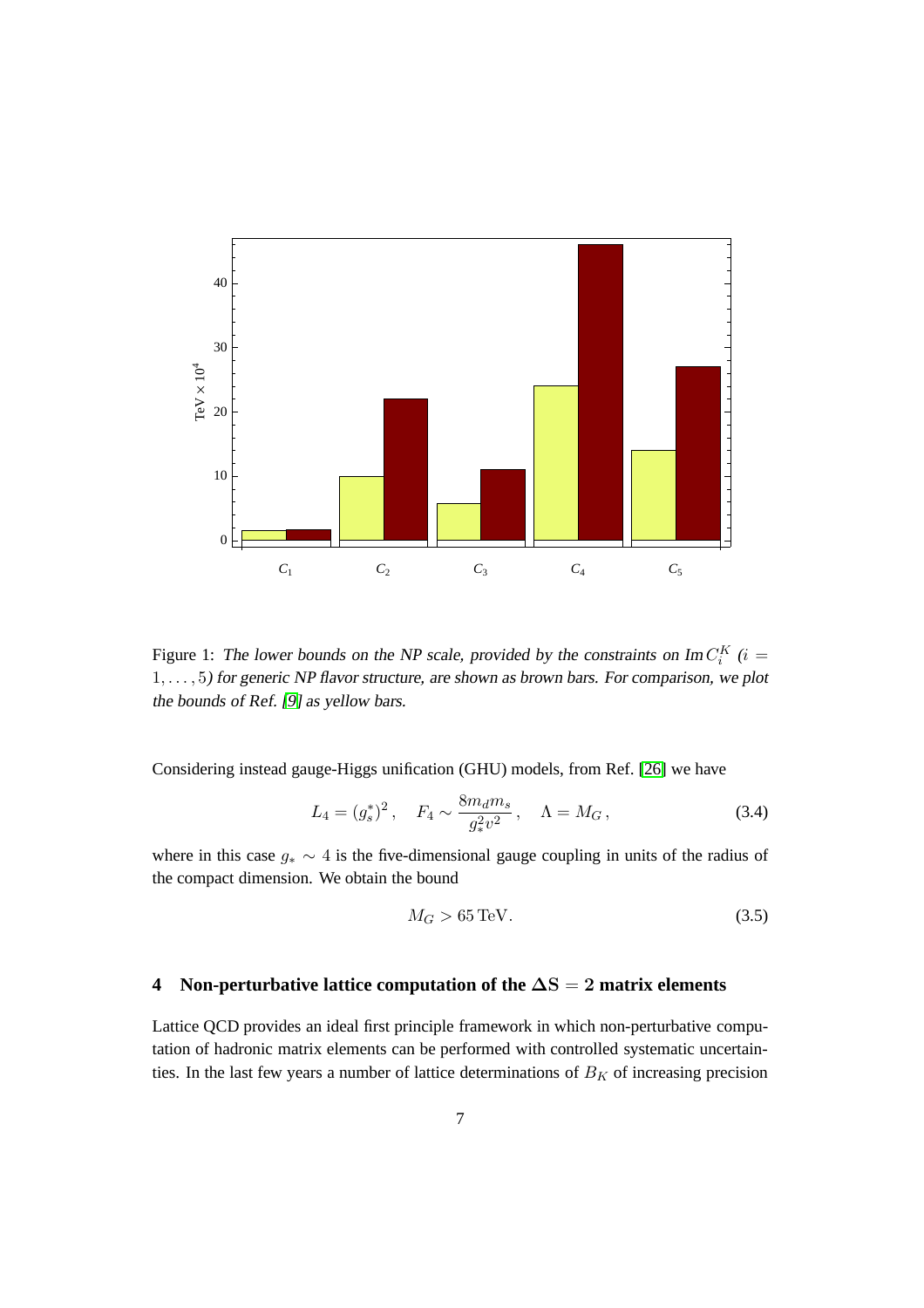Figure 1: *The lower bounds on the NP scale, provided by the constraints on* $\mathrm{Im}\, C_i^K$ *(*$i = 1, \ldots, 5$*) for generic NP flavor structure, are shown as brown bars. For comparison, we plot the bounds of Ref. [9] as yellow bars.*

Considering instead gauge-Higgs unification (GHU) models, from Ref. [26] we have

$$L_4 = (g_s^*)^2 \,, \quad F_4 \sim \frac{8 m_d m_s}{g_*^2 v^2} \,, \quad \Lambda = M_G \,, \tag{3.4}$$

where in this case $g_* \sim 4$ is the five-dimensional gauge coupling in units of the radius of the compact dimension. We obtain the bound

$$M_G > 65\,\mathrm{TeV}. \tag{3.5}$$

## 4 Non-perturbative lattice computation of the $\Delta\mathrm{S} = 2$ matrix elements

Lattice QCD provides an ideal first principle framework in which non-perturbative computation of hadronic matrix elements can be performed with controlled systematic uncertainties. In the last few years a number of lattice determinations of $B_K$ of increasing precision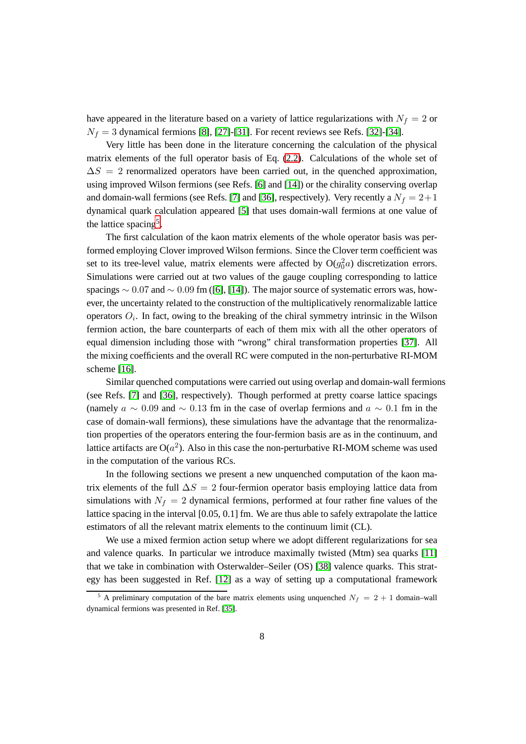have appeared in the literature based on a variety of lattice regularizations with $N_f = 2$ or $N_f = 3$ dynamical fermions [8], [27]-[31]. For recent reviews see Refs. [32]-[34].

Very little has been done in the literature concerning the calculation of the physical matrix elements of the full operator basis of Eq. (2.2). Calculations of the whole set of $\Delta S = 2$ renormalized operators have been carried out, in the quenched approximation, using improved Wilson fermions (see Refs. [6] and [14]) or the chirality conserving overlap and domain-wall fermions (see Refs. [7] and [36], respectively). Very recently a $N_f = 2+1$ dynamical quark calculation appeared [5] that uses domain-wall fermions at one value of the lattice spacing[5].

The first calculation of the kaon matrix elements of the whole operator basis was performed employing Clover improved Wilson fermions. Since the Clover term coefficient was set to its tree-level value, matrix elements were affected by O($g_0^2 a$) discretization errors. Simulations were carried out at two values of the gauge coupling corresponding to lattice spacings $\sim 0.07$ and $\sim 0.09$ fm ([6], [14]). The major source of systematic errors was, however, the uncertainty related to the construction of the multiplicatively renormalizable lattice operators $O_i$. In fact, owing to the breaking of the chiral symmetry intrinsic in the Wilson fermion action, the bare counterparts of each of them mix with all the other operators of equal dimension including those with "wrong" chiral transformation properties [37]. All the mixing coefficients and the overall RC were computed in the non-perturbative RI-MOM scheme [16].

Similar quenched computations were carried out using overlap and domain-wall fermions (see Refs. [7] and [36], respectively). Though performed at pretty coarse lattice spacings (namely $a \sim 0.09$ and $\sim 0.13$ fm in the case of overlap fermions and $a \sim 0.1$ fm in the case of domain-wall fermions), these simulations have the advantage that the renormalization properties of the operators entering the four-fermion basis are as in the continuum, and lattice artifacts are O($a^2$). Also in this case the non-perturbative RI-MOM scheme was used in the computation of the various RCs.

In the following sections we present a new unquenched computation of the kaon matrix elements of the full $\Delta S = 2$ four-fermion operator basis employing lattice data from simulations with $N_f = 2$ dynamical fermions, performed at four rather fine values of the lattice spacing in the interval [0.05, 0.1] fm. We are thus able to safely extrapolate the lattice estimators of all the relevant matrix elements to the continuum limit (CL).

We use a mixed fermion action setup where we adopt different regularizations for sea and valence quarks. In particular we introduce maximally twisted (Mtm) sea quarks [11] that we take in combination with Osterwalder–Seiler (OS) [38] valence quarks. This strategy has been suggested in Ref. [12] as a way of setting up a computational framework

[5] A preliminary computation of the bare matrix elements using unquenched $N_f = 2 + 1$ domain–wall dynamical fermions was presented in Ref. [35].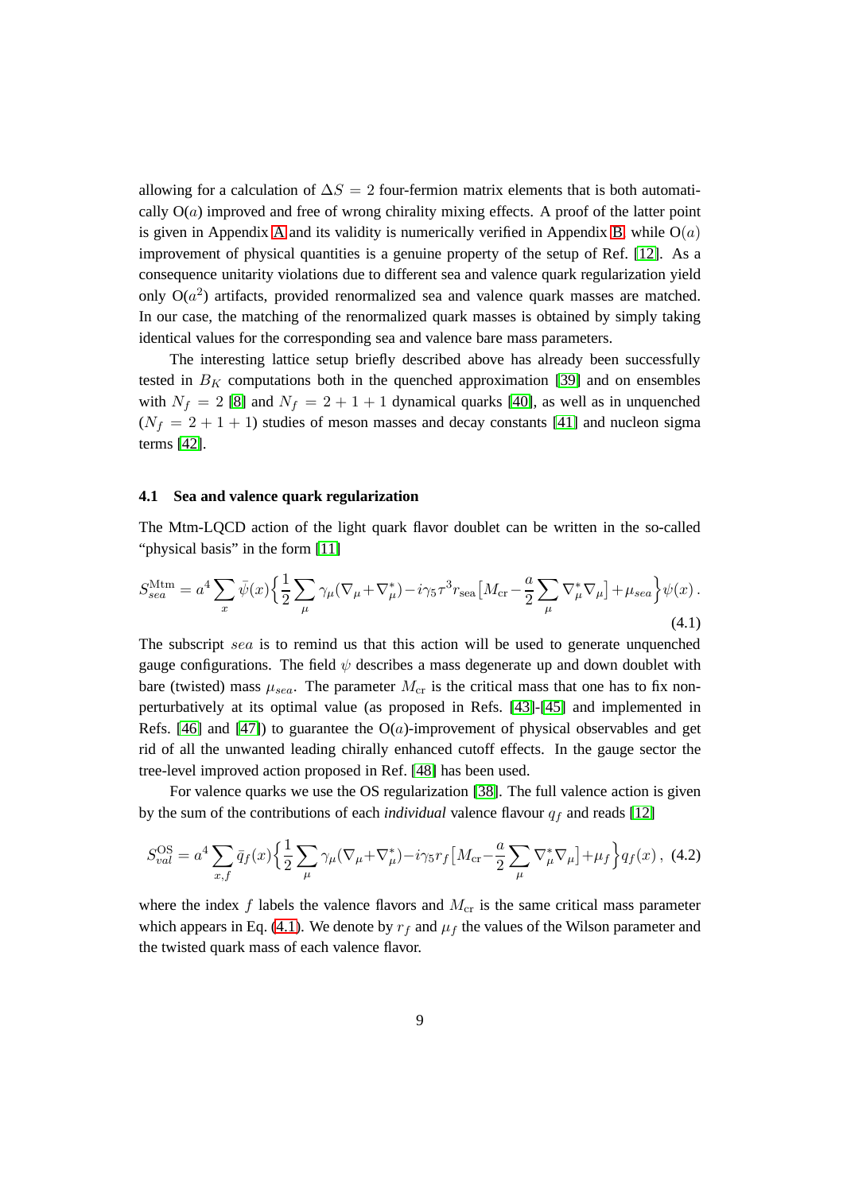allowing for a calculation of $\Delta S = 2$ four-fermion matrix elements that is both automatically O($a$) improved and free of wrong chirality mixing effects. A proof of the latter point is given in Appendix A and its validity is numerically verified in Appendix B, while O($a$) improvement of physical quantities is a genuine property of the setup of Ref. [12]. As a consequence unitarity violations due to different sea and valence quark regularization yield only O($a^2$) artifacts, provided renormalized sea and valence quark masses are matched. In our case, the matching of the renormalized quark masses is obtained by simply taking identical values for the corresponding sea and valence bare mass parameters.

The interesting lattice setup briefly described above has already been successfully tested in $B_K$ computations both in the quenched approximation [39] and on ensembles with $N_f = 2$ [8] and $N_f = 2+1+1$ dynamical quarks [40], as well as in unquenched ($N_f = 2+1+1$) studies of meson masses and decay constants [41] and nucleon sigma terms [42].

### 4.1 Sea and valence quark regularization

The Mtm-LQCD action of the light quark flavor doublet can be written in the so-called "physical basis" in the form [11]

$$S_{sea}^{\rm Mtm} = a^4 \sum_x \bar\psi(x) \Big\{ \frac{1}{2} \sum_\mu \gamma_\mu (\nabla_\mu + \nabla^*_\mu) - i\gamma_5 \tau^3 r_{\rm sea} \big[ M_{\rm cr} - \frac{a}{2} \sum_\mu \nabla^*_\mu \nabla_\mu \big] + \mu_{sea} \Big\} \psi(x) \, . \tag{4.1}$$

The subscript $sea$ is to remind us that this action will be used to generate unquenched gauge configurations. The field $\psi$ describes a mass degenerate up and down doublet with bare (twisted) mass $\mu_{sea}$. The parameter $M_{\rm cr}$ is the critical mass that one has to fix non-perturbatively at its optimal value (as proposed in Refs. [43]-[45] and implemented in Refs. [46] and [47]) to guarantee the O($a$)-improvement of physical observables and get rid of all the unwanted leading chirally enhanced cutoff effects. In the gauge sector the tree-level improved action proposed in Ref. [48] has been used.

For valence quarks we use the OS regularization [38]. The full valence action is given by the sum of the contributions of each *individual* valence flavour $q_f$ and reads [12]

$$S_{val}^{\rm OS} = a^4 \sum_{x,f} \bar q_f(x) \Big\{ \frac{1}{2} \sum_\mu \gamma_\mu (\nabla_\mu + \nabla^*_\mu) - i\gamma_5 r_f \big[ M_{\rm cr} - \frac{a}{2} \sum_\mu \nabla^*_\mu \nabla_\mu \big] + \mu_f \Big\} q_f(x) \, , \tag{4.2}$$

where the index $f$ labels the valence flavors and $M_{\rm cr}$ is the same critical mass parameter which appears in Eq. (4.1). We denote by $r_f$ and $\mu_f$ the values of the Wilson parameter and the twisted quark mass of each valence flavor.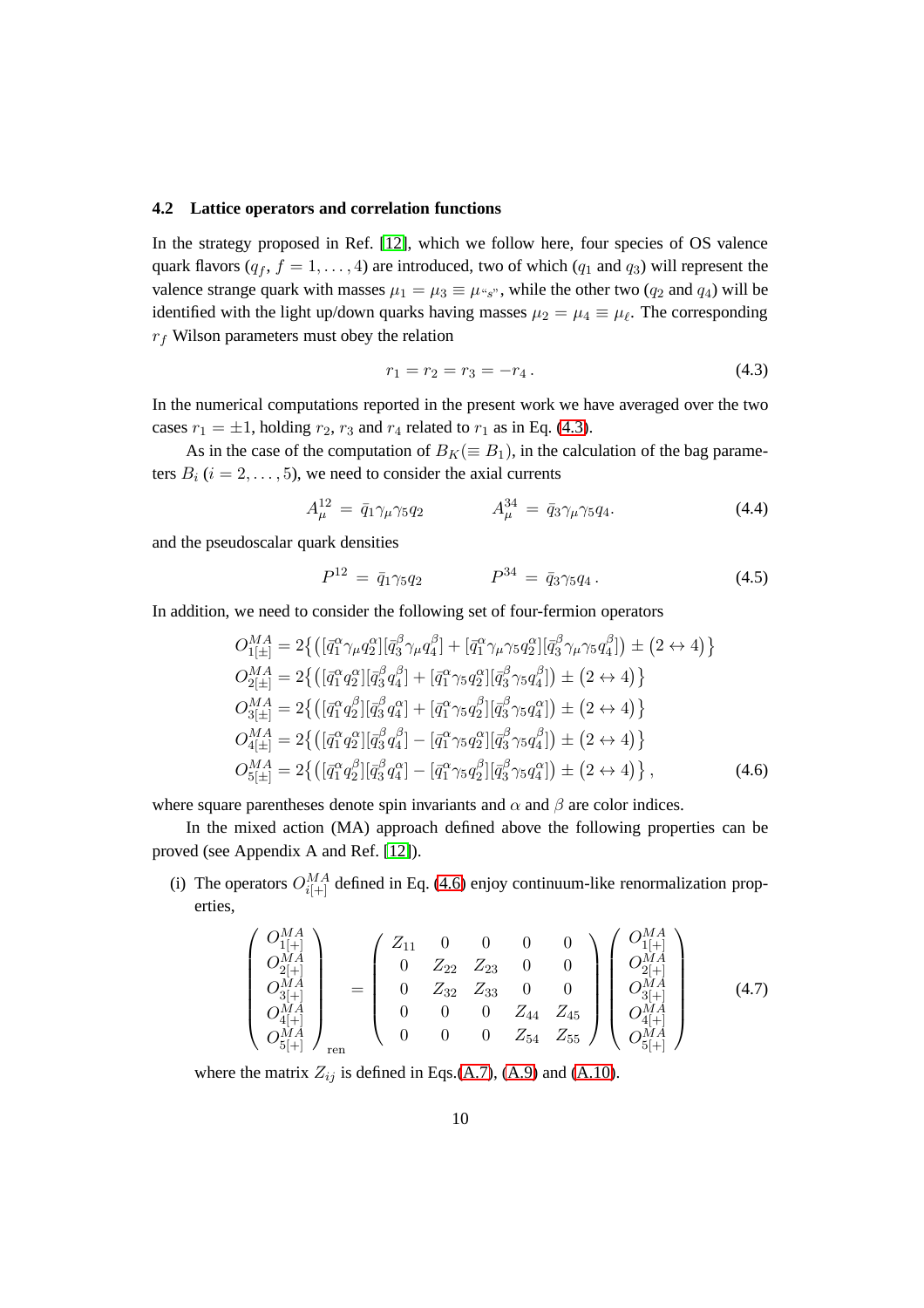### 4.2 Lattice operators and correlation functions

In the strategy proposed in Ref. [12], which we follow here, four species of OS valence quark flavors ($q_f$, $f = 1, \ldots, 4$) are introduced, two of which ($q_1$ and $q_3$) will represent the valence strange quark with masses $\mu_1 = \mu_3 \equiv \mu_{\text{“}s\text{”}}$, while the other two ($q_2$ and $q_4$) will be identified with the light up/down quarks having masses $\mu_2 = \mu_4 \equiv \mu_\ell$. The corresponding $r_f$ Wilson parameters must obey the relation

$$r_1 = r_2 = r_3 = -r_4 \,. \tag{4.3}$$

In the numerical computations reported in the present work we have averaged over the two cases $r_1 = \pm 1$, holding $r_2$, $r_3$ and $r_4$ related to $r_1$ as in Eq. (4.3).

As in the case of the computation of $B_K (\equiv B_1)$, in the calculation of the bag parameters $B_i$ ($i = 2, \ldots, 5$), we need to consider the axial currents

$$A^{12}_\mu \;=\; \bar{q}_1 \gamma_\mu \gamma_5 q_2 \qquad\qquad A^{34}_\mu \;=\; \bar{q}_3 \gamma_\mu \gamma_5 q_4. \tag{4.4}$$

and the pseudoscalar quark densities

$$P^{12} \;=\; \bar{q}_1 \gamma_5 q_2 \qquad\qquad P^{34} \;=\; \bar{q}_3 \gamma_5 q_4 \,. \tag{4.5}$$

In addition, we need to consider the following set of four-fermion operators

$$\begin{aligned}
O^{MA}_{1[\pm]} &= 2\big\{\big([\bar{q}^\alpha_1 \gamma_\mu q^\alpha_2][\bar{q}^\beta_3 \gamma_\mu q^\beta_4] + [\bar{q}^\alpha_1 \gamma_\mu \gamma_5 q^\alpha_2][\bar{q}^\beta_3 \gamma_\mu \gamma_5 q^\beta_4]\big) \pm \big(2 \leftrightarrow 4\big)\big\} \\
O^{MA}_{2[\pm]} &= 2\big\{\big([\bar{q}^\alpha_1 q^\alpha_2][\bar{q}^\beta_3 q^\beta_4] + [\bar{q}^\alpha_1 \gamma_5 q^\alpha_2][\bar{q}^\beta_3 \gamma_5 q^\beta_4]\big) \pm \big(2 \leftrightarrow 4\big)\big\} \\
O^{MA}_{3[\pm]} &= 2\big\{\big([\bar{q}^\alpha_1 q^\beta_2][\bar{q}^\beta_3 q^\alpha_4] + [\bar{q}^\alpha_1 \gamma_5 q^\beta_2][\bar{q}^\beta_3 \gamma_5 q^\alpha_4]\big) \pm \big(2 \leftrightarrow 4\big)\big\} \\
O^{MA}_{4[\pm]} &= 2\big\{\big([\bar{q}^\alpha_1 q^\alpha_2][\bar{q}^\beta_3 q^\beta_4] - [\bar{q}^\alpha_1 \gamma_5 q^\alpha_2][\bar{q}^\beta_3 \gamma_5 q^\beta_4]\big) \pm \big(2 \leftrightarrow 4\big)\big\} \\
O^{MA}_{5[\pm]} &= 2\big\{\big([\bar{q}^\alpha_1 q^\beta_2][\bar{q}^\beta_3 q^\alpha_4] - [\bar{q}^\alpha_1 \gamma_5 q^\beta_2][\bar{q}^\beta_3 \gamma_5 q^\alpha_4]\big) \pm \big(2 \leftrightarrow 4\big)\big\} \,,
\end{aligned} \tag{4.6}$$

where square parentheses denote spin invariants and $\alpha$ and $\beta$ are color indices.

In the mixed action (MA) approach defined above the following properties can be proved (see Appendix A and Ref. [12]).

(i) The operators $O^{MA}_{i[+]}$ defined in Eq. (4.6) enjoy continuum-like renormalization properties,

$$\begin{pmatrix} O^{MA}_{1[+]} \\ O^{MA}_{2[+]} \\ O^{MA}_{3[+]} \\ O^{MA}_{4[+]} \\ O^{MA}_{5[+]} \end{pmatrix}_{\text{ren}} = \begin{pmatrix} Z_{11} & 0 & 0 & 0 & 0 \\ 0 & Z_{22} & Z_{23} & 0 & 0 \\ 0 & Z_{32} & Z_{33} & 0 & 0 \\ 0 & 0 & 0 & Z_{44} & Z_{45} \\ 0 & 0 & 0 & Z_{54} & Z_{55} \end{pmatrix} \begin{pmatrix} O^{MA}_{1[+]} \\ O^{MA}_{2[+]} \\ O^{MA}_{3[+]} \\ O^{MA}_{4[+]} \\ O^{MA}_{5[+]} \end{pmatrix} \tag{4.7}$$

where the matrix $Z_{ij}$ is defined in Eqs.(A.7), (A.9) and (A.10).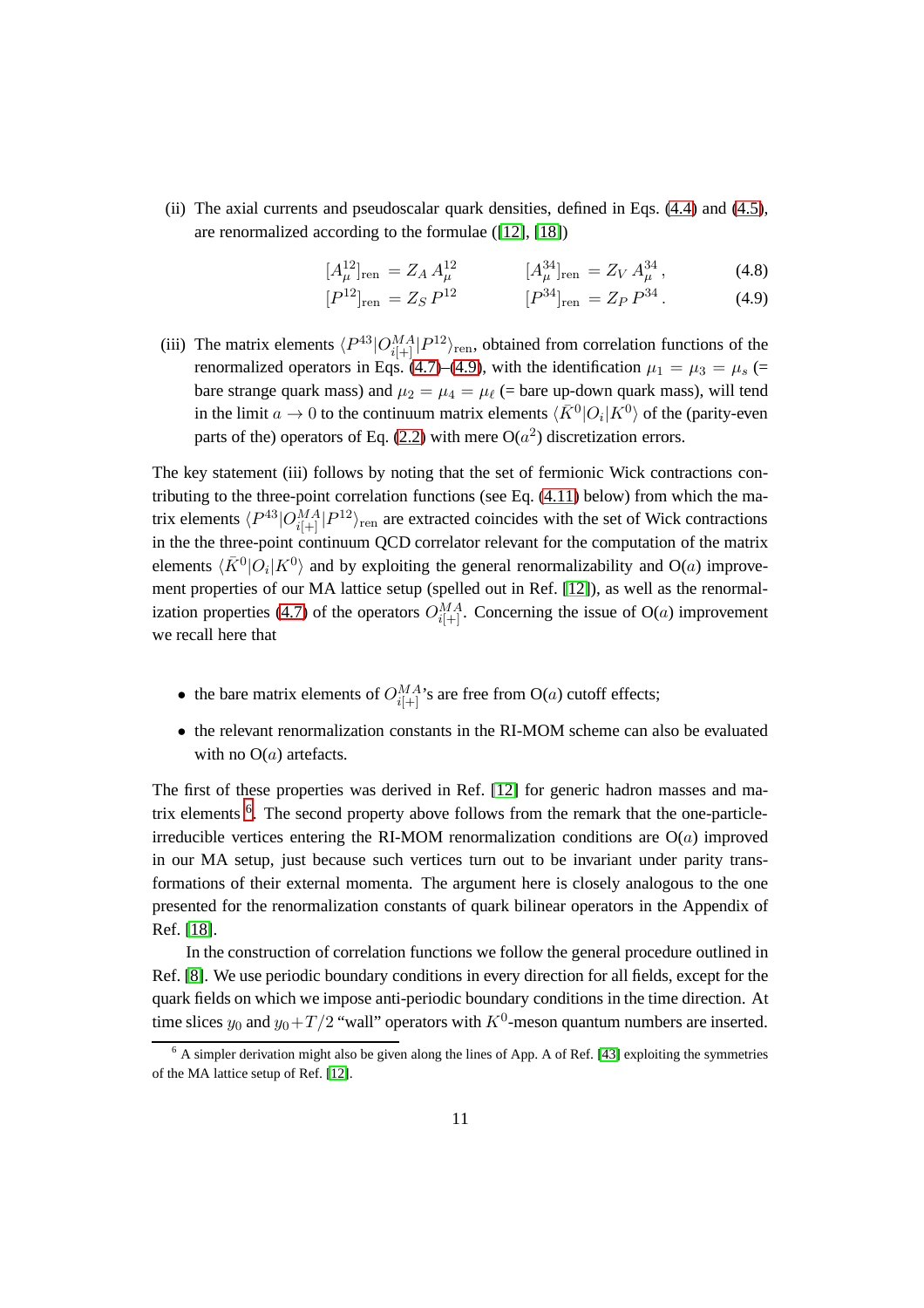(ii) The axial currents and pseudoscalar quark densities, defined in Eqs. (4.4) and (4.5), are renormalized according to the formulae ([12], [18])

$$[A_\mu^{12}]_{\rm ren} = Z_A\, A_\mu^{12} \qquad\qquad [A_\mu^{34}]_{\rm ren} = Z_V\, A_\mu^{34}\,, \tag{4.8}$$

$$[P^{12}]_{\rm ren} = Z_S\, P^{12} \qquad\qquad [P^{34}]_{\rm ren} = Z_P\, P^{34}\,. \tag{4.9}$$

(iii) The matrix elements $\langle P^{43}|O_{i[+]}^{MA}|P^{12}\rangle_{\rm ren}$, obtained from correlation functions of the renormalized operators in Eqs. (4.7)–(4.9), with the identification $\mu_1 = \mu_3 = \mu_s$ (= bare strange quark mass) and $\mu_2 = \mu_4 = \mu_\ell$ (= bare up-down quark mass), will tend in the limit $a \to 0$ to the continuum matrix elements $\langle \bar{K}^0|O_i|K^0\rangle$ of the (parity-even parts of the) operators of Eq. (2.2) with mere $\mathrm{O}(a^2)$ discretization errors.

The key statement (iii) follows by noting that the set of fermionic Wick contractions contributing to the three-point correlation functions (see Eq. (4.11) below) from which the matrix elements $\langle P^{43}|O_{i[+]}^{MA}|P^{12}\rangle_{\rm ren}$ are extracted coincides with the set of Wick contractions in the the three-point continuum QCD correlator relevant for the computation of the matrix elements $\langle \bar{K}^0|O_i|K^0\rangle$ and by exploiting the general renormalizability and $\mathrm{O}(a)$ improvement properties of our MA lattice setup (spelled out in Ref. [12]), as well as the renormalization properties (4.7) of the operators $O_{i[+]}^{MA}$. Concerning the issue of $\mathrm{O}(a)$ improvement we recall here that

- the bare matrix elements of $O_{i[+]}^{MA}$'s are free from $\mathrm{O}(a)$ cutoff effects;
- the relevant renormalization constants in the RI-MOM scheme can also be evaluated with no $\mathrm{O}(a)$ artefacts.

The first of these properties was derived in Ref. [12] for generic hadron masses and matrix elements [6]. The second property above follows from the remark that the one-particle-irreducible vertices entering the RI-MOM renormalization conditions are $\mathrm{O}(a)$ improved in our MA setup, just because such vertices turn out to be invariant under parity transformations of their external momenta. The argument here is closely analogous to the one presented for the renormalization constants of quark bilinear operators in the Appendix of Ref. [18].

In the construction of correlation functions we follow the general procedure outlined in Ref. [8]. We use periodic boundary conditions in every direction for all fields, except for the quark fields on which we impose anti-periodic boundary conditions in the time direction. At time slices $y_0$ and $y_0+T/2$ "wall" operators with $K^0$-meson quantum numbers are inserted.

[6] A simpler derivation might also be given along the lines of App. A of Ref. [43] exploiting the symmetries of the MA lattice setup of Ref. [12].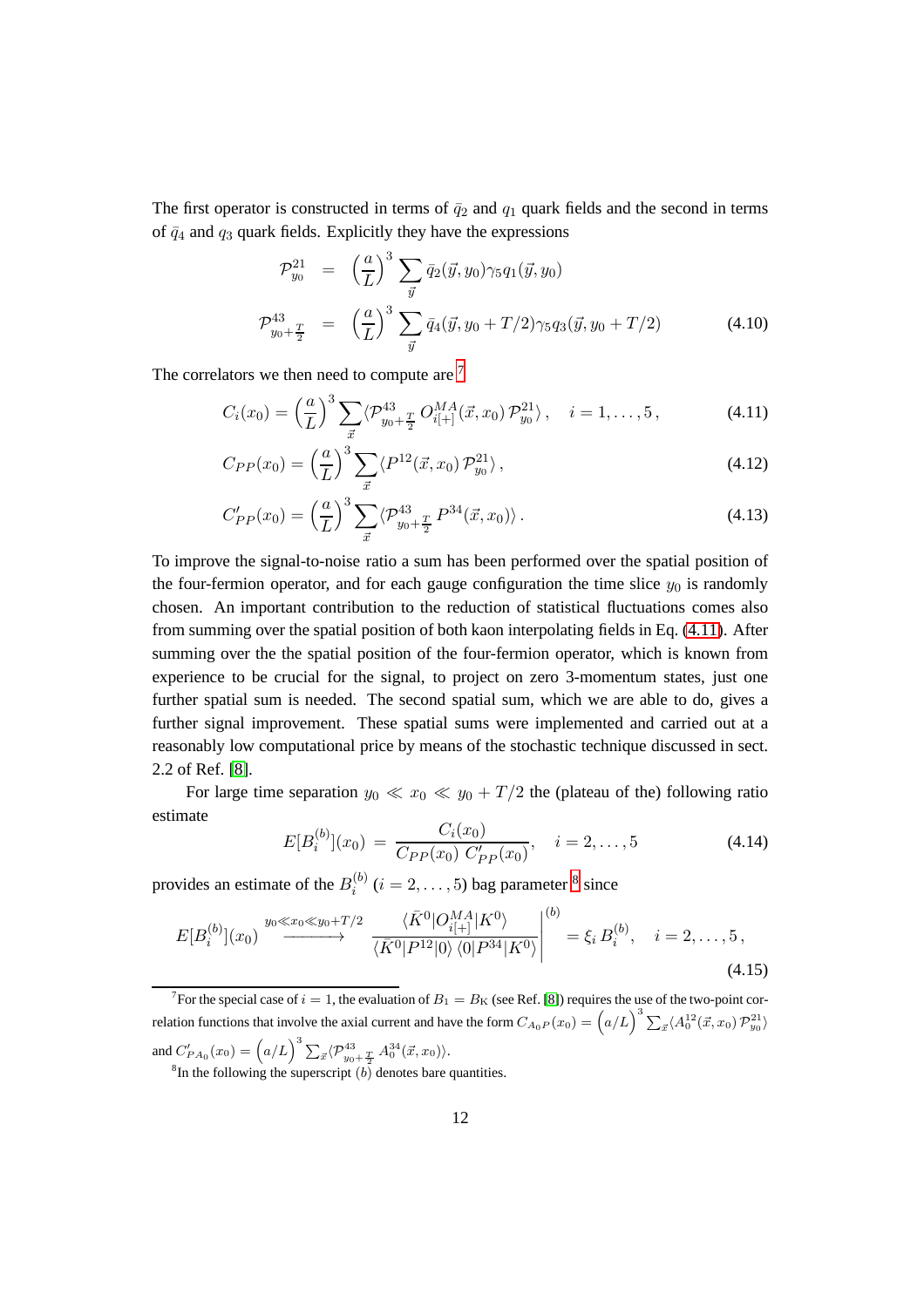The first operator is constructed in terms of $\bar{q}_2$ and $q_1$ quark fields and the second in terms of $\bar{q}_4$ and $q_3$ quark fields. Explicitly they have the expressions

$$
\begin{aligned}
\mathcal{P}^{21}_{y_0} &= \left(\frac{a}{L}\right)^3 \sum_{\vec{y}} \bar{q}_2(\vec{y}, y_0)\gamma_5 q_1(\vec{y}, y_0) \\
\mathcal{P}^{43}_{y_0+\frac{T}{2}} &= \left(\frac{a}{L}\right)^3 \sum_{\vec{y}} \bar{q}_4(\vec{y}, y_0 + T/2)\gamma_5 q_3(\vec{y}, y_0 + T/2)
\end{aligned}
\tag{4.10}
$$

The correlators we then need to compute are [7]

$$
C_i(x_0) = \left(\frac{a}{L}\right)^3 \sum_{\vec{x}} \langle \mathcal{P}^{43}_{y_0+\frac{T}{2}} \, O^{MA}_{i[+]}(\vec{x}, x_0) \, \mathcal{P}^{21}_{y_0} \rangle \,, \quad i = 1, \ldots, 5 \,, \tag{4.11}
$$

$$
C_{PP}(x_0) = \left(\frac{a}{L}\right)^3 \sum_{\vec{x}} \langle P^{12}(\vec{x}, x_0) \, \mathcal{P}^{21}_{y_0} \rangle \,, \tag{4.12}
$$

$$
C'_{PP}(x_0) = \left(\frac{a}{L}\right)^3 \sum_{\vec{x}} \langle \mathcal{P}^{43}_{y_0+\frac{T}{2}} \, P^{34}(\vec{x}, x_0) \rangle \,. \tag{4.13}
$$

To improve the signal-to-noise ratio a sum has been performed over the spatial position of the four-fermion operator, and for each gauge configuration the time slice $y_0$ is randomly chosen. An important contribution to the reduction of statistical fluctuations comes also from summing over the spatial position of both kaon interpolating fields in Eq. (4.11). After summing over the the spatial position of the four-fermion operator, which is known from experience to be crucial for the signal, to project on zero 3-momentum states, just one further spatial sum is needed. The second spatial sum, which we are able to do, gives a further signal improvement. These spatial sums were implemented and carried out at a reasonably low computational price by means of the stochastic technique discussed in sect. 2.2 of Ref. [8].

For large time separation $y_0 \ll x_0 \ll y_0 + T/2$ the (plateau of the) following ratio estimate

$$
E[B_i^{(b)}](x_0) \,=\, \frac{C_i(x_0)}{C_{PP}(x_0)\; C'_{PP}(x_0)}, \quad i = 2, \ldots, 5 \tag{4.14}
$$

provides an estimate of the $B_i^{(b)}$ ($i = 2, \ldots, 5$) bag parameter [8] since

$$
E[B_i^{(b)}](x_0) \;\xrightarrow{y_0 \ll x_0 \ll y_0 + T/2}\; \left. \frac{\langle \bar{K}^0 | O^{MA}_{i[+]} | K^0 \rangle}{\langle \bar{K}^0 | P^{12} | 0 \rangle \, \langle 0 | P^{34} | K^0 \rangle} \right|^{(b)} = \xi_i \, B_i^{(b)}, \quad i = 2, \ldots, 5 \,, \tag{4.15}
$$

---

[7] For the special case of $i = 1$, the evaluation of $B_1 = B_{\rm K}$ (see Ref. [8]) requires the use of the two-point correlation functions that involve the axial current and have the form $C_{A_0 P}(x_0) = \left(a/L\right)^3 \sum_{\vec{x}} \langle A_0^{12}(\vec{x}, x_0) \, \mathcal{P}^{21}_{y_0} \rangle$ and $C'_{PA_0}(x_0) = \left(a/L\right)^3 \sum_{\vec{x}} \langle \mathcal{P}^{43}_{y_0+\frac{T}{2}} \, A_0^{34}(\vec{x}, x_0) \rangle$.

[8] In the following the superscript $(b)$ denotes bare quantities.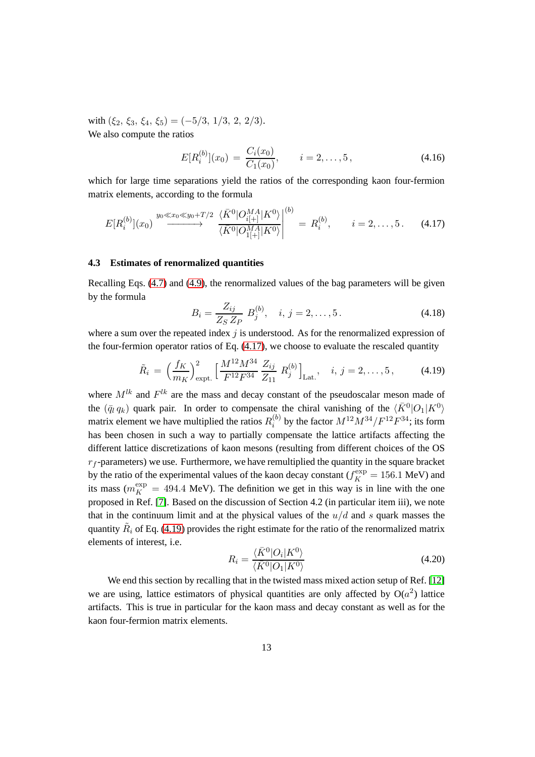with $(\xi_2, \xi_3, \xi_4, \xi_5) = (-5/3, 1/3, 2, 2/3)$.

We also compute the ratios

$$E[R_i^{(b)}](x_0) = \frac{C_i(x_0)}{C_1(x_0)}, \qquad i = 2, \ldots, 5, \tag{4.16}$$

which for large time separations yield the ratios of the corresponding kaon four-fermion matrix elements, according to the formula

$$E[R_i^{(b)}](x_0) \xrightarrow{y_0 \ll x_0 \ll y_0 + T/2} \left. \frac{\langle \bar{K}^0 | O_{i[+]}^{MA} | K^0 \rangle}{\langle \bar{K}^0 | O_{1[+]}^{MA} | K^0 \rangle} \right|^{(b)} = R_i^{(b)}, \qquad i = 2, \ldots, 5. \tag{4.17}$$

### 4.3 Estimates of renormalized quantities

Recalling Eqs. (4.7) and (4.9), the renormalized values of the bag parameters will be given by the formula

$$B_i = \frac{Z_{ij}}{Z_S Z_P} B_j^{(b)}, \quad i, j = 2, \ldots, 5. \tag{4.18}$$

where a sum over the repeated index $j$ is understood. As for the renormalized expression of the four-fermion operator ratios of Eq. (4.17), we choose to evaluate the rescaled quantity

$$\tilde{R}_i = \left(\frac{f_K}{m_K}\right)^2_{\text{expt.}} \left[ \frac{M^{12} M^{34}}{F^{12} F^{34}} \frac{Z_{ij}}{Z_{11}} R_j^{(b)} \right]_{\text{Lat.}}, \quad i, j = 2, \ldots, 5, \tag{4.19}$$

where $M^{lk}$ and $F^{lk}$ are the mass and decay constant of the pseudoscalar meson made of the $(\bar{q}_l \, q_k)$ quark pair. In order to compensate the chiral vanishing of the $\langle \bar{K}^0 | O_1 | K^0 \rangle$ matrix element we have multiplied the ratios $R_i^{(b)}$ by the factor $M^{12} M^{34} / F^{12} F^{34}$; its form has been chosen in such a way to partially compensate the lattice artifacts affecting the different lattice discretizations of kaon mesons (resulting from different choices of the OS $r_f$-parameters) we use. Furthermore, we have remultiplied the quantity in the square bracket by the ratio of the experimental values of the kaon decay constant ($f_K^{\text{exp}} = 156.1$ MeV) and its mass ($m_K^{\text{exp}} = 494.4$ MeV). The definition we get in this way is in line with the one proposed in Ref. [7]. Based on the discussion of Section 4.2 (in particular item iii), we note that in the continuum limit and at the physical values of the $u/d$ and $s$ quark masses the quantity $\tilde{R}_i$ of Eq. (4.19) provides the right estimate for the ratio of the renormalized matrix elements of interest, i.e.

$$R_i = \frac{\langle \bar{K}^0 | O_i | K^0 \rangle}{\langle \bar{K}^0 | O_1 | K^0 \rangle} \tag{4.20}$$

We end this section by recalling that in the twisted mass mixed action setup of Ref. [12] we are using, lattice estimators of physical quantities are only affected by O($a^2$) lattice artifacts. This is true in particular for the kaon mass and decay constant as well as for the kaon four-fermion matrix elements.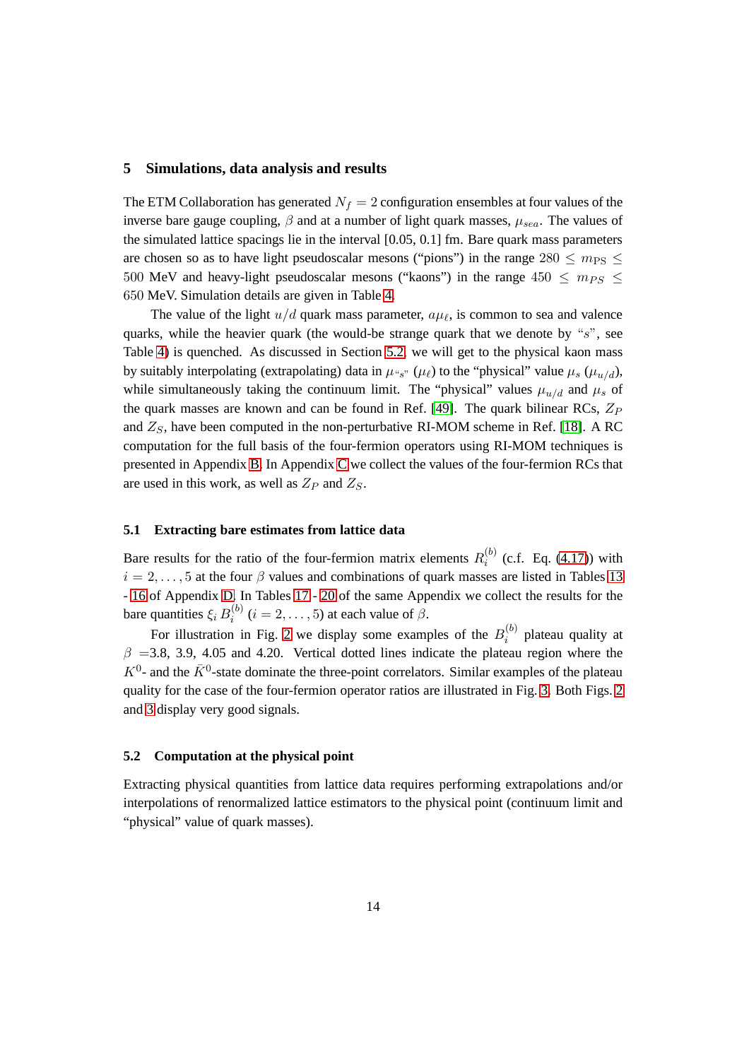## 5 Simulations, data analysis and results

The ETM Collaboration has generated $N_f = 2$ configuration ensembles at four values of the inverse bare gauge coupling, $\beta$ and at a number of light quark masses, $\mu_{sea}$. The values of the simulated lattice spacings lie in the interval [0.05, 0.1] fm. Bare quark mass parameters are chosen so as to have light pseudoscalar mesons ("pions") in the range $280 \leq m_{\rm PS} \leq 500$ MeV and heavy-light pseudoscalar mesons ("kaons") in the range $450 \leq m_{PS} \leq 650$ MeV. Simulation details are given in Table 4.

The value of the light $u/d$ quark mass parameter, $a\mu_\ell$, is common to sea and valence quarks, while the heavier quark (the would-be strange quark that we denote by "$s$", see Table 4) is quenched. As discussed in Section 5.2 we will get to the physical kaon mass by suitably interpolating (extrapolating) data in $\mu_{``s"}$ ($\mu_\ell$) to the "physical" value $\mu_s$ ($\mu_{u/d}$), while simultaneously taking the continuum limit. The "physical" values $\mu_{u/d}$ and $\mu_s$ of the quark masses are known and can be found in Ref. [49]. The quark bilinear RCs, $Z_P$ and $Z_S$, have been computed in the non-perturbative RI-MOM scheme in Ref. [18]. A RC computation for the full basis of the four-fermion operators using RI-MOM techniques is presented in Appendix B. In Appendix C we collect the values of the four-fermion RCs that are used in this work, as well as $Z_P$ and $Z_S$.

### 5.1 Extracting bare estimates from lattice data

Bare results for the ratio of the four-fermion matrix elements $R_i^{(b)}$ (c.f. Eq. (4.17)) with $i = 2, \ldots, 5$ at the four $\beta$ values and combinations of quark masses are listed in Tables 13 - 16 of Appendix D. In Tables 17 - 20 of the same Appendix we collect the results for the bare quantities $\xi_i\, B_i^{(b)}$ ($i = 2, \ldots, 5$) at each value of $\beta$.

For illustration in Fig. 2 we display some examples of the $B_i^{(b)}$ plateau quality at $\beta$ =3.8, 3.9, 4.05 and 4.20. Vertical dotted lines indicate the plateau region where the $K^0$- and the $\bar{K}^0$-state dominate the three-point correlators. Similar examples of the plateau quality for the case of the four-fermion operator ratios are illustrated in Fig. 3. Both Figs. 2 and 3 display very good signals.

### 5.2 Computation at the physical point

Extracting physical quantities from lattice data requires performing extrapolations and/or interpolations of renormalized lattice estimators to the physical point (continuum limit and "physical" value of quark masses).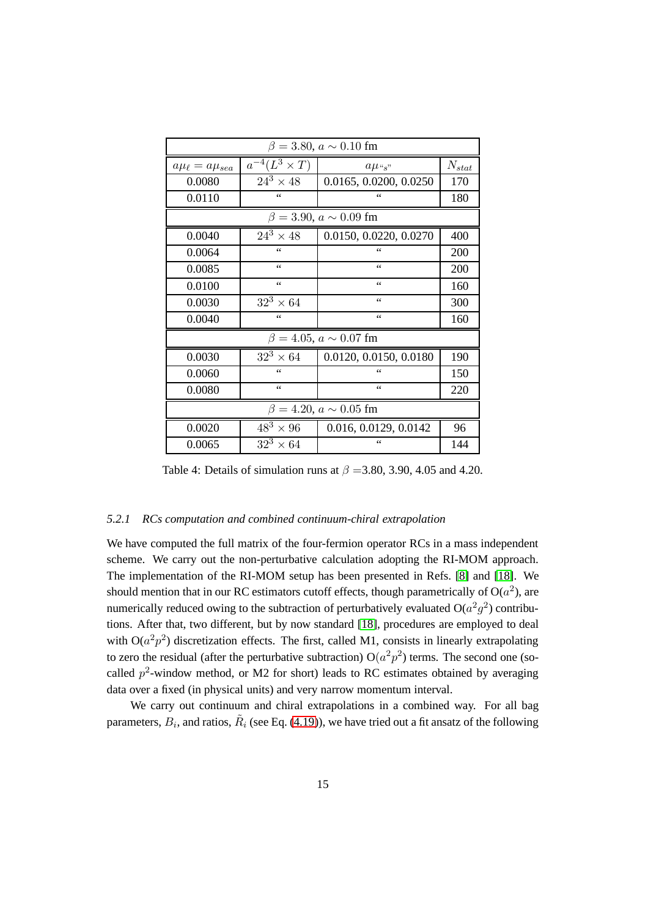| $\beta = 3.80$, $a \sim 0.10$ fm | | | |
|---|---|---|---|
| $a\mu_\ell = a\mu_{sea}$ | $a^{-4}(L^3 \times T)$ | $a\mu_{``s"}$ | $N_{stat}$ |
| 0.0080 | $24^3 \times 48$ | 0.0165, 0.0200, 0.0250 | 170 |
| 0.0110 | " | " | 180 |
| $\beta = 3.90$, $a \sim 0.09$ fm | | | |
| 0.0040 | $24^3 \times 48$ | 0.0150, 0.0220, 0.0270 | 400 |
| 0.0064 | " | " | 200 |
| 0.0085 | " | " | 200 |
| 0.0100 | " | " | 160 |
| 0.0030 | $32^3 \times 64$ | " | 300 |
| 0.0040 | " | " | 160 |
| $\beta = 4.05$, $a \sim 0.07$ fm | | | |
| 0.0030 | $32^3 \times 64$ | 0.0120, 0.0150, 0.0180 | 190 |
| 0.0060 | " | " | 150 |
| 0.0080 | " | " | 220 |
| $\beta = 4.20$, $a \sim 0.05$ fm | | | |
| 0.0020 | $48^3 \times 96$ | 0.016, 0.0129, 0.0142 | 96 |
| 0.0065 | $32^3 \times 64$ | " | 144 |

Table 4: Details of simulation runs at $\beta$ =3.80, 3.90, 4.05 and 4.20.

#### 5.2.1 *RCs computation and combined continuum-chiral extrapolation*

We have computed the full matrix of the four-fermion operator RCs in a mass independent scheme. We carry out the non-perturbative calculation adopting the RI-MOM approach. The implementation of the RI-MOM setup has been presented in Refs. [8] and [18]. We should mention that in our RC estimators cutoff effects, though parametrically of O($a^2$), are numerically reduced owing to the subtraction of perturbatively evaluated O($a^2g^2$) contributions. After that, two different, but by now standard [18], procedures are employed to deal with O($a^2p^2$) discretization effects. The first, called M1, consists in linearly extrapolating to zero the residual (after the perturbative subtraction) O($a^2p^2$) terms. The second one (so-called $p^2$-window method, or M2 for short) leads to RC estimates obtained by averaging data over a fixed (in physical units) and very narrow momentum interval.

We carry out continuum and chiral extrapolations in a combined way. For all bag parameters, $B_i$, and ratios, $\tilde{R}_i$ (see Eq. (4.19)), we have tried out a fit ansatz of the following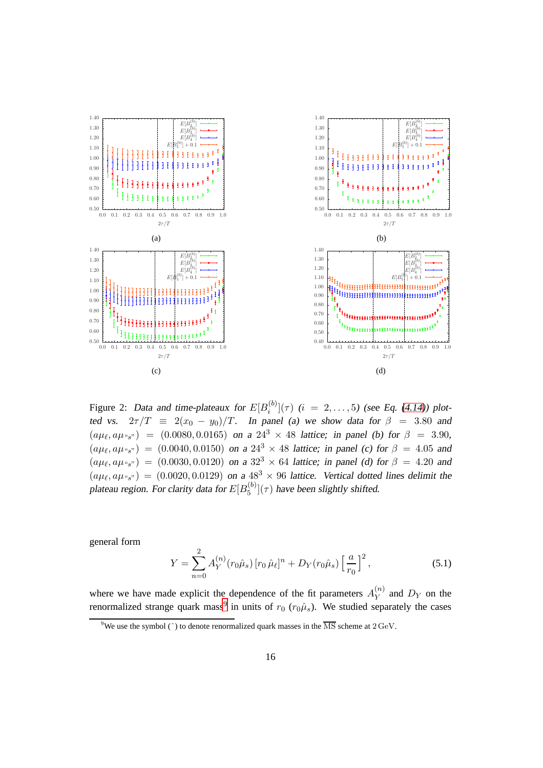Figure 2: *Data and time-plateaux for* $E[B_i^{(b)}](\tau)$ *(*$i = 2, \ldots, 5$*) (see Eq. (4.14)) plotted vs.* $2\tau/T \equiv 2(x_0 - y_0)/T$*. In panel (a) we show data for* $\beta = 3.80$ *and* $(a\mu_\ell, a\mu_{\text{“}s\text{”}}) = (0.0080, 0.0165)$ *on a* $24^3 \times 48$ *lattice; in panel (b) for* $\beta = 3.90$*,* $(a\mu_\ell, a\mu_{\text{“}s\text{”}}) = (0.0040, 0.0150)$ *on a* $24^3 \times 48$ *lattice; in panel (c) for* $\beta = 4.05$ *and* $(a\mu_\ell, a\mu_{\text{“}s\text{”}}) = (0.0030, 0.0120)$ *on a* $32^3 \times 64$ *lattice; in panel (d) for* $\beta = 4.20$ *and* $(a\mu_\ell, a\mu_{\text{“}s\text{”}}) = (0.0020, 0.0129)$ *on a* $48^3 \times 96$ *lattice. Vertical dotted lines delimit the plateau region. For clarity data for* $E[B_5^{(b)}](\tau)$ *have been slightly shifted.*

general form

$$Y = \sum_{n=0}^{2} A_Y^{(n)}(r_0\hat{\mu}_s)\,[r_0\,\hat{\mu}_\ell]^n + D_Y(r_0\hat{\mu}_s)\left[\frac{a}{r_0}\right]^2, \tag{5.1}$$

where we have made explicit the dependence of the fit parameters $A_Y^{(n)}$ and $D_Y$ on the renormalized strange quark mass[9] in units of $r_0$ ($r_0\hat{\mu}_s$). We studied separately the cases

[9] We use the symbol $(\hat{\ })$ to denote renormalized quark masses in the $\overline{\text{MS}}$ scheme at 2 GeV.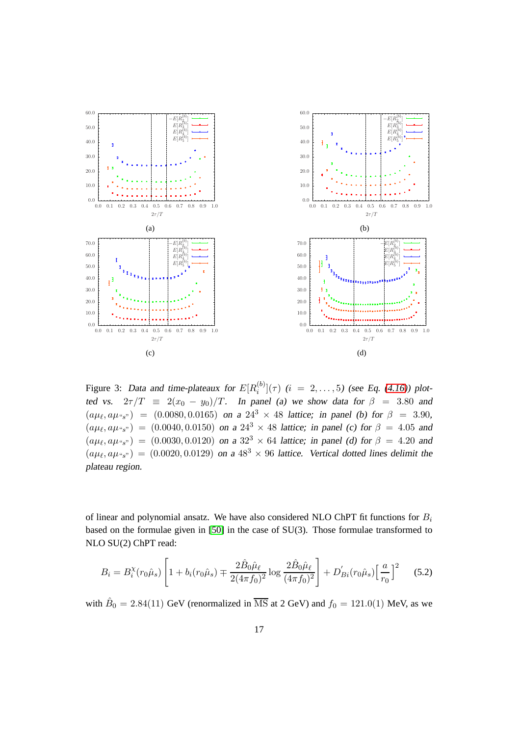(a)

(b)

(c)

(d)

Figure 3: *Data and time-plateaux for* $E[R_i^{(b)}](\tau)$ *(*$i = 2,\ldots,5$*) (see Eq. (4.16)) plotted vs.* $2\tau/T \equiv 2(x_0 - y_0)/T$*. In panel (a) we show data for* $\beta = 3.80$ *and* $(a\mu_\ell, a\mu_{``s"}) = (0.0080, 0.0165)$ *on a* $24^3 \times 48$ *lattice; in panel (b) for* $\beta = 3.90$*,* $(a\mu_\ell, a\mu_{``s"}) = (0.0040, 0.0150)$ *on a* $24^3 \times 48$ *lattice; in panel (c) for* $\beta = 4.05$ *and* $(a\mu_\ell, a\mu_{``s"}) = (0.0030, 0.0120)$ *on a* $32^3 \times 64$ *lattice; in panel (d) for* $\beta = 4.20$ *and* $(a\mu_\ell, a\mu_{``s"}) = (0.0020, 0.0129)$ *on a* $48^3 \times 96$ *lattice. Vertical dotted lines delimit the plateau region.*

of linear and polynomial ansatz. We have also considered NLO ChPT fit functions for $B_i$ based on the formulae given in [50] in the case of SU(3). Those formulae transformed to NLO SU(2) ChPT read:

$$B_i = B_i^{\chi}(r_0\hat{\mu}_s)\left[1 + b_i(r_0\hat{\mu}_s) \mp \frac{2\hat{B}_0\hat{\mu}_\ell}{2(4\pi f_0)^2}\log\frac{2\hat{B}_0\hat{\mu}_\ell}{(4\pi f_0)^2}\right] + D'_{Bi}(r_0\hat{\mu}_s)\Big[\frac{a}{r_0}\Big]^2 \tag{5.2}$$

with $\hat{B}_0 = 2.84(11)$ GeV (renormalized in $\overline{\text{MS}}$ at 2 GeV) and $f_0 = 121.0(1)$ MeV, as we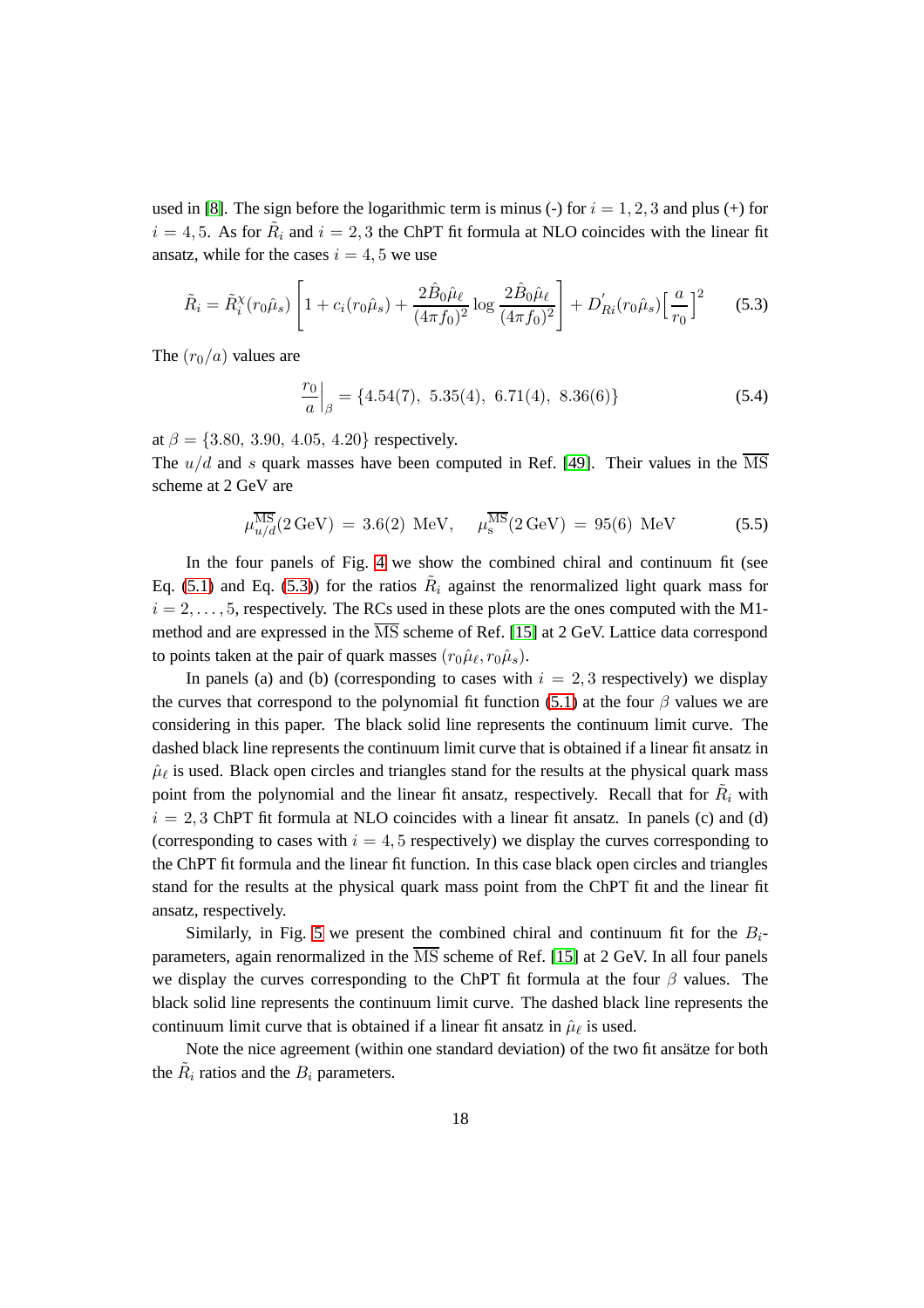used in [8]. The sign before the logarithmic term is minus (-) for $i = 1, 2, 3$ and plus (+) for $i = 4, 5$. As for $\tilde{R}_i$ and $i = 2, 3$ the ChPT fit formula at NLO coincides with the linear fit ansatz, while for the cases $i = 4, 5$ we use

$$\tilde{R}_i = \tilde{R}_i^{\chi}(r_0\hat{\mu}_s)\left[1 + c_i(r_0\hat{\mu}_s) + \frac{2\hat{B}_0\hat{\mu}_\ell}{(4\pi f_0)^2}\log\frac{2\hat{B}_0\hat{\mu}_\ell}{(4\pi f_0)^2}\right] + D'_{Ri}(r_0\hat{\mu}_s)\Big[\frac{a}{r_0}\Big]^2 \tag{5.3}$$

The $(r_0/a)$ values are

$$\frac{r_0}{a}\Big|_\beta = \{4.54(7),\ 5.35(4),\ 6.71(4),\ 8.36(6)\} \tag{5.4}$$

at $\beta = \{3.80,\ 3.90,\ 4.05,\ 4.20\}$ respectively.
The $u/d$ and $s$ quark masses have been computed in Ref. [49]. Their values in the $\overline{\rm MS}$ scheme at 2 GeV are

$$\mu_{u/d}^{\overline{\rm MS}}(2\,{\rm GeV})\ =\ 3.6(2)\ {\rm MeV}, \qquad \mu_{\rm s}^{\overline{\rm MS}}(2\,{\rm GeV})\ =\ 95(6)\ {\rm MeV} \tag{5.5}$$

In the four panels of Fig. 4 we show the combined chiral and continuum fit (see Eq. (5.1) and Eq. (5.3)) for the ratios $\tilde{R}_i$ against the renormalized light quark mass for $i = 2, \ldots, 5$, respectively. The RCs used in these plots are the ones computed with the M1-method and are expressed in the $\overline{\rm MS}$ scheme of Ref. [15] at 2 GeV. Lattice data correspond to points taken at the pair of quark masses $(r_0\hat{\mu}_\ell, r_0\hat{\mu}_s)$.

In panels (a) and (b) (corresponding to cases with $i = 2, 3$ respectively) we display the curves that correspond to the polynomial fit function (5.1) at the four $\beta$ values we are considering in this paper. The black solid line represents the continuum limit curve. The dashed black line represents the continuum limit curve that is obtained if a linear fit ansatz in $\hat{\mu}_\ell$ is used. Black open circles and triangles stand for the results at the physical quark mass point from the polynomial and the linear fit ansatz, respectively. Recall that for $\tilde{R}_i$ with $i = 2, 3$ ChPT fit formula at NLO coincides with a linear fit ansatz. In panels (c) and (d) (corresponding to cases with $i = 4, 5$ respectively) we display the curves corresponding to the ChPT fit formula and the linear fit function. In this case black open circles and triangles stand for the results at the physical quark mass point from the ChPT fit and the linear fit ansatz, respectively.

Similarly, in Fig. 5 we present the combined chiral and continuum fit for the $B_i$-parameters, again renormalized in the $\overline{\rm MS}$ scheme of Ref. [15] at 2 GeV. In all four panels we display the curves corresponding to the ChPT fit formula at the four $\beta$ values. The black solid line represents the continuum limit curve. The dashed black line represents the continuum limit curve that is obtained if a linear fit ansatz in $\hat{\mu}_\ell$ is used.

Note the nice agreement (within one standard deviation) of the two fit ansätze for both the $\tilde{R}_i$ ratios and the $B_i$ parameters.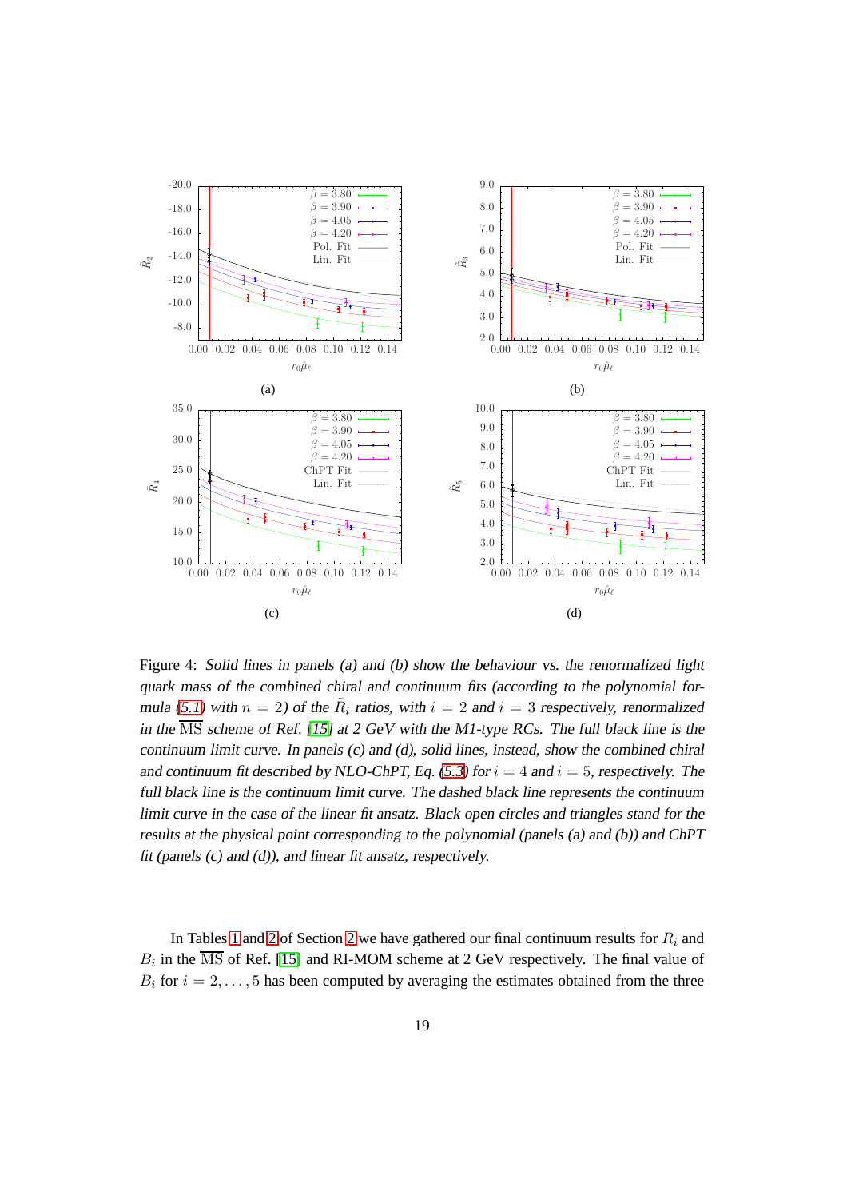Figure 4: *Solid lines in panels (a) and (b) show the behaviour vs. the renormalized light quark mass of the combined chiral and continuum fits (according to the polynomial formula (5.1) with $n = 2$) of the $\tilde{R}_i$ ratios, with $i = 2$ and $i = 3$ respectively, renormalized in the $\overline{\rm MS}$ scheme of Ref. [15] at 2 GeV with the M1-type RCs. The full black line is the continuum limit curve. In panels (c) and (d), solid lines, instead, show the combined chiral and continuum fit described by NLO-ChPT, Eq. (5.3) for $i = 4$ and $i = 5$, respectively. The full black line is the continuum limit curve. The dashed black line represents the continuum limit curve in the case of the linear fit ansatz. Black open circles and triangles stand for the results at the physical point corresponding to the polynomial (panels (a) and (b)) and ChPT fit (panels (c) and (d)), and linear fit ansatz, respectively.*

In Tables 1 and 2 of Section 2 we have gathered our final continuum results for $R_i$ and $B_i$ in the $\overline{\rm MS}$ of Ref. [15] and RI-MOM scheme at 2 GeV respectively. The final value of $B_i$ for $i = 2, \ldots, 5$ has been computed by averaging the estimates obtained from the three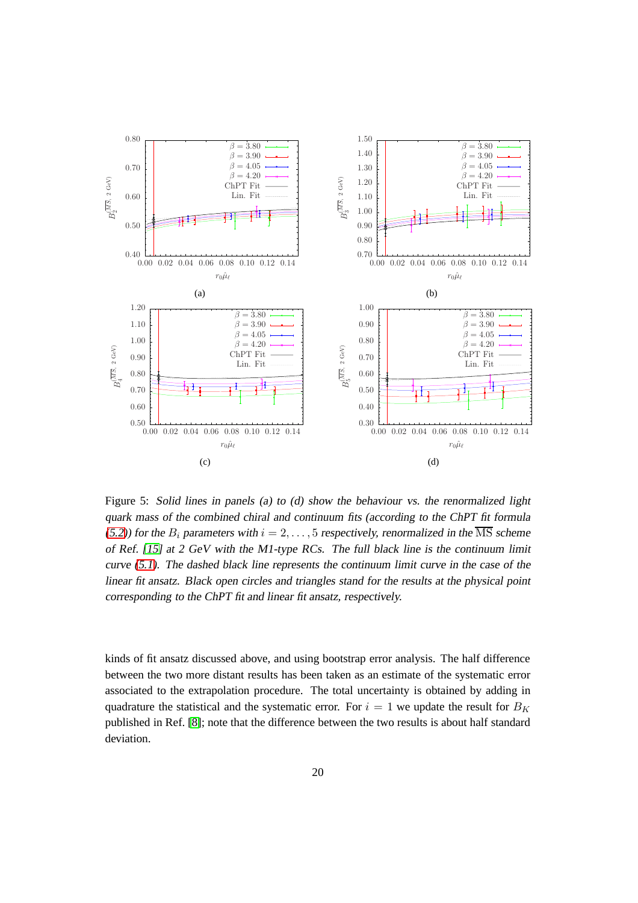Figure 5: *Solid lines in panels (a) to (d) show the behaviour vs. the renormalized light quark mass of the combined chiral and continuum fits (according to the ChPT fit formula (5.2)) for the $B_i$ parameters with $i = 2, \ldots, 5$ respectively, renormalized in the $\overline{\rm MS}$ scheme of Ref. [15] at 2 GeV with the M1-type RCs. The full black line is the continuum limit curve (5.1). The dashed black line represents the continuum limit curve in the case of the linear fit ansatz. Black open circles and triangles stand for the results at the physical point corresponding to the ChPT fit and linear fit ansatz, respectively.*

kinds of fit ansatz discussed above, and using bootstrap error analysis. The half difference between the two more distant results has been taken as an estimate of the systematic error associated to the extrapolation procedure. The total uncertainty is obtained by adding in quadrature the statistical and the systematic error. For $i = 1$ we update the result for $B_K$ published in Ref. [8]; note that the difference between the two results is about half standard deviation.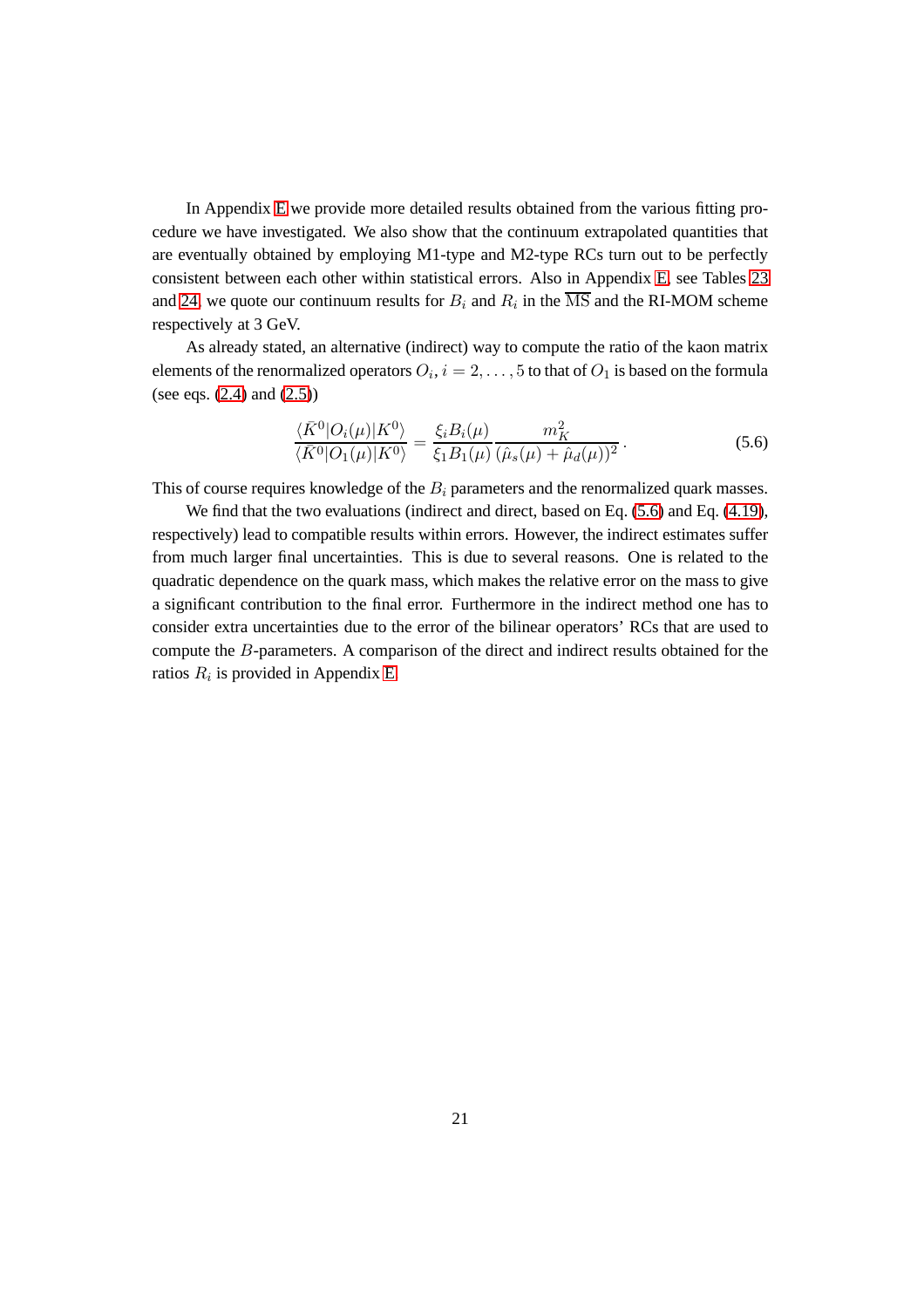In Appendix E we provide more detailed results obtained from the various fitting procedure we have investigated. We also show that the continuum extrapolated quantities that are eventually obtained by employing M1-type and M2-type RCs turn out to be perfectly consistent between each other within statistical errors. Also in Appendix E, see Tables 23 and 24, we quote our continuum results for $B_i$ and $R_i$ in the $\overline{\rm MS}$ and the RI-MOM scheme respectively at 3 GeV.

As already stated, an alternative (indirect) way to compute the ratio of the kaon matrix elements of the renormalized operators $O_i, i = 2, \ldots, 5$ to that of $O_1$ is based on the formula (see eqs. (2.4) and (2.5))

$$\frac{\langle \bar{K}^0 | O_i(\mu) | K^0 \rangle}{\langle \bar{K}^0 | O_1(\mu) | K^0 \rangle} = \frac{\xi_i B_i(\mu)}{\xi_1 B_1(\mu)} \frac{m_K^2}{(\hat{\mu}_s(\mu) + \hat{\mu}_d(\mu))^2} . \tag{5.6}$$

This of course requires knowledge of the $B_i$ parameters and the renormalized quark masses.

We find that the two evaluations (indirect and direct, based on Eq. (5.6) and Eq. (4.19), respectively) lead to compatible results within errors. However, the indirect estimates suffer from much larger final uncertainties. This is due to several reasons. One is related to the quadratic dependence on the quark mass, which makes the relative error on the mass to give a significant contribution to the final error. Furthermore in the indirect method one has to consider extra uncertainties due to the error of the bilinear operators' RCs that are used to compute the $B$-parameters. A comparison of the direct and indirect results obtained for the ratios $R_i$ is provided in Appendix E.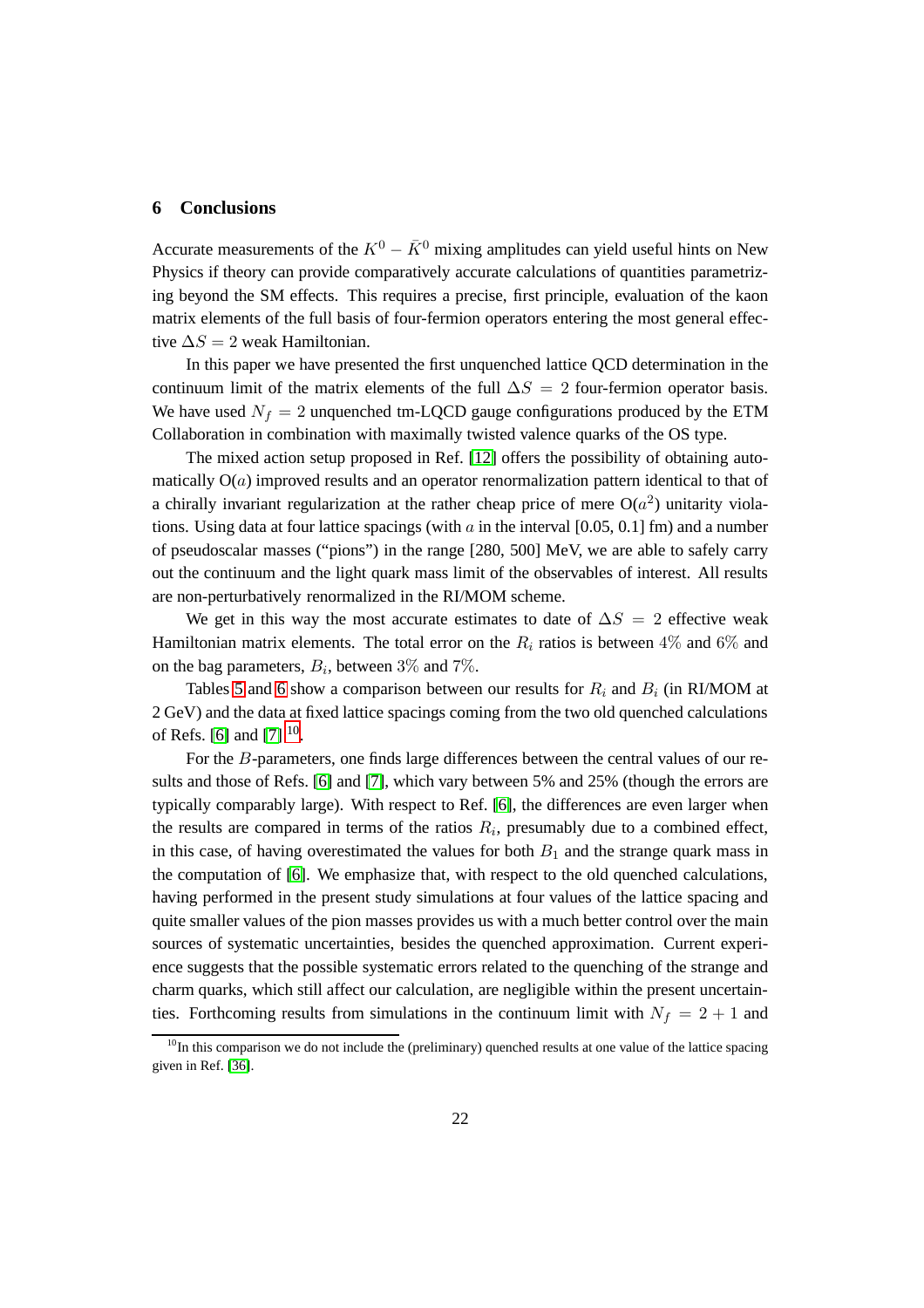## 6 Conclusions

Accurate measurements of the $K^0 - \bar{K}^0$ mixing amplitudes can yield useful hints on New Physics if theory can provide comparatively accurate calculations of quantities parametrizing beyond the SM effects. This requires a precise, first principle, evaluation of the kaon matrix elements of the full basis of four-fermion operators entering the most general effective $\Delta S = 2$ weak Hamiltonian.

In this paper we have presented the first unquenched lattice QCD determination in the continuum limit of the matrix elements of the full $\Delta S = 2$ four-fermion operator basis. We have used $N_f = 2$ unquenched tm-LQCD gauge configurations produced by the ETM Collaboration in combination with maximally twisted valence quarks of the OS type.

The mixed action setup proposed in Ref. [12] offers the possibility of obtaining automatically O($a$) improved results and an operator renormalization pattern identical to that of a chirally invariant regularization at the rather cheap price of mere O($a^2$) unitarity violations. Using data at four lattice spacings (with $a$ in the interval [0.05, 0.1] fm) and a number of pseudoscalar masses ("pions") in the range [280, 500] MeV, we are able to safely carry out the continuum and the light quark mass limit of the observables of interest. All results are non-perturbatively renormalized in the RI/MOM scheme.

We get in this way the most accurate estimates to date of $\Delta S = 2$ effective weak Hamiltonian matrix elements. The total error on the $R_i$ ratios is between $4\%$ and $6\%$ and on the bag parameters, $B_i$, between $3\%$ and $7\%$.

Tables 5 and 6 show a comparison between our results for $R_i$ and $B_i$ (in RI/MOM at 2 GeV) and the data at fixed lattice spacings coming from the two old quenched calculations of Refs. [6] and [7] [10].

For the $B$-parameters, one finds large differences between the central values of our results and those of Refs. [6] and [7], which vary between 5% and 25% (though the errors are typically comparably large). With respect to Ref. [6], the differences are even larger when the results are compared in terms of the ratios $R_i$, presumably due to a combined effect, in this case, of having overestimated the values for both $B_1$ and the strange quark mass in the computation of [6]. We emphasize that, with respect to the old quenched calculations, having performed in the present study simulations at four values of the lattice spacing and quite smaller values of the pion masses provides us with a much better control over the main sources of systematic uncertainties, besides the quenched approximation. Current experience suggests that the possible systematic errors related to the quenching of the strange and charm quarks, which still affect our calculation, are negligible within the present uncertainties. Forthcoming results from simulations in the continuum limit with $N_f = 2 + 1$ and

[10] In this comparison we do not include the (preliminary) quenched results at one value of the lattice spacing given in Ref. [36].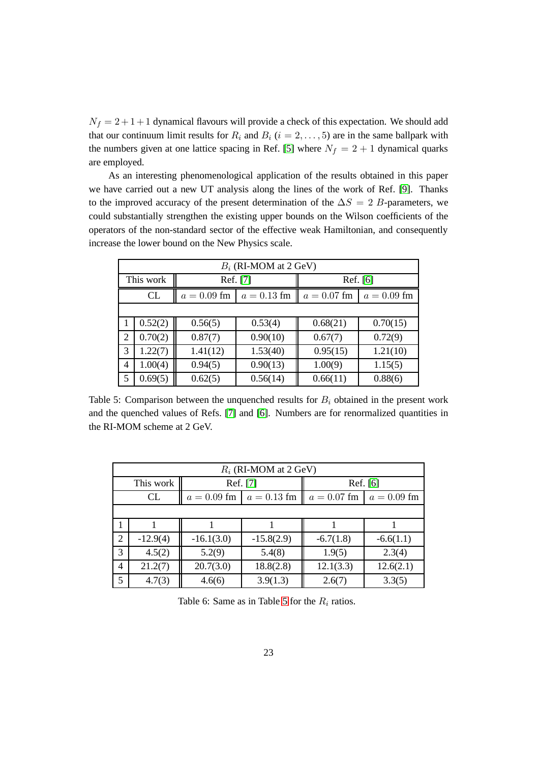$N_f = 2+1+1$ dynamical flavours will provide a check of this expectation. We should add that our continuum limit results for $R_i$ and $B_i$ ($i = 2, \ldots, 5$) are in the same ballpark with the numbers given at one lattice spacing in Ref. [5] where $N_f = 2 + 1$ dynamical quarks are employed.

As an interesting phenomenological application of the results obtained in this paper we have carried out a new UT analysis along the lines of the work of Ref. [9]. Thanks to the improved accuracy of the present determination of the $\Delta S = 2$ $B$-parameters, we could substantially strengthen the existing upper bounds on the Wilson coefficients of the operators of the non-standard sector of the effective weak Hamiltonian, and consequently increase the lower bound on the New Physics scale.

| $B_i$ (RI-MOM at 2 GeV) | | | | | |
|---|---|---|---|---|---|
| This work | | Ref. [7] | | Ref. [6] | |
| CL | | $a = 0.09$ fm | $a = 0.13$ fm | $a = 0.07$ fm | $a = 0.09$ fm |
| 1 | 0.52(2) | 0.56(5) | 0.53(4) | 0.68(21) | 0.70(15) |
| 2 | 0.70(2) | 0.87(7) | 0.90(10) | 0.67(7) | 0.72(9) |
| 3 | 1.22(7) | 1.41(12) | 1.53(40) | 0.95(15) | 1.21(10) |
| 4 | 1.00(4) | 0.94(5) | 0.90(13) | 1.00(9) | 1.15(5) |
| 5 | 0.69(5) | 0.62(5) | 0.56(14) | 0.66(11) | 0.88(6) |

Table 5: Comparison between the unquenched results for $B_i$ obtained in the present work and the quenched values of Refs. [7] and [6]. Numbers are for renormalized quantities in the RI-MOM scheme at 2 GeV.

| $R_i$ (RI-MOM at 2 GeV) | | | | | |
|---|---|---|---|---|---|
| This work | | Ref. [7] | | Ref. [6] | |
| CL | | $a = 0.09$ fm | $a = 0.13$ fm | $a = 0.07$ fm | $a = 0.09$ fm |
| 1 | 1 | 1 | 1 | 1 | 1 |
| 2 | -12.9(4) | -16.1(3.0) | -15.8(2.9) | -6.7(1.8) | -6.6(1.1) |
| 3 | 4.5(2) | 5.2(9) | 5.4(8) | 1.9(5) | 2.3(4) |
| 4 | 21.2(7) | 20.7(3.0) | 18.8(2.8) | 12.1(3.3) | 12.6(2.1) |
| 5 | 4.7(3) | 4.6(6) | 3.9(1.3) | 2.6(7) | 3.3(5) |

Table 6: Same as in Table 5 for the $R_i$ ratios.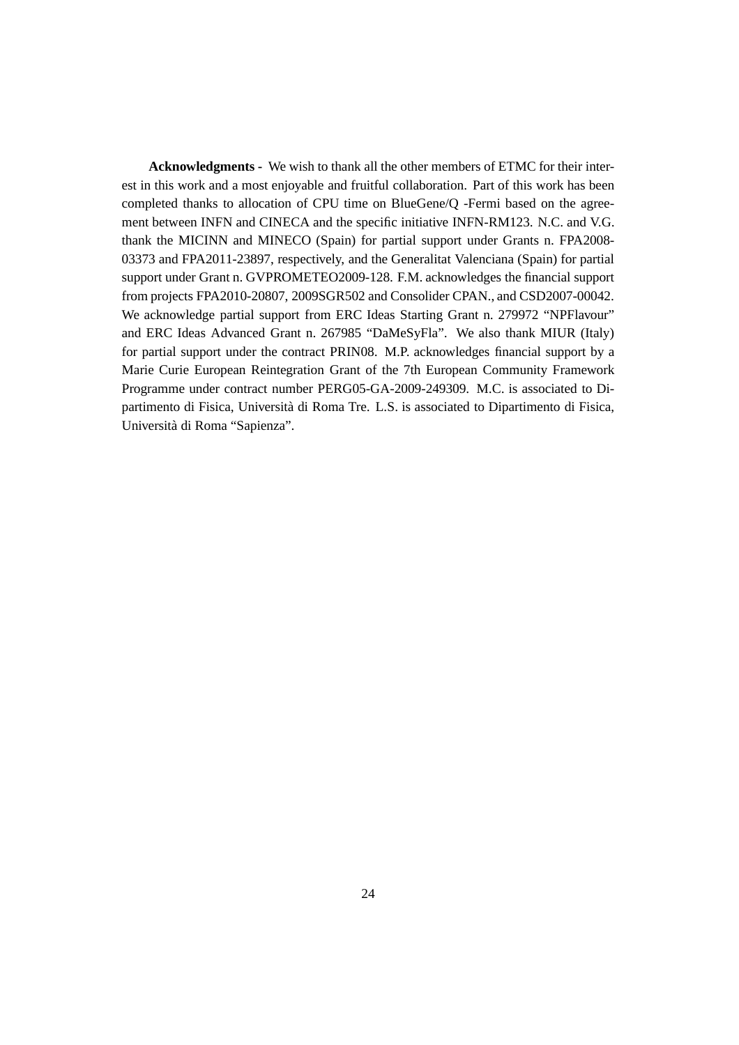**Acknowledgments -** We wish to thank all the other members of ETMC for their interest in this work and a most enjoyable and fruitful collaboration. Part of this work has been completed thanks to allocation of CPU time on BlueGene/Q -Fermi based on the agreement between INFN and CINECA and the specific initiative INFN-RM123. N.C. and V.G. thank the MICINN and MINECO (Spain) for partial support under Grants n. FPA2008-03373 and FPA2011-23897, respectively, and the Generalitat Valenciana (Spain) for partial support under Grant n. GVPROMETEO2009-128. F.M. acknowledges the financial support from projects FPA2010-20807, 2009SGR502 and Consolider CPAN., and CSD2007-00042. We acknowledge partial support from ERC Ideas Starting Grant n. 279972 "NPFlavour" and ERC Ideas Advanced Grant n. 267985 "DaMeSyFla". We also thank MIUR (Italy) for partial support under the contract PRIN08. M.P. acknowledges financial support by a Marie Curie European Reintegration Grant of the 7th European Community Framework Programme under contract number PERG05-GA-2009-249309. M.C. is associated to Dipartimento di Fisica, Università di Roma Tre. L.S. is associated to Dipartimento di Fisica, Università di Roma "Sapienza".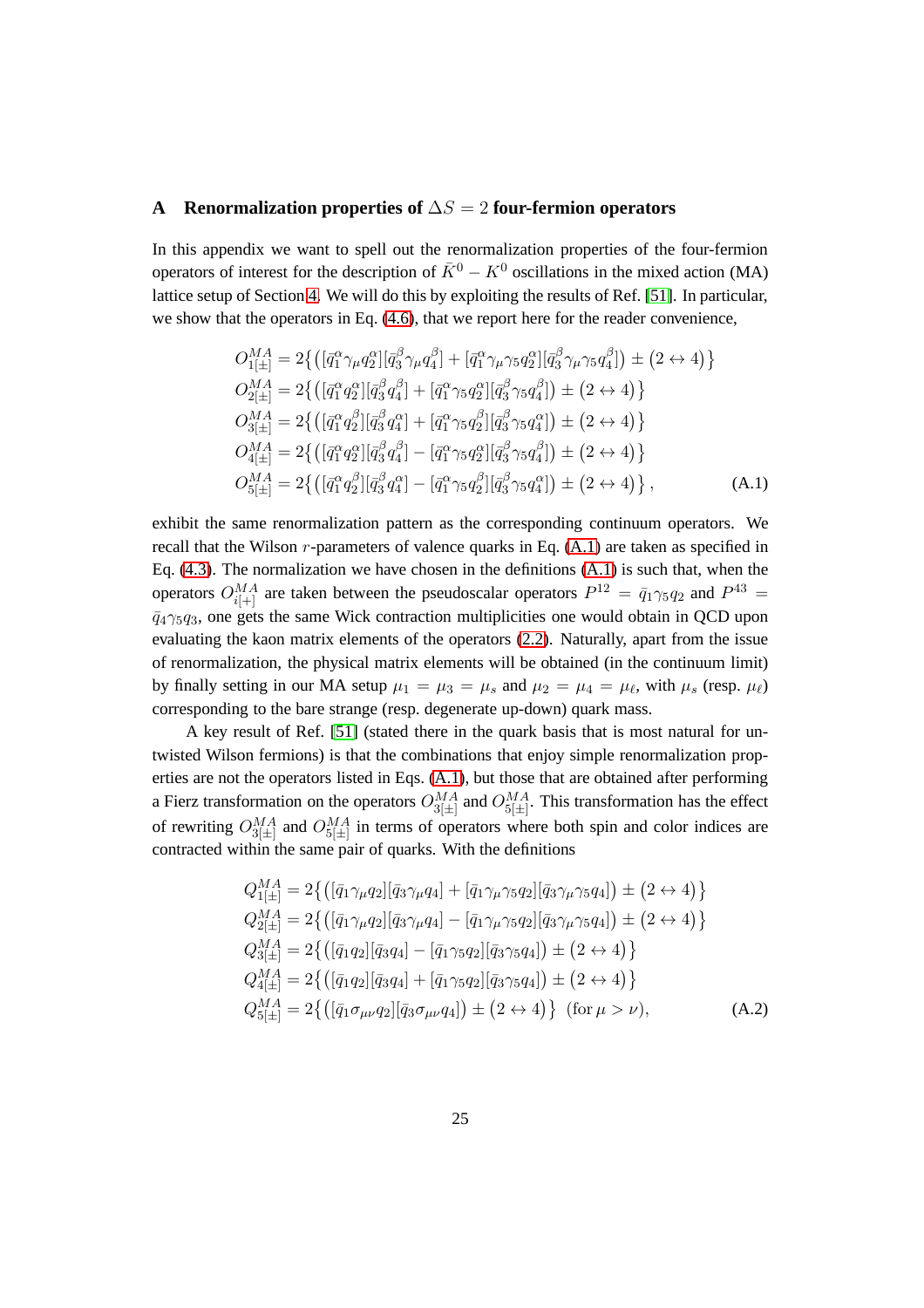## A Renormalization properties of $\Delta S = 2$ four-fermion operators

In this appendix we want to spell out the renormalization properties of the four-fermion operators of interest for the description of $\bar{K}^0 - K^0$ oscillations in the mixed action (MA) lattice setup of Section 4. We will do this by exploiting the results of Ref. [51]. In particular, we show that the operators in Eq. (4.6), that we report here for the reader convenience,

$$
\begin{aligned}
O_{1[\pm]}^{MA} &= 2\big\{\big([\bar{q}_1^\alpha\gamma_\mu q_2^\alpha][\bar{q}_3^\beta\gamma_\mu q_4^\beta] + [\bar{q}_1^\alpha\gamma_\mu\gamma_5 q_2^\alpha][\bar{q}_3^\beta\gamma_\mu\gamma_5 q_4^\beta]\big) \pm \big(2 \leftrightarrow 4\big)\big\}\\
O_{2[\pm]}^{MA} &= 2\big\{\big([\bar{q}_1^\alpha q_2^\alpha][\bar{q}_3^\beta q_4^\beta] + [\bar{q}_1^\alpha\gamma_5 q_2^\alpha][\bar{q}_3^\beta\gamma_5 q_4^\beta]\big) \pm \big(2 \leftrightarrow 4\big)\big\}\\
O_{3[\pm]}^{MA} &= 2\big\{\big([\bar{q}_1^\alpha q_2^\beta][\bar{q}_3^\beta q_4^\alpha] + [\bar{q}_1^\alpha\gamma_5 q_2^\beta][\bar{q}_3^\beta\gamma_5 q_4^\alpha]\big) \pm \big(2 \leftrightarrow 4\big)\big\}\\
O_{4[\pm]}^{MA} &= 2\big\{\big([\bar{q}_1^\alpha q_2^\alpha][\bar{q}_3^\beta q_4^\beta] - [\bar{q}_1^\alpha\gamma_5 q_2^\alpha][\bar{q}_3^\beta\gamma_5 q_4^\beta]\big) \pm \big(2 \leftrightarrow 4\big)\big\}\\
O_{5[\pm]}^{MA} &= 2\big\{\big([\bar{q}_1^\alpha q_2^\beta][\bar{q}_3^\beta q_4^\alpha] - [\bar{q}_1^\alpha\gamma_5 q_2^\beta][\bar{q}_3^\beta\gamma_5 q_4^\alpha]\big) \pm \big(2 \leftrightarrow 4\big)\big\}\,,
\end{aligned}
\tag{A.1}
$$

exhibit the same renormalization pattern as the corresponding continuum operators. We recall that the Wilson $r$-parameters of valence quarks in Eq. (A.1) are taken as specified in Eq. (4.3). The normalization we have chosen in the definitions (A.1) is such that, when the operators $O_{i[+]}^{MA}$ are taken between the pseudoscalar operators $P^{12} = \bar{q}_1\gamma_5 q_2$ and $P^{43} = \bar{q}_4\gamma_5 q_3$, one gets the same Wick contraction multiplicities one would obtain in QCD upon evaluating the kaon matrix elements of the operators (2.2). Naturally, apart from the issue of renormalization, the physical matrix elements will be obtained (in the continuum limit) by finally setting in our MA setup $\mu_1 = \mu_3 = \mu_s$ and $\mu_2 = \mu_4 = \mu_\ell$, with $\mu_s$ (resp. $\mu_\ell$) corresponding to the bare strange (resp. degenerate up-down) quark mass.

A key result of Ref. [51] (stated there in the quark basis that is most natural for untwisted Wilson fermions) is that the combinations that enjoy simple renormalization properties are not the operators listed in Eqs. (A.1), but those that are obtained after performing a Fierz transformation on the operators $O_{3[\pm]}^{MA}$ and $O_{5[\pm]}^{MA}$. This transformation has the effect of rewriting $O_{3[\pm]}^{MA}$ and $O_{5[\pm]}^{MA}$ in terms of operators where both spin and color indices are contracted within the same pair of quarks. With the definitions

$$
\begin{aligned}
Q_{1[\pm]}^{MA} &= 2\big\{\big([\bar{q}_1\gamma_\mu q_2][\bar{q}_3\gamma_\mu q_4] + [\bar{q}_1\gamma_\mu\gamma_5 q_2][\bar{q}_3\gamma_\mu\gamma_5 q_4]\big) \pm \big(2 \leftrightarrow 4\big)\big\}\\
Q_{2[\pm]}^{MA} &= 2\big\{\big([\bar{q}_1\gamma_\mu q_2][\bar{q}_3\gamma_\mu q_4] - [\bar{q}_1\gamma_\mu\gamma_5 q_2][\bar{q}_3\gamma_\mu\gamma_5 q_4]\big) \pm \big(2 \leftrightarrow 4\big)\big\}\\
Q_{3[\pm]}^{MA} &= 2\big\{\big([\bar{q}_1 q_2][\bar{q}_3 q_4] - [\bar{q}_1\gamma_5 q_2][\bar{q}_3\gamma_5 q_4]\big) \pm \big(2 \leftrightarrow 4\big)\big\}\\
Q_{4[\pm]}^{MA} &= 2\big\{\big([\bar{q}_1 q_2][\bar{q}_3 q_4] + [\bar{q}_1\gamma_5 q_2][\bar{q}_3\gamma_5 q_4]\big) \pm \big(2 \leftrightarrow 4\big)\big\}\\
Q_{5[\pm]}^{MA} &= 2\big\{\big([\bar{q}_1\sigma_{\mu\nu} q_2][\bar{q}_3\sigma_{\mu\nu} q_4]\big) \pm \big(2 \leftrightarrow 4\big)\big\}\ \ (\text{for } \mu > \nu),
\end{aligned}
\tag{A.2}
$$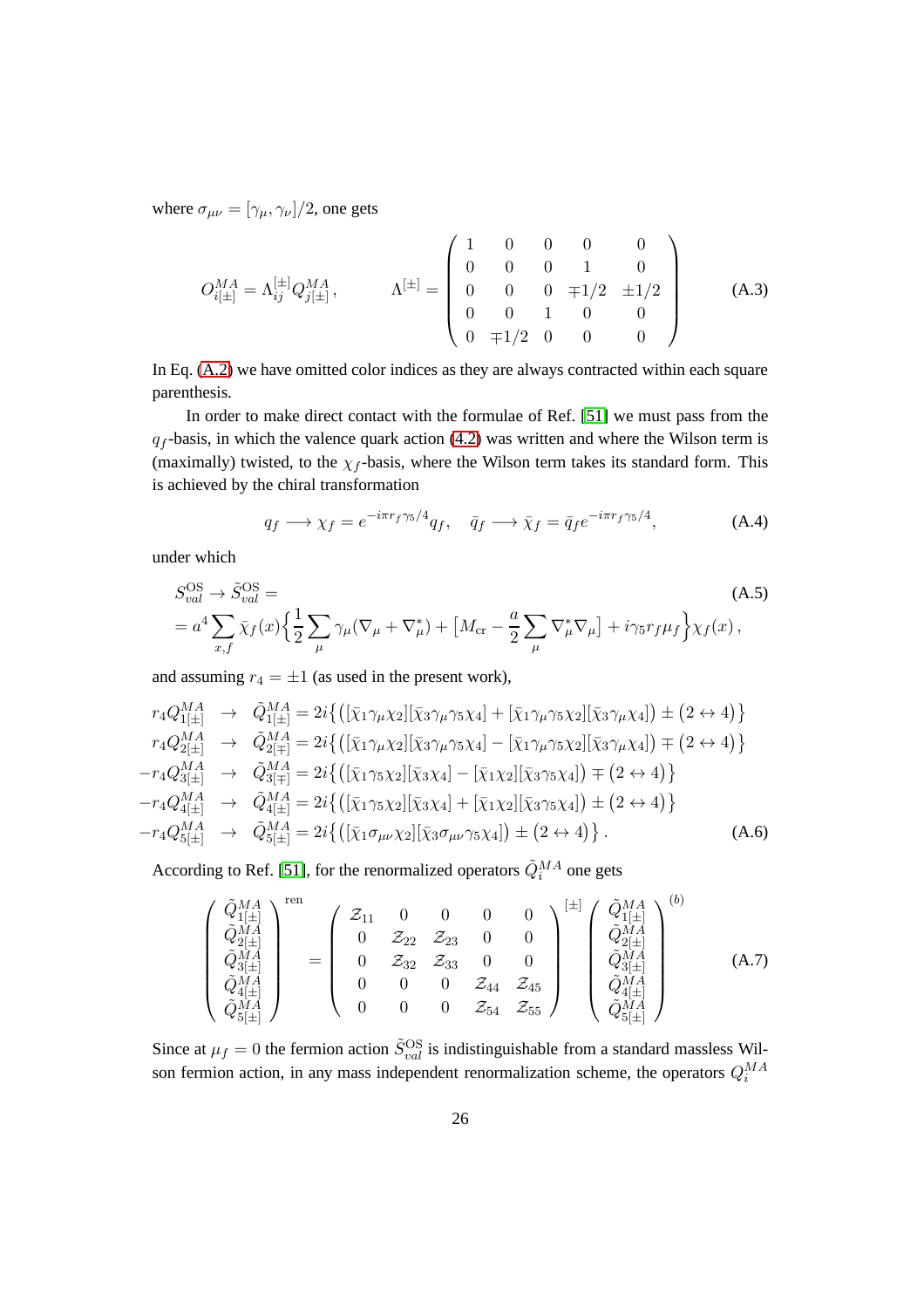where $\sigma_{\mu\nu} = [\gamma_\mu, \gamma_\nu]/2$, one gets

$$O^{MA}_{i[\pm]} = \Lambda^{[\pm]}_{ij} Q^{MA}_{j[\pm]} \,, \qquad \Lambda^{[\pm]} = \begin{pmatrix} 1 & 0 & 0 & 0 & 0 \\ 0 & 0 & 0 & 1 & 0 \\ 0 & 0 & 0 & \mp 1/2 & \pm 1/2 \\ 0 & 0 & 1 & 0 & 0 \\ 0 & \mp 1/2 & 0 & 0 & 0 \end{pmatrix} \tag{A.3}$$

In Eq. (A.2) we have omitted color indices as they are always contracted within each square parenthesis.

In order to make direct contact with the formulae of Ref. [51] we must pass from the $q_f$-basis, in which the valence quark action (4.2) was written and where the Wilson term is (maximally) twisted, to the $\chi_f$-basis, where the Wilson term takes its standard form. This is achieved by the chiral transformation

$$q_f \longrightarrow \chi_f = e^{-i\pi r_f \gamma_5/4} q_f \,, \quad \bar{q}_f \longrightarrow \bar{\chi}_f = \bar{q}_f e^{-i\pi r_f \gamma_5/4} \,, \tag{A.4}$$

under which

$$\begin{aligned} & S^{\rm OS}_{val} \to \tilde{S}^{\rm OS}_{val} = \\ & = a^4 \sum_{x,f} \bar{\chi}_f(x) \Big\{ \frac{1}{2} \sum_\mu \gamma_\mu (\nabla_\mu + \nabla^*_\mu) + \big[ M_{\rm cr} - \frac{a}{2} \sum_\mu \nabla^*_\mu \nabla_\mu \big] + i\gamma_5 r_f \mu_f \Big\} \chi_f(x) \,, \end{aligned} \tag{A.5}$$

and assuming $r_4 = \pm 1$ (as used in the present work),

$$\begin{aligned} r_4 Q^{MA}_{1[\pm]} &\to \tilde{Q}^{MA}_{1[\pm]} = 2i \big\{ \big( [\bar{\chi}_1 \gamma_\mu \chi_2][\bar{\chi}_3 \gamma_\mu \gamma_5 \chi_4] + [\bar{\chi}_1 \gamma_\mu \gamma_5 \chi_2][\bar{\chi}_3 \gamma_\mu \chi_4] \big) \pm \big( 2 \leftrightarrow 4 \big) \big\} \\ r_4 Q^{MA}_{2[\pm]} &\to \tilde{Q}^{MA}_{2[\mp]} = 2i \big\{ \big( [\bar{\chi}_1 \gamma_\mu \chi_2][\bar{\chi}_3 \gamma_\mu \gamma_5 \chi_4] - [\bar{\chi}_1 \gamma_\mu \gamma_5 \chi_2][\bar{\chi}_3 \gamma_\mu \chi_4] \big) \mp \big( 2 \leftrightarrow 4 \big) \big\} \\ -r_4 Q^{MA}_{3[\pm]} &\to \tilde{Q}^{MA}_{3[\mp]} = 2i \big\{ \big( [\bar{\chi}_1 \gamma_5 \chi_2][\bar{\chi}_3 \chi_4] - [\bar{\chi}_1 \chi_2][\bar{\chi}_3 \gamma_5 \chi_4] \big) \mp \big( 2 \leftrightarrow 4 \big) \big\} \\ -r_4 Q^{MA}_{4[\pm]} &\to \tilde{Q}^{MA}_{4[\pm]} = 2i \big\{ \big( [\bar{\chi}_1 \gamma_5 \chi_2][\bar{\chi}_3 \chi_4] + [\bar{\chi}_1 \chi_2][\bar{\chi}_3 \gamma_5 \chi_4] \big) \pm \big( 2 \leftrightarrow 4 \big) \big\} \\ -r_4 Q^{MA}_{5[\pm]} &\to \tilde{Q}^{MA}_{5[\pm]} = 2i \big\{ \big( [\bar{\chi}_1 \sigma_{\mu\nu} \chi_2][\bar{\chi}_3 \sigma_{\mu\nu} \gamma_5 \chi_4] \big) \pm \big( 2 \leftrightarrow 4 \big) \big\} \,. \end{aligned} \tag{A.6}$$

According to Ref. [51], for the renormalized operators $\tilde{Q}^{MA}_i$ one gets

$$\begin{pmatrix} \tilde{Q}^{MA}_{1[\pm]} \\ \tilde{Q}^{MA}_{2[\pm]} \\ \tilde{Q}^{MA}_{3[\pm]} \\ \tilde{Q}^{MA}_{4[\pm]} \\ \tilde{Q}^{MA}_{5[\pm]} \end{pmatrix}^{\rm ren} = \begin{pmatrix} \mathcal{Z}_{11} & 0 & 0 & 0 & 0 \\ 0 & \mathcal{Z}_{22} & \mathcal{Z}_{23} & 0 & 0 \\ 0 & \mathcal{Z}_{32} & \mathcal{Z}_{33} & 0 & 0 \\ 0 & 0 & 0 & \mathcal{Z}_{44} & \mathcal{Z}_{45} \\ 0 & 0 & 0 & \mathcal{Z}_{54} & \mathcal{Z}_{55} \end{pmatrix}^{[\pm]} \begin{pmatrix} \tilde{Q}^{MA}_{1[\pm]} \\ \tilde{Q}^{MA}_{2[\pm]} \\ \tilde{Q}^{MA}_{3[\pm]} \\ \tilde{Q}^{MA}_{4[\pm]} \\ \tilde{Q}^{MA}_{5[\pm]} \end{pmatrix}^{(b)} \tag{A.7}$$

Since at $\mu_f = 0$ the fermion action $\tilde{S}^{\rm OS}_{val}$ is indistinguishable from a standard massless Wilson fermion action, in any mass independent renormalization scheme, the operators $Q^{MA}_i$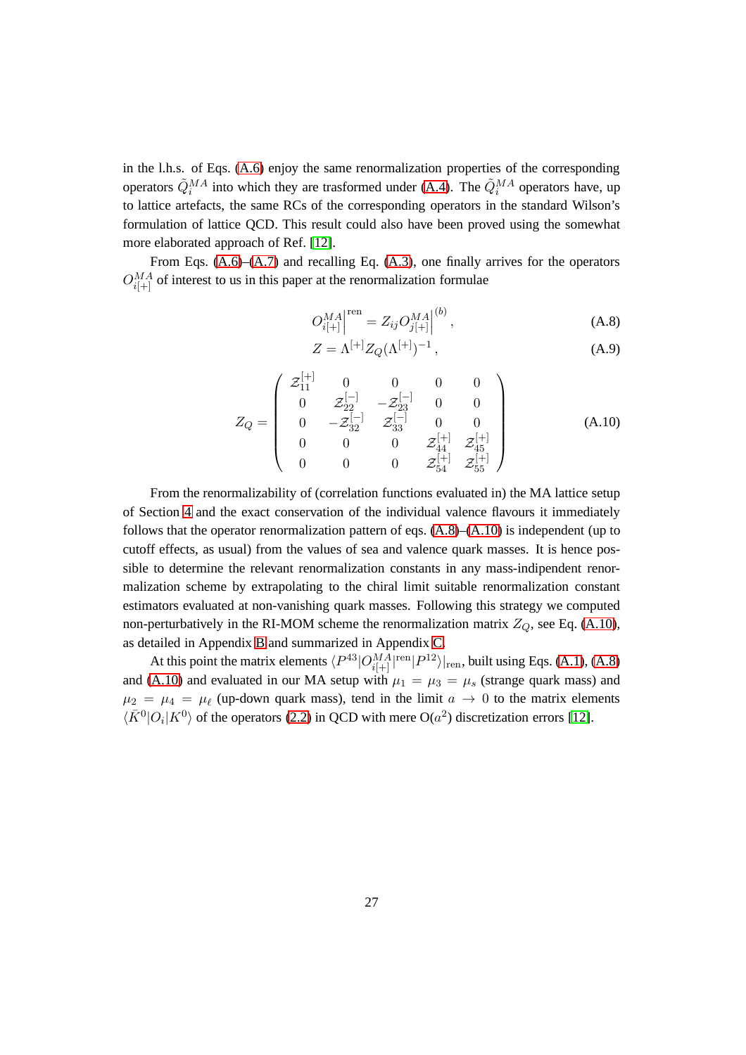in the l.h.s. of Eqs. (A.6) enjoy the same renormalization properties of the corresponding operators $\tilde{Q}_i^{MA}$ into which they are trasformed under (A.4). The $\tilde{Q}_i^{MA}$ operators have, up to lattice artefacts, the same RCs of the corresponding operators in the standard Wilson's formulation of lattice QCD. This result could also have been proved using the somewhat more elaborated approach of Ref. [12].

From Eqs. (A.6)–(A.7) and recalling Eq. (A.3), one finally arrives for the operators $O_{i[+]}^{MA}$ of interest to us in this paper at the renormalization formulae

$$O_{i[+]}^{MA}\Big|^{\rm ren} = Z_{ij} O_{j[+]}^{MA}\Big|^{(b)} , \tag{A.8}$$

$$Z = \Lambda^{[+]} Z_Q (\Lambda^{[+]})^{-1} , \tag{A.9}$$

$$Z_Q = \begin{pmatrix} \mathcal{Z}_{11}^{[+]} & 0 & 0 & 0 & 0 \\ 0 & \mathcal{Z}_{22}^{[-]} & -\mathcal{Z}_{23}^{[-]} & 0 & 0 \\ 0 & -\mathcal{Z}_{32}^{[-]} & \mathcal{Z}_{33}^{[-]} & 0 & 0 \\ 0 & 0 & 0 & \mathcal{Z}_{44}^{[+]} & \mathcal{Z}_{45}^{[+]} \\ 0 & 0 & 0 & \mathcal{Z}_{54}^{[+]} & \mathcal{Z}_{55}^{[+]} \end{pmatrix} \tag{A.10}$$

From the renormalizability of (correlation functions evaluated in) the MA lattice setup of Section 4 and the exact conservation of the individual valence flavours it immediately follows that the operator renormalization pattern of eqs. (A.8)–(A.10) is independent (up to cutoff effects, as usual) from the values of sea and valence quark masses. It is hence possible to determine the relevant renormalization constants in any mass-indipendent renormalization scheme by extrapolating to the chiral limit suitable renormalization constant estimators evaluated at non-vanishing quark masses. Following this strategy we computed non-perturbatively in the RI-MOM scheme the renormalization matrix $Z_Q$, see Eq. (A.10), as detailed in Appendix B and summarized in Appendix C.

At this point the matrix elements $\langle P^{43} | O_{i[+]}^{MA}|^{\rm ren} | P^{12} \rangle|_{\rm ren}$, built using Eqs. (A.1), (A.8) and (A.10) and evaluated in our MA setup with $\mu_1 = \mu_3 = \mu_s$ (strange quark mass) and $\mu_2 = \mu_4 = \mu_\ell$ (up-down quark mass), tend in the limit $a \to 0$ to the matrix elements $\langle \bar{K}^0 | O_i | K^0 \rangle$ of the operators (2.2) in QCD with mere O($a^2$) discretization errors [12].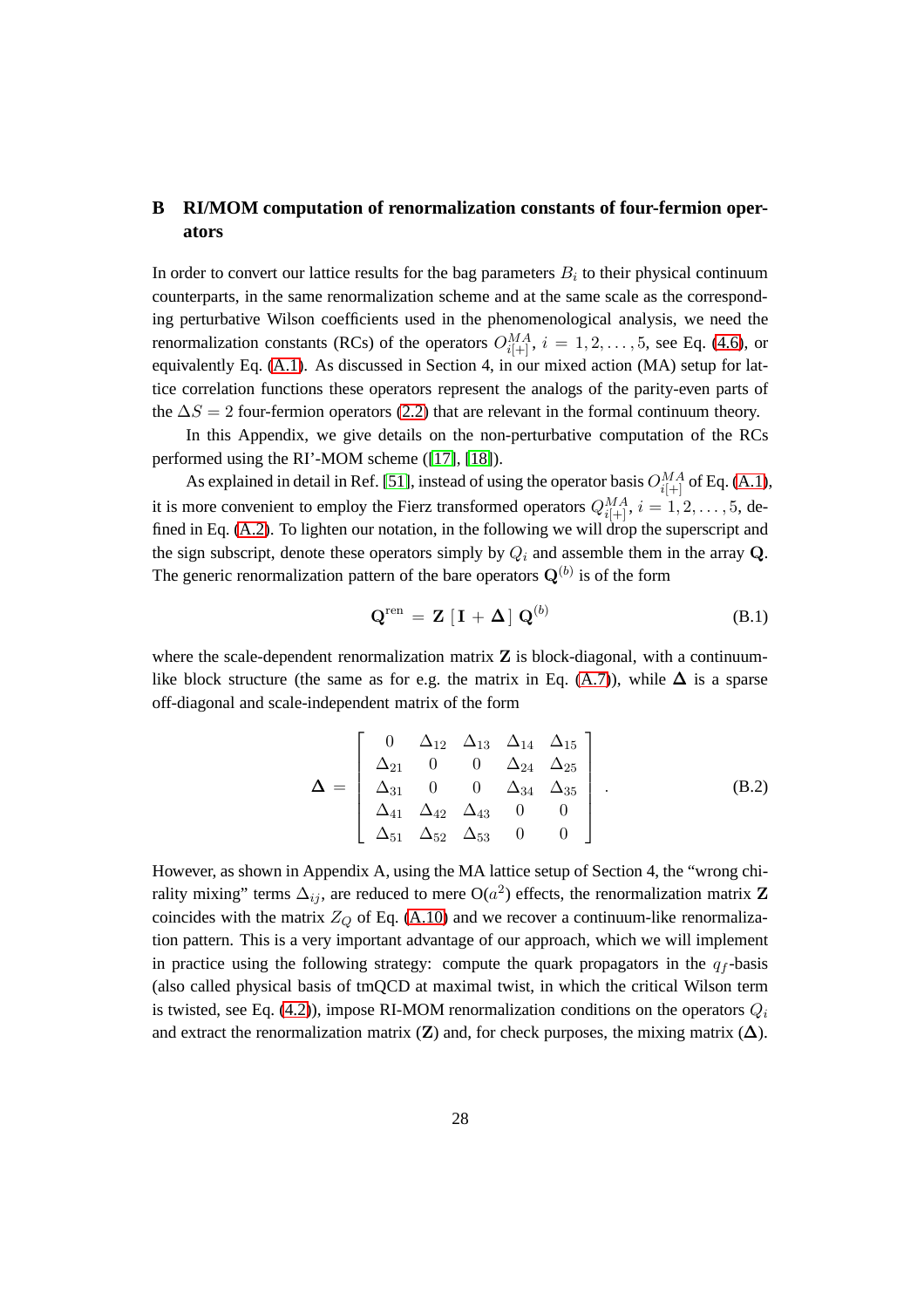# B RI/MOM computation of renormalization constants of four-fermion operators

In order to convert our lattice results for the bag parameters $B_i$ to their physical continuum counterparts, in the same renormalization scheme and at the same scale as the corresponding perturbative Wilson coefficients used in the phenomenological analysis, we need the renormalization constants (RCs) of the operators $O^{MA}_{i[+]}$, $i = 1, 2, \ldots, 5$, see Eq. (4.6), or equivalently Eq. (A.1). As discussed in Section 4, in our mixed action (MA) setup for lattice correlation functions these operators represent the analogs of the parity-even parts of the $\Delta S = 2$ four-fermion operators (2.2) that are relevant in the formal continuum theory.

In this Appendix, we give details on the non-perturbative computation of the RCs performed using the RI'-MOM scheme ([17], [18]).

As explained in detail in Ref. [51], instead of using the operator basis $O^{MA}_{i[+]}$ of Eq. (A.1), it is more convenient to employ the Fierz transformed operators $Q^{MA}_{i[+]}$, $i = 1, 2, \ldots, 5$, defined in Eq. (A.2). To lighten our notation, in the following we will drop the superscript and the sign subscript, denote these operators simply by $Q_i$ and assemble them in the array $\mathbf{Q}$. The generic renormalization pattern of the bare operators $\mathbf{Q}^{(b)}$ is of the form

$$\mathbf{Q}^{\text{ren}} = \mathbf{Z}\,[\,\mathbf{I} + \mathbf{\Delta}\,]\,\mathbf{Q}^{(b)} \tag{B.1}$$

where the scale-dependent renormalization matrix $\mathbf{Z}$ is block-diagonal, with a continuum-like block structure (the same as for e.g. the matrix in Eq. (A.7)), while $\mathbf{\Delta}$ is a sparse off-diagonal and scale-independent matrix of the form

$$\mathbf{\Delta} = \begin{bmatrix} 0 & \Delta_{12} & \Delta_{13} & \Delta_{14} & \Delta_{15} \\ \Delta_{21} & 0 & 0 & \Delta_{24} & \Delta_{25} \\ \Delta_{31} & 0 & 0 & \Delta_{34} & \Delta_{35} \\ \Delta_{41} & \Delta_{42} & \Delta_{43} & 0 & 0 \\ \Delta_{51} & \Delta_{52} & \Delta_{53} & 0 & 0 \end{bmatrix} . \tag{B.2}$$

However, as shown in Appendix A, using the MA lattice setup of Section 4, the "wrong chirality mixing" terms $\Delta_{ij}$, are reduced to mere $\mathrm{O}(a^2)$ effects, the renormalization matrix $\mathbf{Z}$ coincides with the matrix $Z_Q$ of Eq. (A.10) and we recover a continuum-like renormalization pattern. This is a very important advantage of our approach, which we will implement in practice using the following strategy: compute the quark propagators in the $q_f$-basis (also called physical basis of tmQCD at maximal twist, in which the critical Wilson term is twisted, see Eq. (4.2)), impose RI-MOM renormalization conditions on the operators $Q_i$ and extract the renormalization matrix ($\mathbf{Z}$) and, for check purposes, the mixing matrix ($\mathbf{\Delta}$).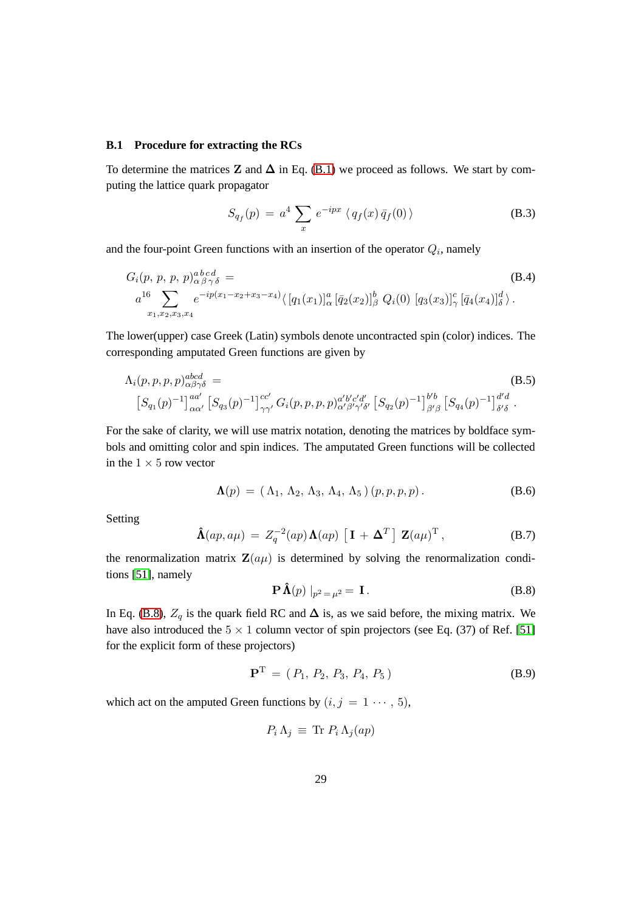### B.1 Procedure for extracting the RCs

To determine the matrices $\mathbf{Z}$ and $\mathbf{\Delta}$ in Eq. (B.1) we proceed as follows. We start by computing the lattice quark propagator

$$S_{q_f}(p) \,=\, a^4 \sum_x e^{-ipx} \,\langle\, q_f(x)\, \bar{q}_f(0)\,\rangle \tag{B.3}$$

and the four-point Green functions with an insertion of the operator $Q_i$, namely

$$\begin{aligned} &G_i(p,\,p,\,p,\,p)^{a\,b\,c\,d}_{\alpha\,\beta\,\gamma\,\delta} \,= \qquad\qquad\qquad\qquad\qquad\qquad\qquad\qquad\qquad\qquad (B.4)\\ &\quad a^{16} \sum_{x_1,x_2,x_3,x_4} e^{-ip(x_1-x_2+x_3-x_4)} \langle\, [q_1(x_1)]^a_\alpha \,[\bar{q}_2(x_2)]^b_\beta \; Q_i(0)\; [q_3(x_3)]^c_\gamma \,[\bar{q}_4(x_4)]^d_\delta \,\rangle\,. \end{aligned}$$

The lower(upper) case Greek (Latin) symbols denote uncontracted spin (color) indices. The corresponding amputated Green functions are given by

$$\begin{aligned} &\Lambda_i(p,p,p,p)^{abcd}_{\alpha\beta\gamma\delta} \,= \qquad\qquad\qquad\qquad\qquad\qquad\qquad\qquad\qquad\qquad (B.5)\\ &\quad \left[S_{q_1}(p)^{-1}\right]^{aa'}_{\alpha\alpha'} \left[S_{q_3}(p)^{-1}\right]^{cc'}_{\gamma\gamma'} G_i(p,p,p,p)^{a'b'c'd'}_{\alpha'\beta'\gamma'\delta'} \left[S_{q_2}(p)^{-1}\right]^{b'b}_{\beta'\beta} \left[S_{q_4}(p)^{-1}\right]^{d'd}_{\delta'\delta}\,. \end{aligned}$$

For the sake of clarity, we will use matrix notation, denoting the matrices by boldface symbols and omitting color and spin indices. The amputated Green functions will be collected in the $1 \times 5$ row vector

$$\mathbf{\Lambda}(p) \,=\, (\,\Lambda_1,\,\Lambda_2,\,\Lambda_3,\,\Lambda_4,\,\Lambda_5\,)\,(p,p,p,p)\,. \tag{B.6}$$

Setting

$$\hat{\mathbf{\Lambda}}(ap,a\mu) \,=\, Z_q^{-2}(ap)\,\mathbf{\Lambda}(ap)\,\left[\,\mathbf{I} \,+\, \mathbf{\Delta}^T\,\right]\,\mathbf{Z}(a\mu)^{\mathrm{T}}\,, \tag{B.7}$$

the renormalization matrix $\mathbf{Z}(a\mu)$ is determined by solving the renormalization conditions [51], namely

$$\mathbf{P}\,\hat{\mathbf{\Lambda}}(p)\,|_{p^2\,=\,\mu^2} =\, \mathbf{I}\,. \tag{B.8}$$

In Eq. (B.8), $Z_q$ is the quark field RC and $\mathbf{\Delta}$ is, as we said before, the mixing matrix. We have also introduced the $5 \times 1$ column vector of spin projectors (see Eq. (37) of Ref. [51] for the explicit form of these projectors)

$$\mathbf{P}^{\mathrm{T}} \,=\, (\,P_1,\,P_2,\,P_3,\,P_4,\,P_5\,) \tag{B.9}$$

which act on the amputed Green functions by $(i,j \,=\, 1\,\cdots\,,\,5)$,

$$P_i\,\Lambda_j \,\equiv\, \mathrm{Tr}\;P_i\,\Lambda_j(ap)$$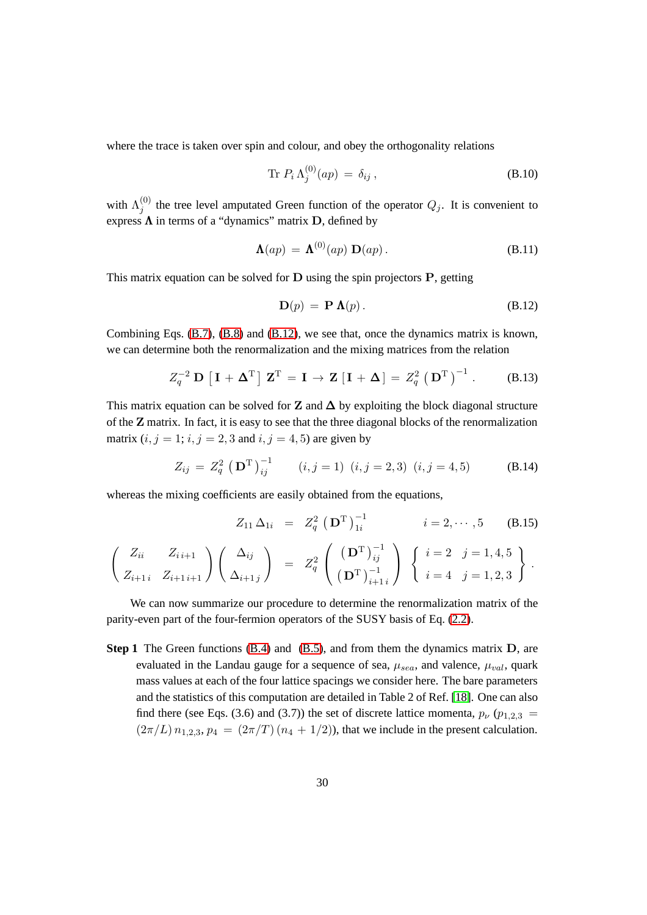where the trace is taken over spin and colour, and obey the orthogonality relations

$$
\text{Tr}\; P_i \, \Lambda_j^{(0)}(ap) \, = \, \delta_{ij} \,, \tag{B.10}
$$

with $\Lambda_j^{(0)}$ the tree level amputated Green function of the operator $Q_j$. It is convenient to express $\mathbf{\Lambda}$ in terms of a "dynamics" matrix $\mathbf{D}$, defined by

$$
\mathbf{\Lambda}(ap) \, = \, \mathbf{\Lambda}^{(0)}(ap) \; \mathbf{D}(ap) \, . \tag{B.11}
$$

This matrix equation can be solved for $\mathbf{D}$ using the spin projectors $\mathbf{P}$, getting

$$
\mathbf{D}(p) \, = \, \mathbf{P} \; \mathbf{\Lambda}(p) \, . \tag{B.12}
$$

Combining Eqs. (B.7), (B.8) and (B.12), we see that, once the dynamics matrix is known, we can determine both the renormalization and the mixing matrices from the relation

$$
Z_q^{-2} \, \mathbf{D} \left[ \mathbf{I} + \mathbf{\Delta}^{\mathrm{T}} \right] \mathbf{Z}^{\mathrm{T}} \, = \, \mathbf{I} \, \rightarrow \, \mathbf{Z} \left[ \mathbf{I} + \mathbf{\Delta} \right] \, = \, Z_q^2 \left( \mathbf{D}^{\mathrm{T}} \right)^{-1} . \tag{B.13}
$$

This matrix equation can be solved for $\mathbf{Z}$ and $\mathbf{\Delta}$ by exploiting the block diagonal structure of the $\mathbf{Z}$ matrix. In fact, it is easy to see that the three diagonal blocks of the renormalization matrix ($i,j = 1$; $i,j = 2,3$ and $i,j = 4,5$) are given by

$$
Z_{ij} \, = \, Z_q^2 \left( \mathbf{D}^{\mathrm{T}} \right)^{-1}_{ij} \qquad (i,j=1) \;\; (i,j=2,3) \;\; (i,j=4,5) \tag{B.14}
$$

whereas the mixing coefficients are easily obtained from the equations,

$$
\begin{aligned}
Z_{11} \, \Delta_{1i} \; &= \; Z_q^2 \left( \mathbf{D}^{\mathrm{T}} \right)^{-1}_{1i} \qquad\qquad i = 2, \cdots, 5 \qquad\qquad \text{(B.15)} \\
\begin{pmatrix} Z_{ii} & Z_{i\,i+1} \\ Z_{i+1\,i} & Z_{i+1\,i+1} \end{pmatrix} \begin{pmatrix} \Delta_{ij} \\ \Delta_{i+1\,j} \end{pmatrix} \; &= \; Z_q^2 \begin{pmatrix} \left( \mathbf{D}^{\mathrm{T}} \right)^{-1}_{ij} \\ \left( \mathbf{D}^{\mathrm{T}} \right)^{-1}_{i+1\,i} \end{pmatrix} \; \left\{ \begin{array}{ll} i=2 & j=1,4,5 \\ i=4 & j=1,2,3 \end{array} \right\} .
\end{aligned}
$$

We can now summarize our procedure to determine the renormalization matrix of the parity-even part of the four-fermion operators of the SUSY basis of Eq. (2.2).

**Step 1** The Green functions (B.4) and (B.5), and from them the dynamics matrix $\mathbf{D}$, are evaluated in the Landau gauge for a sequence of sea, $\mu_{sea}$, and valence, $\mu_{val}$, quark mass values at each of the four lattice spacings we consider here. The bare parameters and the statistics of this computation are detailed in Table 2 of Ref. [18]. One can also find there (see Eqs. (3.6) and (3.7)) the set of discrete lattice momenta, $p_\nu$ ($p_{1,2,3} = (2\pi/L)\, n_{1,2,3}$, $p_4 = (2\pi/T)\,(n_4 + 1/2)$), that we include in the present calculation.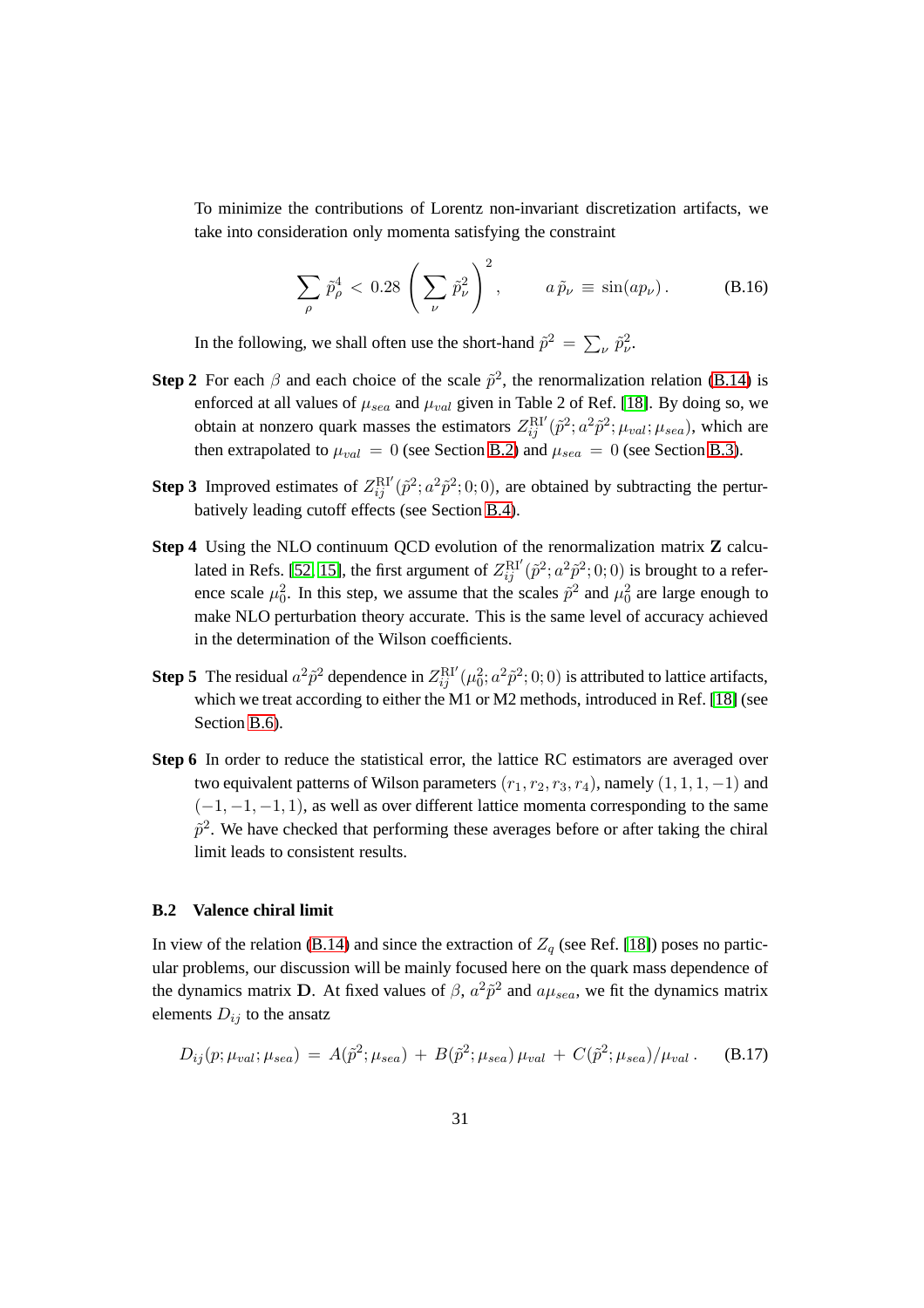To minimize the contributions of Lorentz non-invariant discretization artifacts, we take into consideration only momenta satisfying the constraint

$$\sum_{\rho} \tilde{p}_{\rho}^{4} \, < \, 0.28 \, \left( \sum_{\nu} \tilde{p}_{\nu}^{2} \right)^{2} , \qquad a \, \tilde{p}_{\nu} \, \equiv \, \sin(ap_{\nu}) \, . \tag{B.16}$$

In the following, we shall often use the short-hand $\tilde{p}^2 \, = \, \sum_{\nu} \tilde{p}_{\nu}^2$.

**Step 2** For each $\beta$ and each choice of the scale $\tilde{p}^2$, the renormalization relation (B.14) is enforced at all values of $\mu_{sea}$ and $\mu_{val}$ given in Table 2 of Ref. [18]. By doing so, we obtain at nonzero quark masses the estimators $Z_{ij}^{\mathrm{RI}'}(\tilde{p}^2; a^2\tilde{p}^2; \mu_{val}; \mu_{sea})$, which are then extrapolated to $\mu_{val} \, = \, 0$ (see Section B.2) and $\mu_{sea} \, = \, 0$ (see Section B.3).

**Step 3** Improved estimates of $Z_{ij}^{\mathrm{RI}'}(\tilde{p}^2; a^2\tilde{p}^2; 0; 0)$, are obtained by subtracting the perturbatively leading cutoff effects (see Section B.4).

**Step 4** Using the NLO continuum QCD evolution of the renormalization matrix $\mathbf{Z}$ calculated in Refs. [52, 15], the first argument of $Z_{ij}^{\mathrm{RI}'}(\tilde{p}^2; a^2\tilde{p}^2; 0; 0)$ is brought to a reference scale $\mu_0^2$. In this step, we assume that the scales $\tilde{p}^2$ and $\mu_0^2$ are large enough to make NLO perturbation theory accurate. This is the same level of accuracy achieved in the determination of the Wilson coefficients.

**Step 5** The residual $a^2\tilde{p}^2$ dependence in $Z_{ij}^{\mathrm{RI}'}(\mu_0^2; a^2\tilde{p}^2; 0; 0)$ is attributed to lattice artifacts, which we treat according to either the M1 or M2 methods, introduced in Ref. [18] (see Section B.6).

**Step 6** In order to reduce the statistical error, the lattice RC estimators are averaged over two equivalent patterns of Wilson parameters $(r_1, r_2, r_3, r_4)$, namely $(1, 1, 1, -1)$ and $(-1, -1, -1, 1)$, as well as over different lattice momenta corresponding to the same $\tilde{p}^2$. We have checked that performing these averages before or after taking the chiral limit leads to consistent results.

### B.2 Valence chiral limit

In view of the relation (B.14) and since the extraction of $Z_q$ (see Ref. [18]) poses no particular problems, our discussion will be mainly focused here on the quark mass dependence of the dynamics matrix $\mathbf{D}$. At fixed values of $\beta$, $a^2\tilde{p}^2$ and $a\mu_{sea}$, we fit the dynamics matrix elements $D_{ij}$ to the ansatz

$$D_{ij}(p; \mu_{val}; \mu_{sea}) \, = \, A(\tilde{p}^2; \mu_{sea}) \, + \, B(\tilde{p}^2; \mu_{sea}) \, \mu_{val} \, + \, C(\tilde{p}^2; \mu_{sea})/\mu_{val} \, . \tag{B.17}$$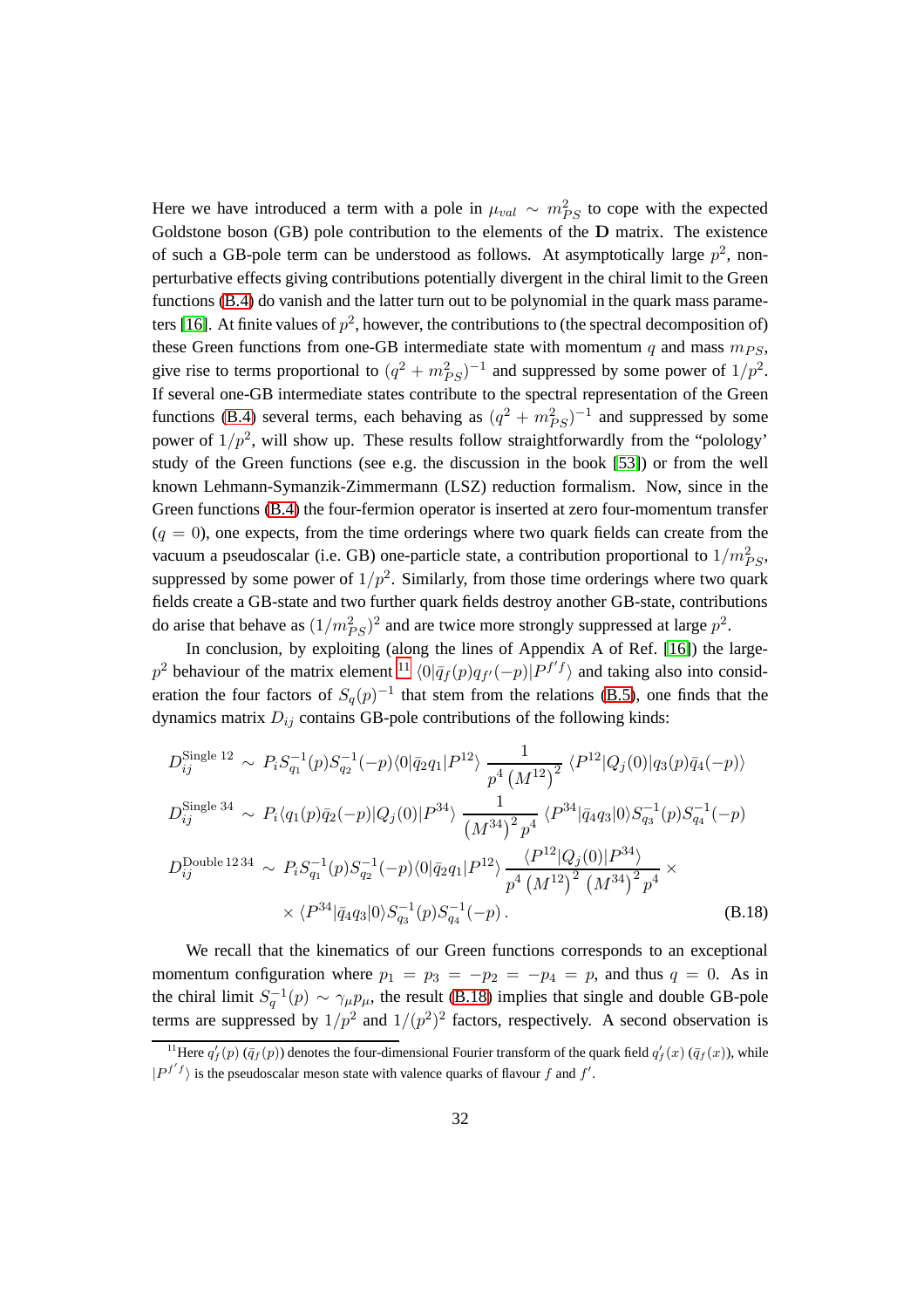Here we have introduced a term with a pole in $\mu_{val} \sim m_{PS}^2$ to cope with the expected Goldstone boson (GB) pole contribution to the elements of the $\mathbf{D}$ matrix. The existence of such a GB-pole term can be understood as follows. At asymptotically large $p^2$, non-perturbative effects giving contributions potentially divergent in the chiral limit to the Green functions (B.4) do vanish and the latter turn out to be polynomial in the quark mass parameters [16]. At finite values of $p^2$, however, the contributions to (the spectral decomposition of) these Green functions from one-GB intermediate state with momentum $q$ and mass $m_{PS}$, give rise to terms proportional to $(q^2 + m_{PS}^2)^{-1}$ and suppressed by some power of $1/p^2$. If several one-GB intermediate states contribute to the spectral representation of the Green functions (B.4) several terms, each behaving as $(q^2 + m_{PS}^2)^{-1}$ and suppressed by some power of $1/p^2$, will show up. These results follow straightforwardly from the "polology' study of the Green functions (see e.g. the discussion in the book [53]) or from the well known Lehmann-Symanzik-Zimmermann (LSZ) reduction formalism. Now, since in the Green functions (B.4) the four-fermion operator is inserted at zero four-momentum transfer ($q = 0$), one expects, from the time orderings where two quark fields can create from the vacuum a pseudoscalar (i.e. GB) one-particle state, a contribution proportional to $1/m_{PS}^2$, suppressed by some power of $1/p^2$. Similarly, from those time orderings where two quark fields create a GB-state and two further quark fields destroy another GB-state, contributions do arise that behave as $(1/m_{PS}^2)^2$ and are twice more strongly suppressed at large $p^2$.

In conclusion, by exploiting (along the lines of Appendix A of Ref. [16]) the large-$p^2$ behaviour of the matrix element [11] $\langle 0|\bar{q}_f(p) q_{f'}(-p)|P^{f'f}\rangle$ and taking also into consideration the four factors of $S_q(p)^{-1}$ that stem from the relations (B.5), one finds that the dynamics matrix $D_{ij}$ contains GB-pole contributions of the following kinds:

$$
\begin{aligned}
D_{ij}^{\text{Single } 12} &\sim P_i S_{q_1}^{-1}(p) S_{q_2}^{-1}(-p) \langle 0|\bar{q}_2 q_1|P^{12}\rangle \, \frac{1}{p^4 \left(M^{12}\right)^2} \, \langle P^{12}|Q_j(0)|q_3(p)\bar{q}_4(-p)\rangle \\
D_{ij}^{\text{Single } 34} &\sim P_i \langle q_1(p)\bar{q}_2(-p)|Q_j(0)|P^{34}\rangle \, \frac{1}{\left(M^{34}\right)^2 p^4} \, \langle P^{34}|\bar{q}_4 q_3|0\rangle S_{q_3}^{-1}(p) S_{q_4}^{-1}(-p) \\
D_{ij}^{\text{Double } 12\,34} &\sim P_i S_{q_1}^{-1}(p) S_{q_2}^{-1}(-p) \langle 0|\bar{q}_2 q_1|P^{12}\rangle \, \frac{\langle P^{12}|Q_j(0)|P^{34}\rangle}{p^4 \left(M^{12}\right)^2 \left(M^{34}\right)^2 p^4} \times \\
&\quad \times \langle P^{34}|\bar{q}_4 q_3|0\rangle S_{q_3}^{-1}(p) S_{q_4}^{-1}(-p) \, .
\end{aligned}
\tag{B.18}
$$

We recall that the kinematics of our Green functions corresponds to an exceptional momentum configuration where $p_1 = p_3 = -p_2 = -p_4 = p$, and thus $q = 0$. As in the chiral limit $S_q^{-1}(p) \sim \gamma_\mu p_\mu$, the result (B.18) implies that single and double GB-pole terms are suppressed by $1/p^2$ and $1/(p^2)^2$ factors, respectively. A second observation is

[11] Here $q'_f(p)$ ($\bar{q}_f(p)$) denotes the four-dimensional Fourier transform of the quark field $q'_f(x)$ ($\bar{q}_f(x)$), while $|P^{f'f}\rangle$ is the pseudoscalar meson state with valence quarks of flavour $f$ and $f'$.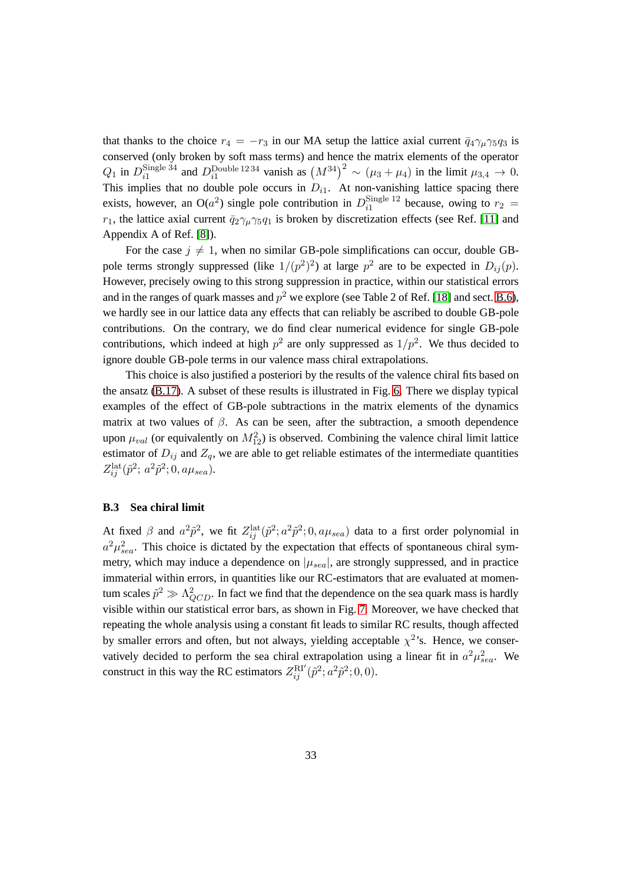that thanks to the choice $r_4 = -r_3$ in our MA setup the lattice axial current $\bar{q}_4\gamma_\mu\gamma_5 q_3$ is conserved (only broken by soft mass terms) and hence the matrix elements of the operator $Q_1$ in $D_{i1}^{\text{Single }34}$ and $D_{i1}^{\text{Double }12\,34}$ vanish as $\left(M^{34}\right)^2 \sim (\mu_3 + \mu_4)$ in the limit $\mu_{3,4} \to 0$. This implies that no double pole occurs in $D_{i1}$. At non-vanishing lattice spacing there exists, however, an $\mathrm{O}(a^2)$ single pole contribution in $D_{i1}^{\text{Single }12}$ because, owing to $r_2 = r_1$, the lattice axial current $\bar{q}_2\gamma_\mu\gamma_5 q_1$ is broken by discretization effects (see Ref. [11] and Appendix A of Ref. [8]).

For the case $j \neq 1$, when no similar GB-pole simplifications can occur, double GB-pole terms strongly suppressed (like $1/(p^2)^2$) at large $p^2$ are to be expected in $D_{ij}(p)$. However, precisely owing to this strong suppression in practice, within our statistical errors and in the ranges of quark masses and $p^2$ we explore (see Table 2 of Ref. [18] and sect. B.6), we hardly see in our lattice data any effects that can reliably be ascribed to double GB-pole contributions. On the contrary, we do find clear numerical evidence for single GB-pole contributions, which indeed at high $p^2$ are only suppressed as $1/p^2$. We thus decided to ignore double GB-pole terms in our valence mass chiral extrapolations.

This choice is also justified a posteriori by the results of the valence chiral fits based on the ansatz (B.17). A subset of these results is illustrated in Fig. 6. There we display typical examples of the effect of GB-pole subtractions in the matrix elements of the dynamics matrix at two values of $\beta$. As can be seen, after the subtraction, a smooth dependence upon $\mu_{val}$ (or equivalently on $M_{12}^2$) is observed. Combining the valence chiral limit lattice estimator of $D_{ij}$ and $Z_q$, we are able to get reliable estimates of the intermediate quantities $Z_{ij}^{\text{lat}}(\tilde{p}^2;\, a^2\tilde{p}^2; 0, a\mu_{sea})$.

### B.3 Sea chiral limit

At fixed $\beta$ and $a^2\tilde{p}^2$, we fit $Z_{ij}^{\text{lat}}(\tilde{p}^2; a^2\tilde{p}^2; 0, a\mu_{sea})$ data to a first order polynomial in $a^2\mu_{sea}^2$. This choice is dictated by the expectation that effects of spontaneous chiral symmetry, which may induce a dependence on $|\mu_{sea}|$, are strongly suppressed, and in practice immaterial within errors, in quantities like our RC-estimators that are evaluated at momentum scales $\tilde{p}^2 \gg \Lambda_{QCD}^2$. In fact we find that the dependence on the sea quark mass is hardly visible within our statistical error bars, as shown in Fig. 7. Moreover, we have checked that repeating the whole analysis using a constant fit leads to similar RC results, though affected by smaller errors and often, but not always, yielding acceptable $\chi^2$'s. Hence, we conservatively decided to perform the sea chiral extrapolation using a linear fit in $a^2\mu_{sea}^2$. We construct in this way the RC estimators $Z_{ij}^{\text{RI}'}(\tilde{p}^2; a^2\tilde{p}^2; 0, 0)$.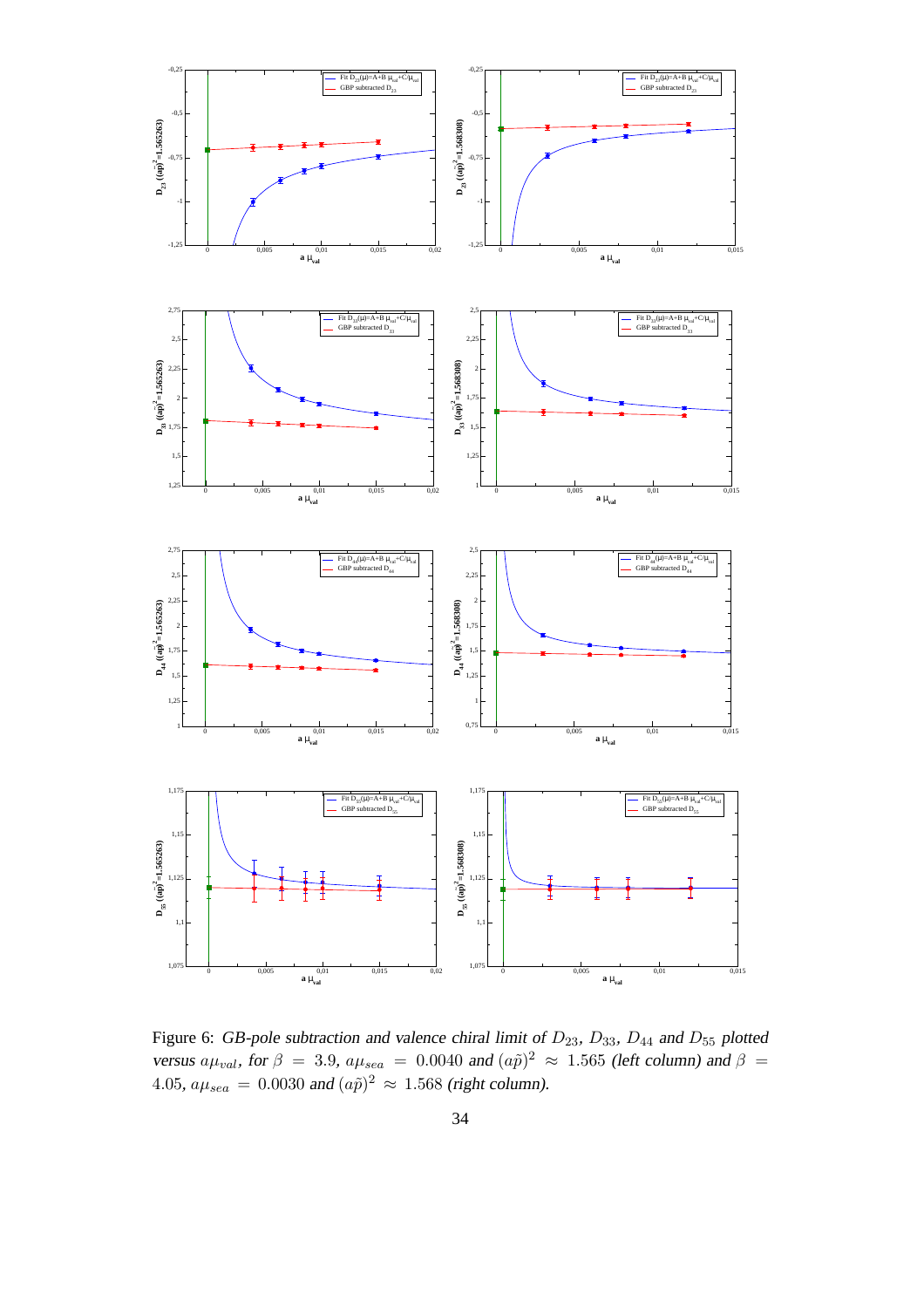Figure 6: *GB-pole subtraction and valence chiral limit of $D_{23}$, $D_{33}$, $D_{44}$ and $D_{55}$ plotted versus $a\mu_{val}$, for $\beta = 3.9$, $a\mu_{sea} = 0.0040$ and $(a\tilde{p})^2 \approx 1.565$ (left column) and $\beta = 4.05$, $a\mu_{sea} = 0.0030$ and $(a\tilde{p})^2 \approx 1.568$ (right column).*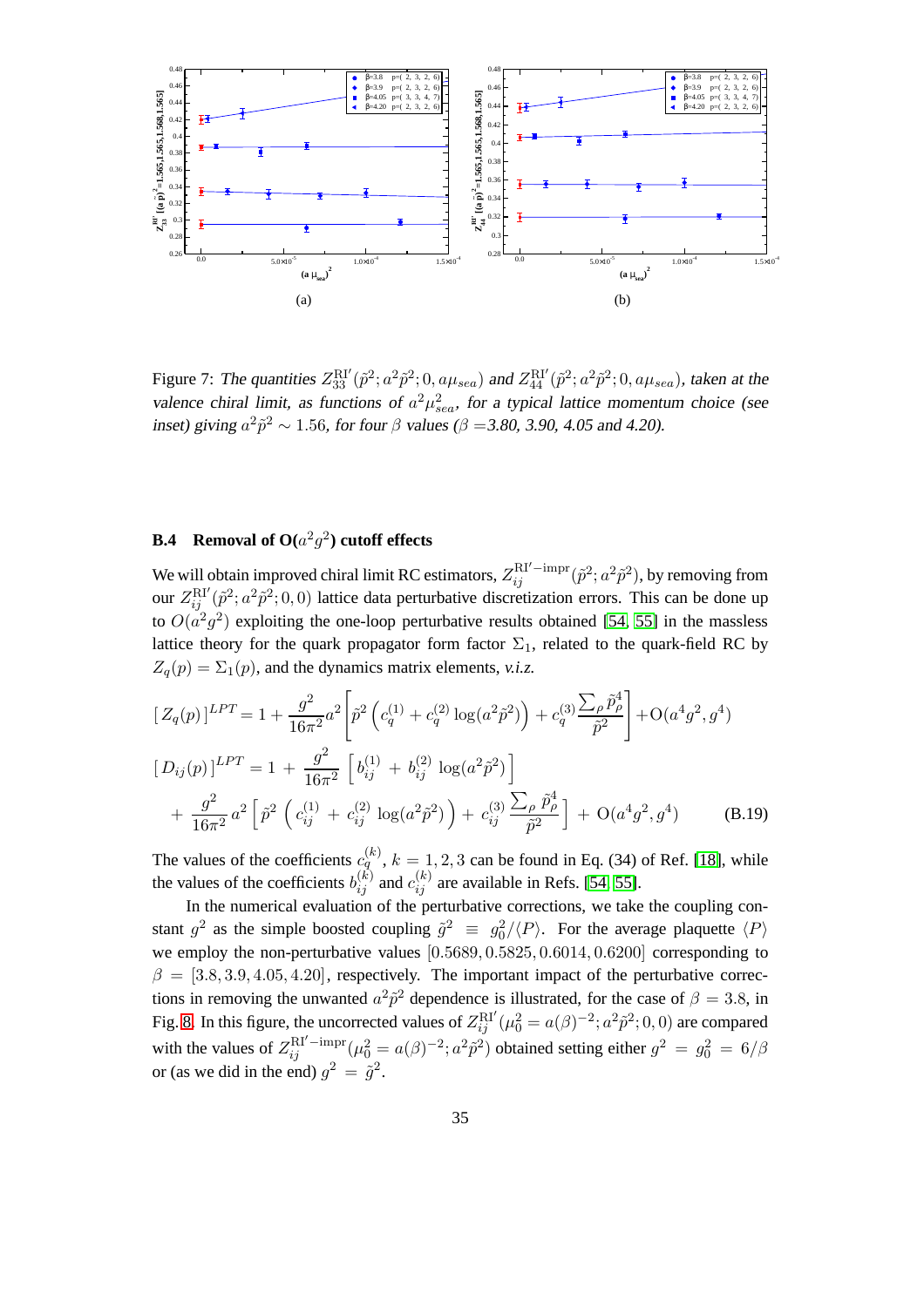(a) (b)

Figure 7: *The quantities* $Z_{33}^{\mathrm{RI}'}(\tilde{p}^2; a^2\tilde{p}^2; 0, a\mu_{sea})$ *and* $Z_{44}^{\mathrm{RI}'}(\tilde{p}^2; a^2\tilde{p}^2; 0, a\mu_{sea})$*, taken at the valence chiral limit, as functions of* $a^2\mu_{sea}^2$*, for a typical lattice momentum choice (see inset) giving* $a^2\tilde{p}^2 \sim 1.56$*, for four* $\beta$ *values (*$\beta$ *=3.80, 3.90, 4.05 and 4.20).*

### B.4 Removal of O($a^2g^2$) cutoff effects

We will obtain improved chiral limit RC estimators, $Z_{ij}^{\mathrm{RI}'-\mathrm{impr}}(\tilde{p}^2; a^2\tilde{p}^2)$, by removing from our $Z_{ij}^{\mathrm{RI}'}(\tilde{p}^2; a^2\tilde{p}^2; 0, 0)$ lattice data perturbative discretization errors. This can be done up to $O(a^2g^2)$ exploiting the one-loop perturbative results obtained [54, 55] in the massless lattice theory for the quark propagator form factor $\Sigma_1$, related to the quark-field RC by $Z_q(p) = \Sigma_1(p)$, and the dynamics matrix elements, *v.i.z.*

$$
\begin{aligned}
[\,Z_q(p)\,]^{LPT} &= 1 + \frac{g^2}{16\pi^2}a^2\left[\tilde{p}^2\left(c_q^{(1)} + c_q^{(2)}\log(a^2\tilde{p}^2)\right) + c_q^{(3)}\frac{\sum_\rho \tilde{p}_\rho^4}{\tilde{p}^2}\right] + \mathrm{O}(a^4g^2, g^4) \\
[\,D_{ij}(p)\,]^{LPT} &= 1 + \frac{g^2}{16\pi^2}\left[b_{ij}^{(1)} + b_{ij}^{(2)}\log(a^2\tilde{p}^2)\right] \\
&+ \frac{g^2}{16\pi^2}a^2\left[\tilde{p}^2\left(c_{ij}^{(1)} + c_{ij}^{(2)}\log(a^2\tilde{p}^2)\right) + c_{ij}^{(3)}\frac{\sum_\rho \tilde{p}_\rho^4}{\tilde{p}^2}\right] + \mathrm{O}(a^4g^2, g^4) \qquad \text{(B.19)}
\end{aligned}
$$

The values of the coefficients $c_q^{(k)}$, $k = 1, 2, 3$ can be found in Eq. (34) of Ref. [18], while the values of the coefficients $b_{ij}^{(k)}$ and $c_{ij}^{(k)}$ are available in Refs. [54, 55].

In the numerical evaluation of the perturbative corrections, we take the coupling constant $g^2$ as the simple boosted coupling $\tilde{g}^2 \equiv g_0^2/\langle P\rangle$. For the average plaquette $\langle P\rangle$ we employ the non-perturbative values $[0.5689, 0.5825, 0.6014, 0.6200]$ corresponding to $\beta = [3.8, 3.9, 4.05, 4.20]$, respectively. The important impact of the perturbative corrections in removing the unwanted $a^2\tilde{p}^2$ dependence is illustrated, for the case of $\beta = 3.8$, in Fig. 8. In this figure, the uncorrected values of $Z_{ij}^{\mathrm{RI}'}(\mu_0^2 = a(\beta)^{-2}; a^2\tilde{p}^2; 0, 0)$ are compared with the values of $Z_{ij}^{\mathrm{RI}'-\mathrm{impr}}(\mu_0^2 = a(\beta)^{-2}; a^2\tilde{p}^2)$ obtained setting either $g^2 = g_0^2 = 6/\beta$ or (as we did in the end) $g^2 = \tilde{g}^2$.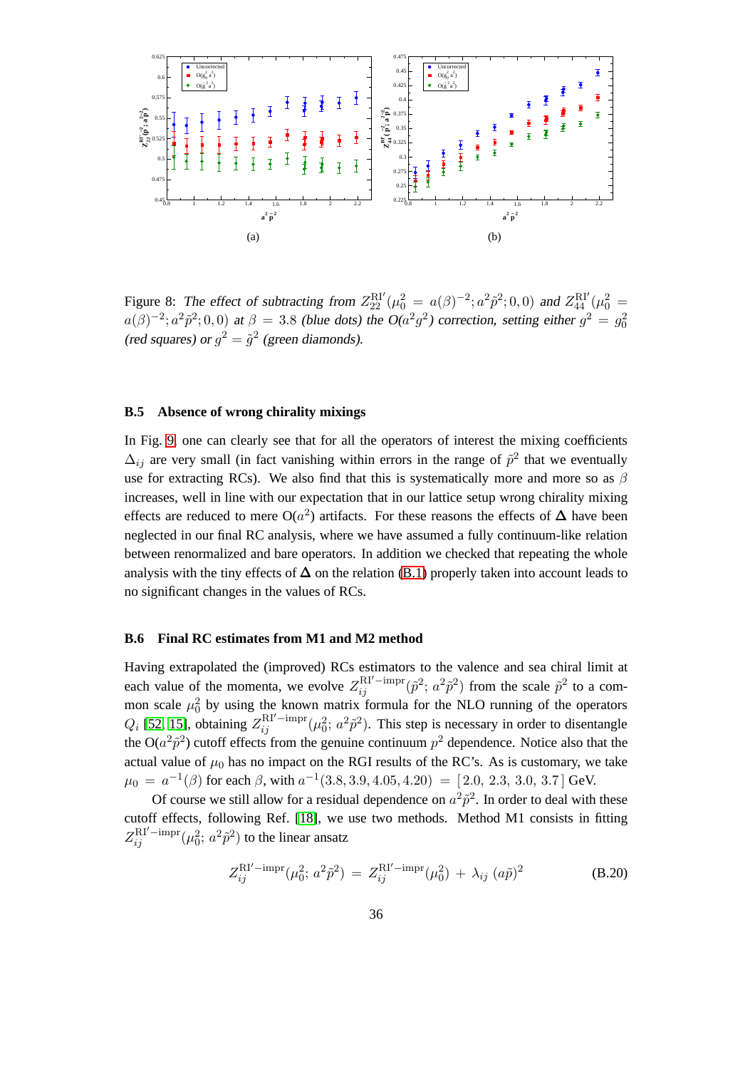Figure 8: *The effect of subtracting from* $Z_{22}^{\mathrm{RI}'}(\mu_0^2 = a(\beta)^{-2}; a^2\tilde{p}^2; 0, 0)$ *and* $Z_{44}^{\mathrm{RI}'}(\mu_0^2 = a(\beta)^{-2}; a^2\tilde{p}^2; 0, 0)$ *at* $\beta = 3.8$ *(blue dots) the O(*$a^2g^2$*) correction, setting either* $g^2 = g_0^2$ *(red squares) or* $g^2 = \tilde{g}^2$ *(green diamonds).*

### B.5 Absence of wrong chirality mixings

In Fig. 9 one can clearly see that for all the operators of interest the mixing coefficients $\Delta_{ij}$ are very small (in fact vanishing within errors in the range of $\tilde{p}^2$ that we eventually use for extracting RCs). We also find that this is systematically more and more so as $\beta$ increases, well in line with our expectation that in our lattice setup wrong chirality mixing effects are reduced to mere O($a^2$) artifacts. For these reasons the effects of $\mathbf{\Delta}$ have been neglected in our final RC analysis, where we have assumed a fully continuum-like relation between renormalized and bare operators. In addition we checked that repeating the whole analysis with the tiny effects of $\mathbf{\Delta}$ on the relation (B.1) properly taken into account leads to no significant changes in the values of RCs.

### B.6 Final RC estimates from M1 and M2 method

Having extrapolated the (improved) RCs estimators to the valence and sea chiral limit at each value of the momenta, we evolve $Z_{ij}^{\mathrm{RI}'-\mathrm{impr}}(\tilde{p}^2;\, a^2\tilde{p}^2)$ from the scale $\tilde{p}^2$ to a common scale $\mu_0^2$ by using the known matrix formula for the NLO running of the operators $Q_i$ [52, 15], obtaining $Z_{ij}^{\mathrm{RI}'-\mathrm{impr}}(\mu_0^2;\, a^2\tilde{p}^2)$. This step is necessary in order to disentangle the O($a^2\tilde{p}^2$) cutoff effects from the genuine continuum $p^2$ dependence. Notice also that the actual value of $\mu_0$ has no impact on the RGI results of the RC's. As is customary, we take $\mu_0 = a^{-1}(\beta)$ for each $\beta$, with $a^{-1}(3.8, 3.9, 4.05, 4.20) = [\,2.0,\ 2.3,\ 3.0,\ 3.7\,]$ GeV.

Of course we still allow for a residual dependence on $a^2\tilde{p}^2$. In order to deal with these cutoff effects, following Ref. [18], we use two methods. Method M1 consists in fitting $Z_{ij}^{\mathrm{RI}'-\mathrm{impr}}(\mu_0^2;\, a^2\tilde{p}^2)$ to the linear ansatz

$$Z_{ij}^{\mathrm{RI}'-\mathrm{impr}}(\mu_0^2;\, a^2\tilde{p}^2) \;=\; Z_{ij}^{\mathrm{RI}'-\mathrm{impr}}(\mu_0^2) \,+\, \lambda_{ij}\,(a\tilde{p})^2 \tag{B.20}$$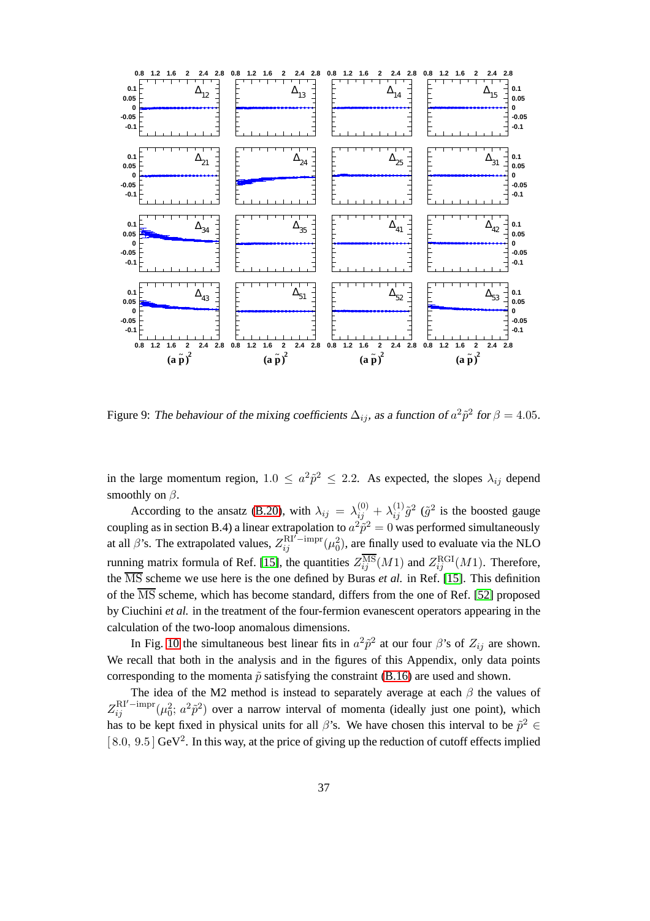Figure 9: *The behaviour of the mixing coefficients $\Delta_{ij}$, as a function of $a^2\tilde{p}^2$ for $\beta = 4.05$.*

in the large momentum region, $1.0 \leq a^2\tilde{p}^2 \leq 2.2$. As expected, the slopes $\lambda_{ij}$ depend smoothly on $\beta$.

According to the ansatz (B.20), with $\lambda_{ij} = \lambda_{ij}^{(0)} + \lambda_{ij}^{(1)}\tilde{g}^2$ ($\tilde{g}^2$ is the boosted gauge coupling as in section B.4) a linear extrapolation to $a^2\tilde{p}^2 = 0$ was performed simultaneously at all $\beta$'s. The extrapolated values, $Z_{ij}^{\mathrm{RI'-impr}}(\mu_0^2)$, are finally used to evaluate via the NLO running matrix formula of Ref. [15], the quantities $Z_{ij}^{\overline{\mathrm{MS}}}(M1)$ and $Z_{ij}^{\mathrm{RGI}}(M1)$. Therefore, the $\overline{\mathrm{MS}}$ scheme we use here is the one defined by Buras *et al.* in Ref. [15]. This definition of the $\overline{\mathrm{MS}}$ scheme, which has become standard, differs from the one of Ref. [52] proposed by Ciuchini *et al.* in the treatment of the four-fermion evanescent operators appearing in the calculation of the two-loop anomalous dimensions.

In Fig. 10 the simultaneous best linear fits in $a^2\tilde{p}^2$ at our four $\beta$'s of $Z_{ij}$ are shown. We recall that both in the analysis and in the figures of this Appendix, only data points corresponding to the momenta $\tilde{p}$ satisfying the constraint (B.16) are used and shown.

The idea of the M2 method is instead to separately average at each $\beta$ the values of $Z_{ij}^{\mathrm{RI'-impr}}(\mu_0^2;\, a^2\tilde{p}^2)$ over a narrow interval of momenta (ideally just one point), which has to be kept fixed in physical units for all $\beta$'s. We have chosen this interval to be $\tilde{p}^2 \in [\,8.0,\, 9.5\,]\,\mathrm{GeV}^2$. In this way, at the price of giving up the reduction of cutoff effects implied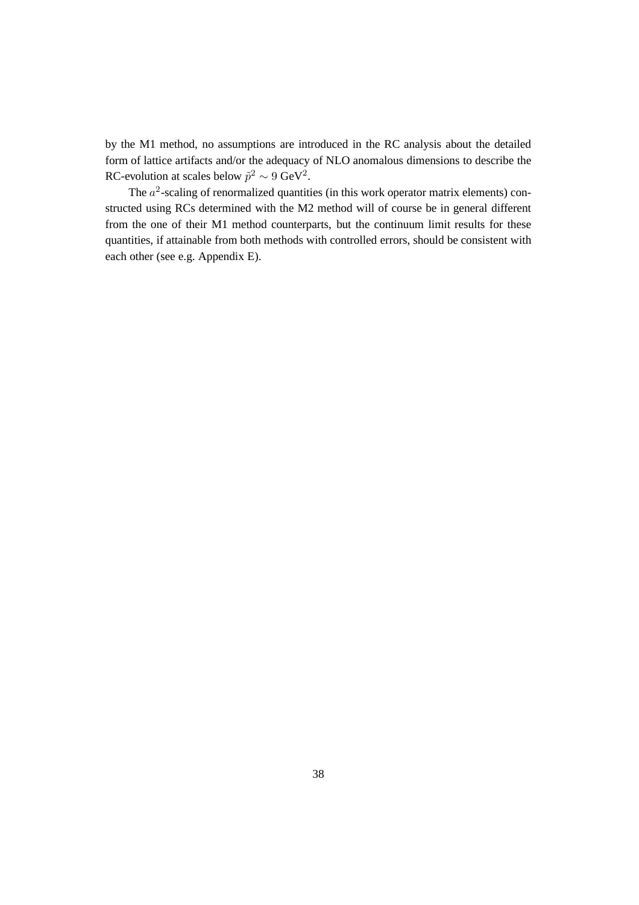by the M1 method, no assumptions are introduced in the RC analysis about the detailed form of lattice artifacts and/or the adequacy of NLO anomalous dimensions to describe the RC-evolution at scales below $\tilde{p}^2 \sim 9~\text{GeV}^2$.

The $a^2$-scaling of renormalized quantities (in this work operator matrix elements) constructed using RCs determined with the M2 method will of course be in general different from the one of their M1 method counterparts, but the continuum limit results for these quantities, if attainable from both methods with controlled errors, should be consistent with each other (see e.g. Appendix E).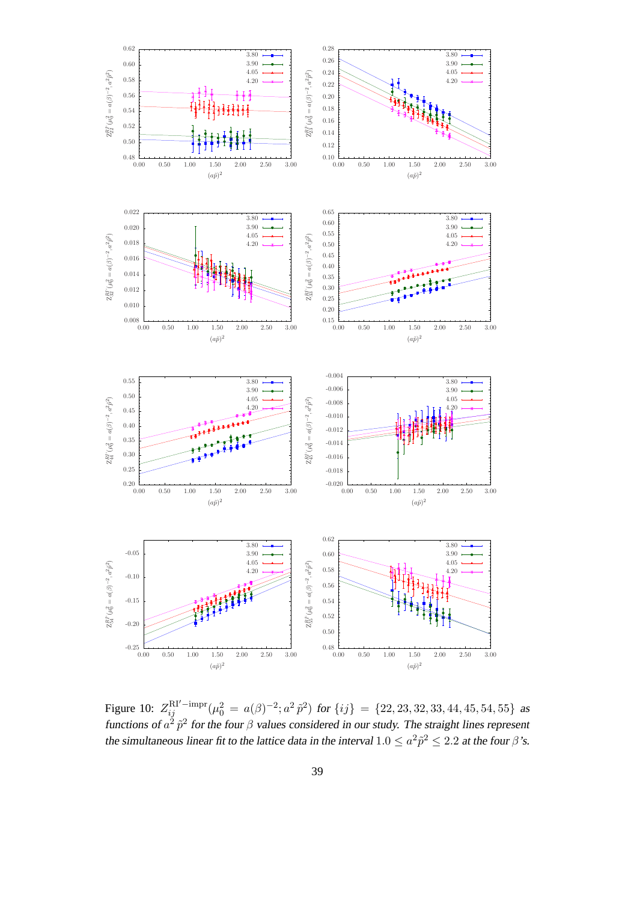Figure 10: $Z_{ij}^{\mathrm{RI'-impr}}(\mu_0^2 = a(\beta)^{-2}; a^2\,\tilde{p}^2)$ for $\{ij\} = \{22, 23, 32, 33, 44, 45, 54, 55\}$ as functions of $a^2\,\tilde{p}^2$ for the four $\beta$ values considered in our study. The straight lines represent the simultaneous linear fit to the lattice data in the interval $1.0 \leq a^2\tilde{p}^2 \leq 2.2$ at the four $\beta$'s.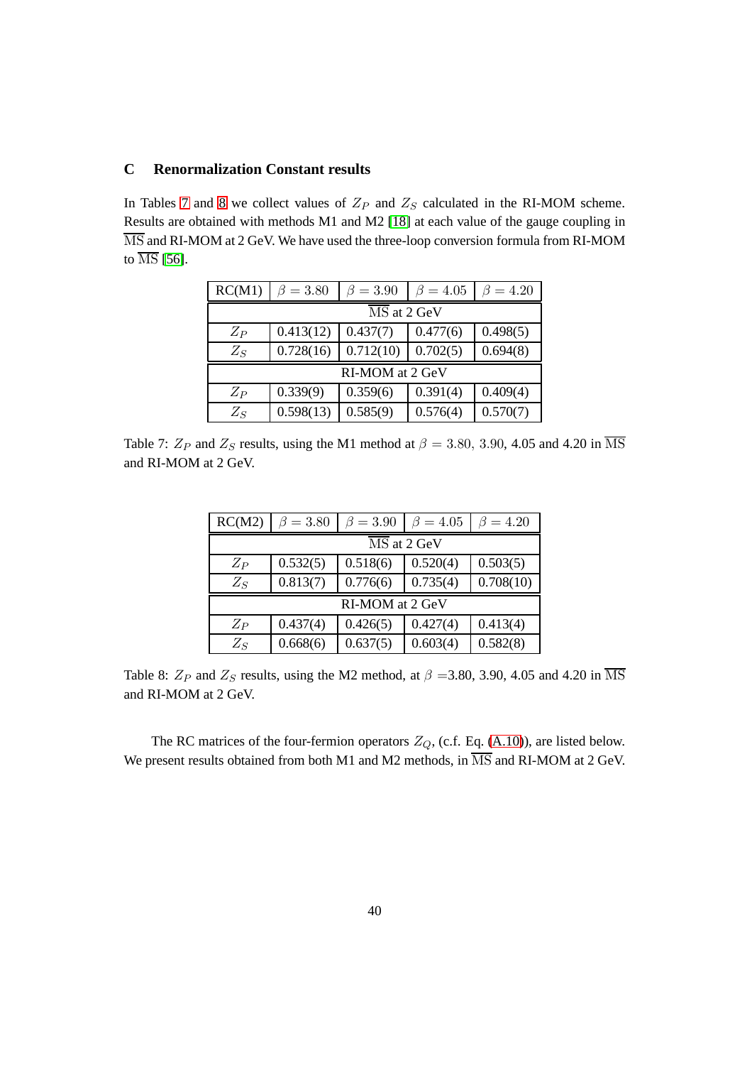## C Renormalization Constant results

In Tables 7 and 8 we collect values of $Z_P$ and $Z_S$ calculated in the RI-MOM scheme. Results are obtained with methods M1 and M2 [18] at each value of the gauge coupling in $\overline{\text{MS}}$ and RI-MOM at 2 GeV. We have used the three-loop conversion formula from RI-MOM to $\overline{\text{MS}}$ [56].

| RC(M1) | $\beta = 3.80$ | $\beta = 3.90$ | $\beta = 4.05$ | $\beta = 4.20$ |
|---|---|---|---|---|
| $\overline{\text{MS}}$ at 2 GeV | | | | |
| $Z_P$ | 0.413(12) | 0.437(7) | 0.477(6) | 0.498(5) |
| $Z_S$ | 0.728(16) | 0.712(10) | 0.702(5) | 0.694(8) |
| RI-MOM at 2 GeV | | | | |
| $Z_P$ | 0.339(9) | 0.359(6) | 0.391(4) | 0.409(4) |
| $Z_S$ | 0.598(13) | 0.585(9) | 0.576(4) | 0.570(7) |

Table 7: $Z_P$ and $Z_S$ results, using the M1 method at $\beta = 3.80,\ 3.90$, 4.05 and 4.20 in $\overline{\text{MS}}$ and RI-MOM at 2 GeV.

| RC(M2) | $\beta = 3.80$ | $\beta = 3.90$ | $\beta = 4.05$ | $\beta = 4.20$ |
|---|---|---|---|---|
| $\overline{\text{MS}}$ at 2 GeV | | | | |
| $Z_P$ | 0.532(5) | 0.518(6) | 0.520(4) | 0.503(5) |
| $Z_S$ | 0.813(7) | 0.776(6) | 0.735(4) | 0.708(10) |
| RI-MOM at 2 GeV | | | | |
| $Z_P$ | 0.437(4) | 0.426(5) | 0.427(4) | 0.413(4) |
| $Z_S$ | 0.668(6) | 0.637(5) | 0.603(4) | 0.582(8) |

Table 8: $Z_P$ and $Z_S$ results, using the M2 method, at $\beta$ =3.80, 3.90, 4.05 and 4.20 in $\overline{\text{MS}}$ and RI-MOM at 2 GeV.

The RC matrices of the four-fermion operators $Z_Q$, (c.f. Eq. (A.10)), are listed below. We present results obtained from both M1 and M2 methods, in $\overline{\text{MS}}$ and RI-MOM at 2 GeV.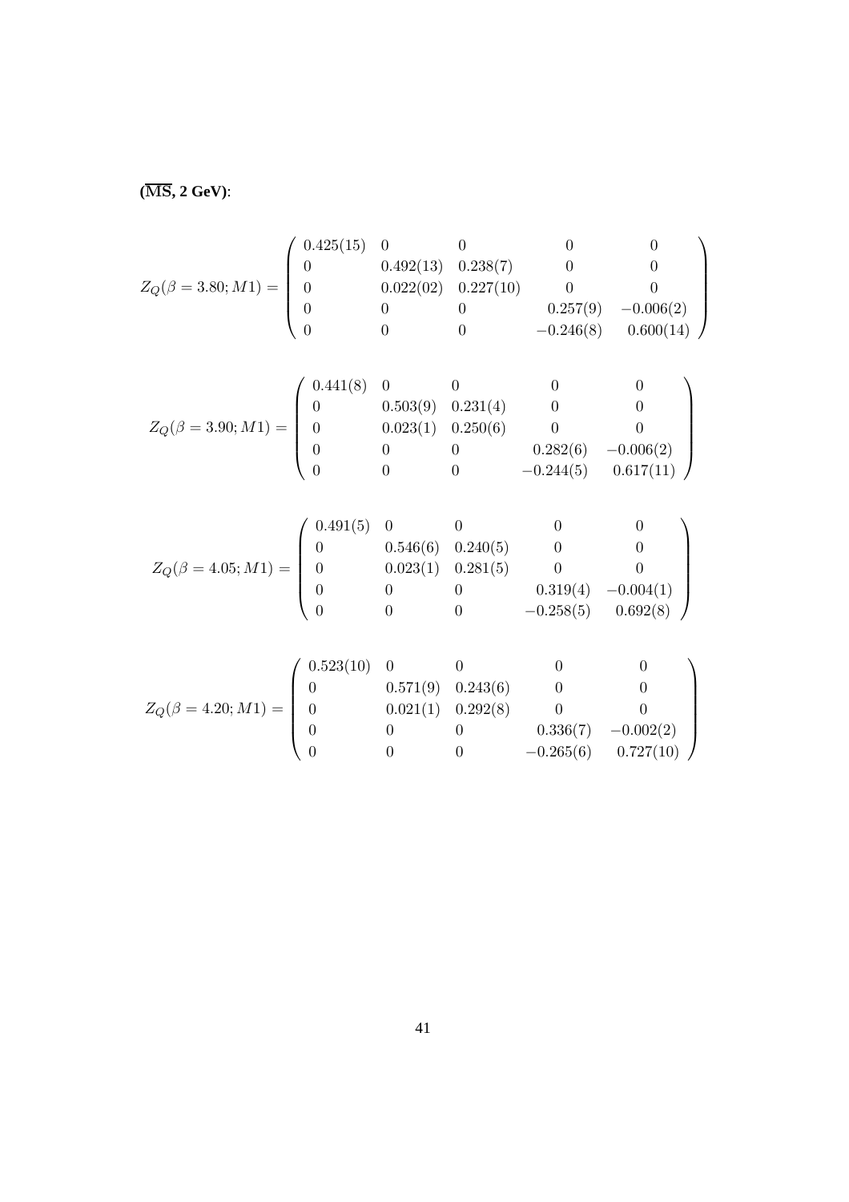**($\overline{\text{MS}}$, 2 GeV)**:

$$
Z_Q(\beta = 3.80; M1) = \begin{pmatrix} 0.425(15) & 0 & 0 & 0 & 0 \\ 0 & 0.492(13) & 0.238(7) & 0 & 0 \\ 0 & 0.022(02) & 0.227(10) & 0 & 0 \\ 0 & 0 & 0 & 0.257(9) & -0.006(2) \\ 0 & 0 & 0 & -0.246(8) & 0.600(14) \end{pmatrix}
$$

$$
Z_Q(\beta = 3.90; M1) = \begin{pmatrix} 0.441(8) & 0 & 0 & 0 & 0 \\ 0 & 0.503(9) & 0.231(4) & 0 & 0 \\ 0 & 0.023(1) & 0.250(6) & 0 & 0 \\ 0 & 0 & 0 & 0.282(6) & -0.006(2) \\ 0 & 0 & 0 & -0.244(5) & 0.617(11) \end{pmatrix}
$$

$$
Z_Q(\beta = 4.05; M1) = \begin{pmatrix} 0.491(5) & 0 & 0 & 0 & 0 \\ 0 & 0.546(6) & 0.240(5) & 0 & 0 \\ 0 & 0.023(1) & 0.281(5) & 0 & 0 \\ 0 & 0 & 0 & 0.319(4) & -0.004(1) \\ 0 & 0 & 0 & -0.258(5) & 0.692(8) \end{pmatrix}
$$

$$
Z_Q(\beta = 4.20; M1) = \begin{pmatrix} 0.523(10) & 0 & 0 & 0 & 0 \\ 0 & 0.571(9) & 0.243(6) & 0 & 0 \\ 0 & 0.021(1) & 0.292(8) & 0 & 0 \\ 0 & 0 & 0 & 0.336(7) & -0.002(2) \\ 0 & 0 & 0 & -0.265(6) & 0.727(10) \end{pmatrix}
$$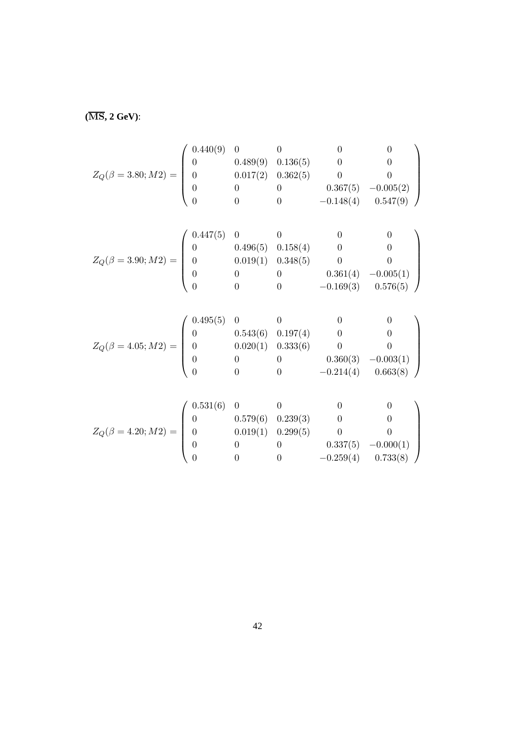**($\overline{\textbf{MS}}$, 2 GeV)**:

$$Z_Q(\beta = 3.80; M2) = \begin{pmatrix} 0.440(9) & 0 & 0 & 0 & 0 \\ 0 & 0.489(9) & 0.136(5) & 0 & 0 \\ 0 & 0.017(2) & 0.362(5) & 0 & 0 \\ 0 & 0 & 0 & 0.367(5) & -0.005(2) \\ 0 & 0 & 0 & -0.148(4) & 0.547(9) \end{pmatrix}$$

$$Z_Q(\beta = 3.90; M2) = \begin{pmatrix} 0.447(5) & 0 & 0 & 0 & 0 \\ 0 & 0.496(5) & 0.158(4) & 0 & 0 \\ 0 & 0.019(1) & 0.348(5) & 0 & 0 \\ 0 & 0 & 0 & 0.361(4) & -0.005(1) \\ 0 & 0 & 0 & -0.169(3) & 0.576(5) \end{pmatrix}$$

$$Z_Q(\beta = 4.05; M2) = \begin{pmatrix} 0.495(5) & 0 & 0 & 0 & 0 \\ 0 & 0.543(6) & 0.197(4) & 0 & 0 \\ 0 & 0.020(1) & 0.333(6) & 0 & 0 \\ 0 & 0 & 0 & 0.360(3) & -0.003(1) \\ 0 & 0 & 0 & -0.214(4) & 0.663(8) \end{pmatrix}$$

$$Z_Q(\beta = 4.20; M2) = \begin{pmatrix} 0.531(6) & 0 & 0 & 0 & 0 \\ 0 & 0.579(6) & 0.239(3) & 0 & 0 \\ 0 & 0.019(1) & 0.299(5) & 0 & 0 \\ 0 & 0 & 0 & 0.337(5) & -0.000(1) \\ 0 & 0 & 0 & -0.259(4) & 0.733(8) \end{pmatrix}$$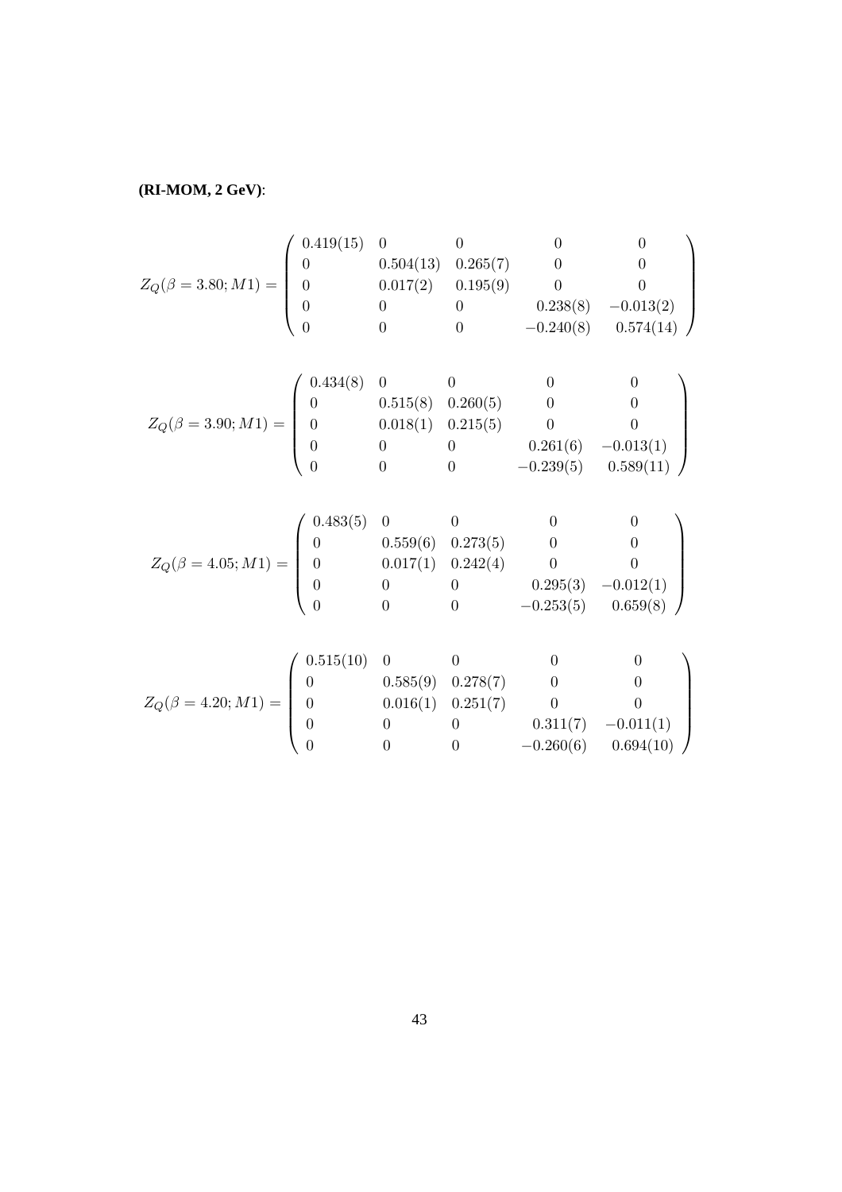**(RI-MOM, 2 GeV)**:

$$
Z_Q(\beta = 3.80; M1) = \begin{pmatrix} 0.419(15) & 0 & 0 & 0 & 0 \\ 0 & 0.504(13) & 0.265(7) & 0 & 0 \\ 0 & 0.017(2) & 0.195(9) & 0 & 0 \\ 0 & 0 & 0 & 0.238(8) & -0.013(2) \\ 0 & 0 & 0 & -0.240(8) & 0.574(14) \end{pmatrix}
$$

$$
Z_Q(\beta = 3.90; M1) = \begin{pmatrix} 0.434(8) & 0 & 0 & 0 & 0 \\ 0 & 0.515(8) & 0.260(5) & 0 & 0 \\ 0 & 0.018(1) & 0.215(5) & 0 & 0 \\ 0 & 0 & 0 & 0.261(6) & -0.013(1) \\ 0 & 0 & 0 & -0.239(5) & 0.589(11) \end{pmatrix}
$$

$$
Z_Q(\beta = 4.05; M1) = \begin{pmatrix} 0.483(5) & 0 & 0 & 0 & 0 \\ 0 & 0.559(6) & 0.273(5) & 0 & 0 \\ 0 & 0.017(1) & 0.242(4) & 0 & 0 \\ 0 & 0 & 0 & 0.295(3) & -0.012(1) \\ 0 & 0 & 0 & -0.253(5) & 0.659(8) \end{pmatrix}
$$

$$
Z_Q(\beta = 4.20; M1) = \begin{pmatrix} 0.515(10) & 0 & 0 & 0 & 0 \\ 0 & 0.585(9) & 0.278(7) & 0 & 0 \\ 0 & 0.016(1) & 0.251(7) & 0 & 0 \\ 0 & 0 & 0 & 0.311(7) & -0.011(1) \\ 0 & 0 & 0 & -0.260(6) & 0.694(10) \end{pmatrix}
$$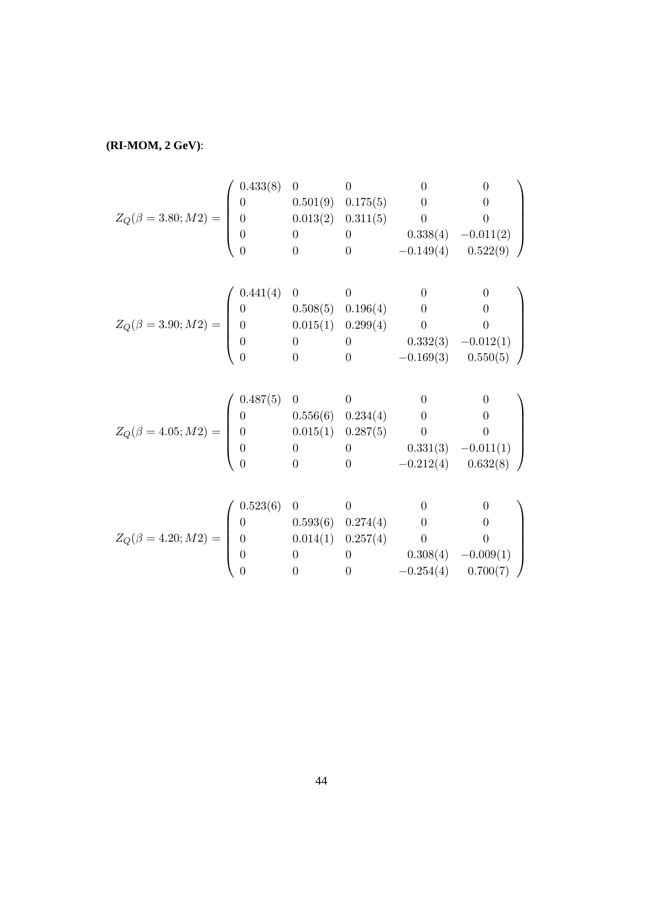**(RI-MOM, 2 GeV)**:

$$
Z_Q(\beta=3.80;M2) = \begin{pmatrix}
0.433(8) & 0 & 0 & 0 & 0 \\
0 & 0.501(9) & 0.175(5) & 0 & 0 \\
0 & 0.013(2) & 0.311(5) & 0 & 0 \\
0 & 0 & 0 & 0.338(4) & -0.011(2) \\
0 & 0 & 0 & -0.149(4) & 0.522(9)
\end{pmatrix}
$$

$$
Z_Q(\beta=3.90;M2) = \begin{pmatrix}
0.441(4) & 0 & 0 & 0 & 0 \\
0 & 0.508(5) & 0.196(4) & 0 & 0 \\
0 & 0.015(1) & 0.299(4) & 0 & 0 \\
0 & 0 & 0 & 0.332(3) & -0.012(1) \\
0 & 0 & 0 & -0.169(3) & 0.550(5)
\end{pmatrix}
$$

$$
Z_Q(\beta=4.05;M2) = \begin{pmatrix}
0.487(5) & 0 & 0 & 0 & 0 \\
0 & 0.556(6) & 0.234(4) & 0 & 0 \\
0 & 0.015(1) & 0.287(5) & 0 & 0 \\
0 & 0 & 0 & 0.331(3) & -0.011(1) \\
0 & 0 & 0 & -0.212(4) & 0.632(8)
\end{pmatrix}
$$

$$
Z_Q(\beta=4.20;M2) = \begin{pmatrix}
0.523(6) & 0 & 0 & 0 & 0 \\
0 & 0.593(6) & 0.274(4) & 0 & 0 \\
0 & 0.014(1) & 0.257(4) & 0 & 0 \\
0 & 0 & 0 & 0.308(4) & -0.009(1) \\
0 & 0 & 0 & -0.254(4) & 0.700(7)
\end{pmatrix}
$$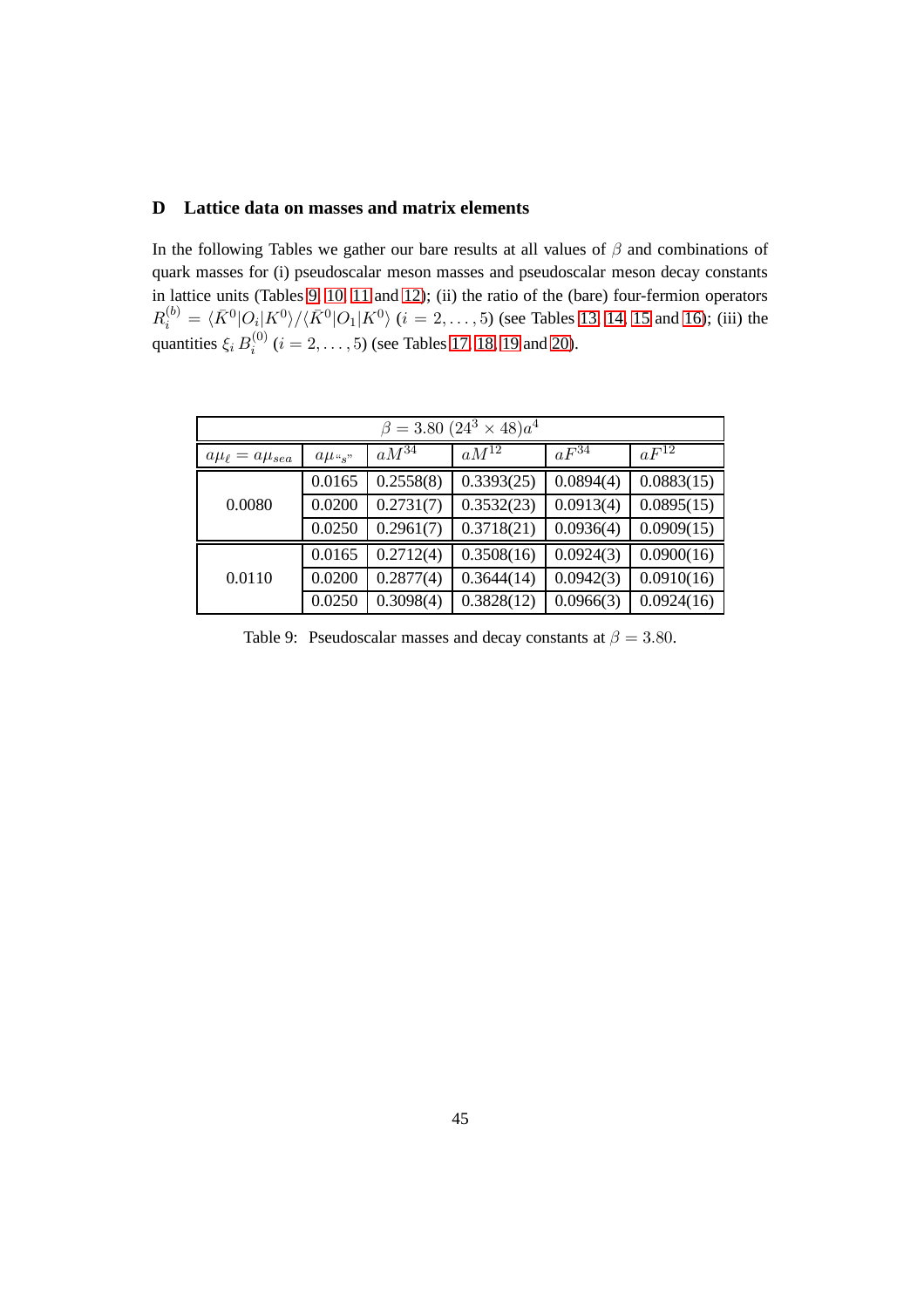## D Lattice data on masses and matrix elements

In the following Tables we gather our bare results at all values of $\beta$ and combinations of quark masses for (i) pseudoscalar meson masses and pseudoscalar meson decay constants in lattice units (Tables 9, 10, 11 and 12); (ii) the ratio of the (bare) four-fermion operators $R_i^{(b)} = \langle \bar{K}^0|O_i|K^0\rangle / \langle \bar{K}^0|O_1|K^0\rangle$ ($i = 2, \ldots, 5$) (see Tables 13, 14, 15 and 16); (iii) the quantities $\xi_i \, B_i^{(0)}$ ($i = 2, \ldots, 5$) (see Tables 17, 18, 19 and 20).

| $\beta = 3.80$ $(24^3 \times 48)a^4$ | | | | | |
|---|---|---|---|---|---|
| $a\mu_\ell = a\mu_{sea}$ | $a\mu_{``s"}$ | $aM^{34}$ | $aM^{12}$ | $aF^{34}$ | $aF^{12}$ |
| 0.0080 | 0.0165 | 0.2558(8) | 0.3393(25) | 0.0894(4) | 0.0883(15) |
| | 0.0200 | 0.2731(7) | 0.3532(23) | 0.0913(4) | 0.0895(15) |
| | 0.0250 | 0.2961(7) | 0.3718(21) | 0.0936(4) | 0.0909(15) |
| 0.0110 | 0.0165 | 0.2712(4) | 0.3508(16) | 0.0924(3) | 0.0900(16) |
| | 0.0200 | 0.2877(4) | 0.3644(14) | 0.0942(3) | 0.0910(16) |
| | 0.0250 | 0.3098(4) | 0.3828(12) | 0.0966(3) | 0.0924(16) |

Table 9: Pseudoscalar masses and decay constants at $\beta = 3.80$.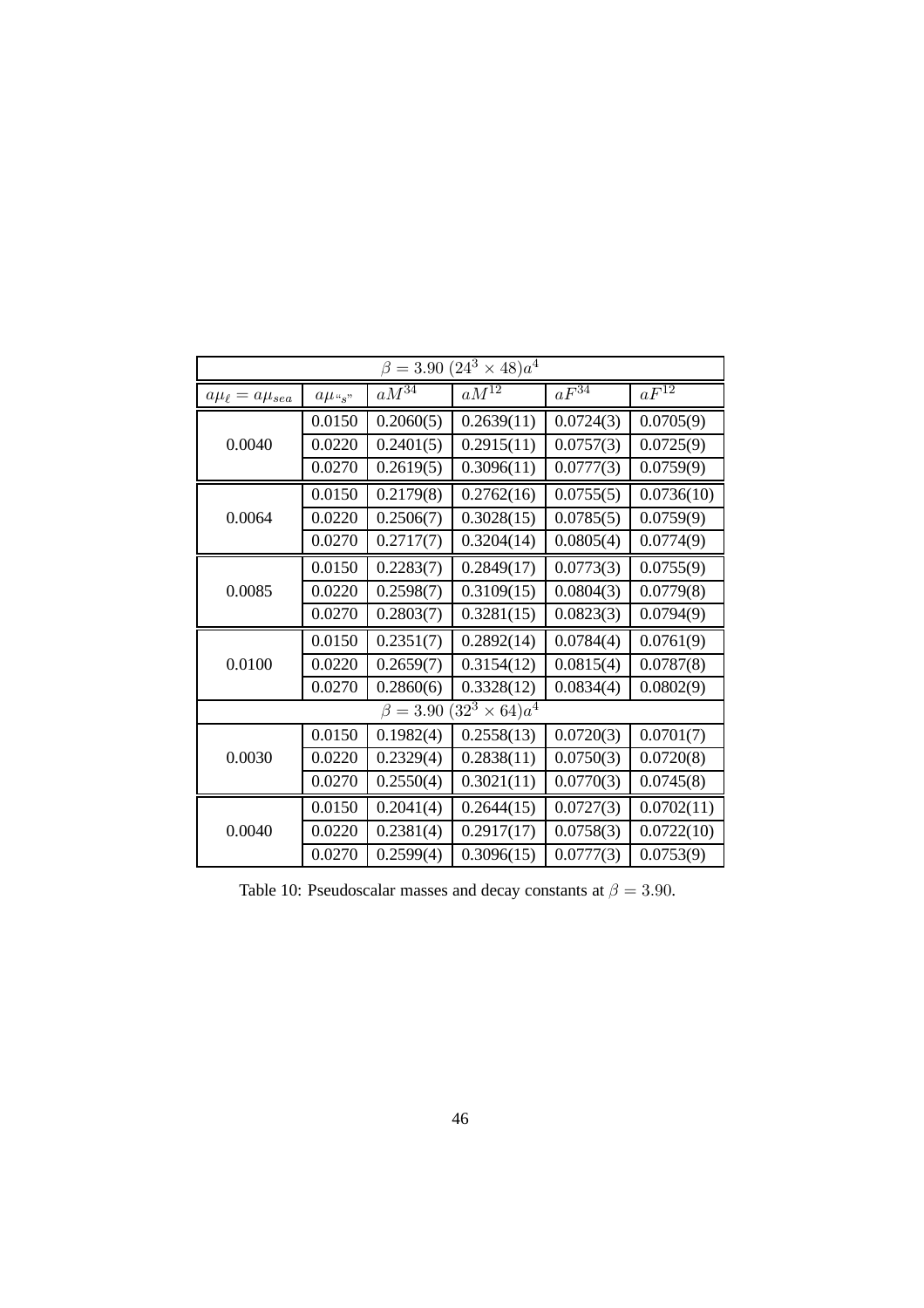| $\beta = 3.90$ $(24^3 \times 48)a^4$ | | | | | |
|---|---|---|---|---|---|
| $a\mu_\ell = a\mu_{sea}$ | $a\mu_{``s"}$ | $aM^{34}$ | $aM^{12}$ | $aF^{34}$ | $aF^{12}$ |
| 0.0040 | 0.0150 | 0.2060(5) | 0.2639(11) | 0.0724(3) | 0.0705(9) |
| | 0.0220 | 0.2401(5) | 0.2915(11) | 0.0757(3) | 0.0725(9) |
| | 0.0270 | 0.2619(5) | 0.3096(11) | 0.0777(3) | 0.0759(9) |
| 0.0064 | 0.0150 | 0.2179(8) | 0.2762(16) | 0.0755(5) | 0.0736(10) |
| | 0.0220 | 0.2506(7) | 0.3028(15) | 0.0785(5) | 0.0759(9) |
| | 0.0270 | 0.2717(7) | 0.3204(14) | 0.0805(4) | 0.0774(9) |
| 0.0085 | 0.0150 | 0.2283(7) | 0.2849(17) | 0.0773(3) | 0.0755(9) |
| | 0.0220 | 0.2598(7) | 0.3109(15) | 0.0804(3) | 0.0779(8) |
| | 0.0270 | 0.2803(7) | 0.3281(15) | 0.0823(3) | 0.0794(9) |
| 0.0100 | 0.0150 | 0.2351(7) | 0.2892(14) | 0.0784(4) | 0.0761(9) |
| | 0.0220 | 0.2659(7) | 0.3154(12) | 0.0815(4) | 0.0787(8) |
| | 0.0270 | 0.2860(6) | 0.3328(12) | 0.0834(4) | 0.0802(9) |
| $\beta = 3.90$ $(32^3 \times 64)a^4$ | | | | | |
| 0.0030 | 0.0150 | 0.1982(4) | 0.2558(13) | 0.0720(3) | 0.0701(7) |
| | 0.0220 | 0.2329(4) | 0.2838(11) | 0.0750(3) | 0.0720(8) |
| | 0.0270 | 0.2550(4) | 0.3021(11) | 0.0770(3) | 0.0745(8) |
| 0.0040 | 0.0150 | 0.2041(4) | 0.2644(15) | 0.0727(3) | 0.0702(11) |
| | 0.0220 | 0.2381(4) | 0.2917(17) | 0.0758(3) | 0.0722(10) |
| | 0.0270 | 0.2599(4) | 0.3096(15) | 0.0777(3) | 0.0753(9) |

Table 10: Pseudoscalar masses and decay constants at $\beta = 3.90$.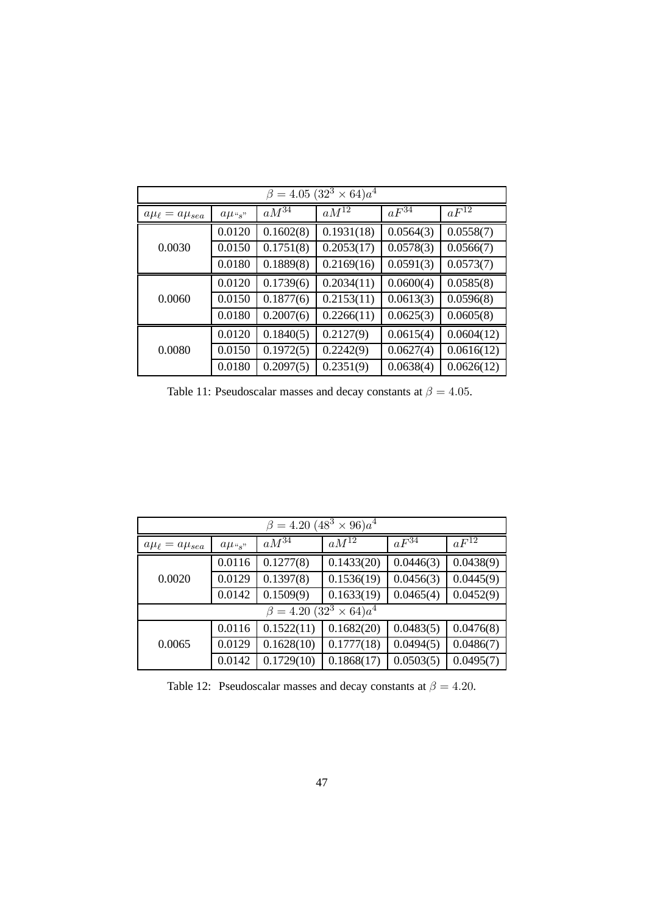| $\beta = 4.05$ $(32^3 \times 64)a^4$ | | | | | |
|---|---|---|---|---|---|
| $a\mu_\ell = a\mu_{sea}$ | $a\mu_{“s”}$ | $aM^{34}$ | $aM^{12}$ | $aF^{34}$ | $aF^{12}$ |
| 0.0030 | 0.0120 | 0.1602(8) | 0.1931(18) | 0.0564(3) | 0.0558(7) |
| | 0.0150 | 0.1751(8) | 0.2053(17) | 0.0578(3) | 0.0566(7) |
| | 0.0180 | 0.1889(8) | 0.2169(16) | 0.0591(3) | 0.0573(7) |
| 0.0060 | 0.0120 | 0.1739(6) | 0.2034(11) | 0.0600(4) | 0.0585(8) |
| | 0.0150 | 0.1877(6) | 0.2153(11) | 0.0613(3) | 0.0596(8) |
| | 0.0180 | 0.2007(6) | 0.2266(11) | 0.0625(3) | 0.0605(8) |
| 0.0080 | 0.0120 | 0.1840(5) | 0.2127(9) | 0.0615(4) | 0.0604(12) |
| | 0.0150 | 0.1972(5) | 0.2242(9) | 0.0627(4) | 0.0616(12) |
| | 0.0180 | 0.2097(5) | 0.2351(9) | 0.0638(4) | 0.0626(12) |

Table 11: Pseudoscalar masses and decay constants at $\beta = 4.05$.

| $\beta = 4.20$ $(48^3 \times 96)a^4$ | | | | | |
|---|---|---|---|---|---|
| $a\mu_\ell = a\mu_{sea}$ | $a\mu_{“s”}$ | $aM^{34}$ | $aM^{12}$ | $aF^{34}$ | $aF^{12}$ |
| 0.0020 | 0.0116 | 0.1277(8) | 0.1433(20) | 0.0446(3) | 0.0438(9) |
| | 0.0129 | 0.1397(8) | 0.1536(19) | 0.0456(3) | 0.0445(9) |
| | 0.0142 | 0.1509(9) | 0.1633(19) | 0.0465(4) | 0.0452(9) |
| $\beta = 4.20$ $(32^3 \times 64)a^4$ | | | | | |
| 0.0065 | 0.0116 | 0.1522(11) | 0.1682(20) | 0.0483(5) | 0.0476(8) |
| | 0.0129 | 0.1628(10) | 0.1777(18) | 0.0494(5) | 0.0486(7) |
| | 0.0142 | 0.1729(10) | 0.1868(17) | 0.0503(5) | 0.0495(7) |

Table 12: Pseudoscalar masses and decay constants at $\beta = 4.20$.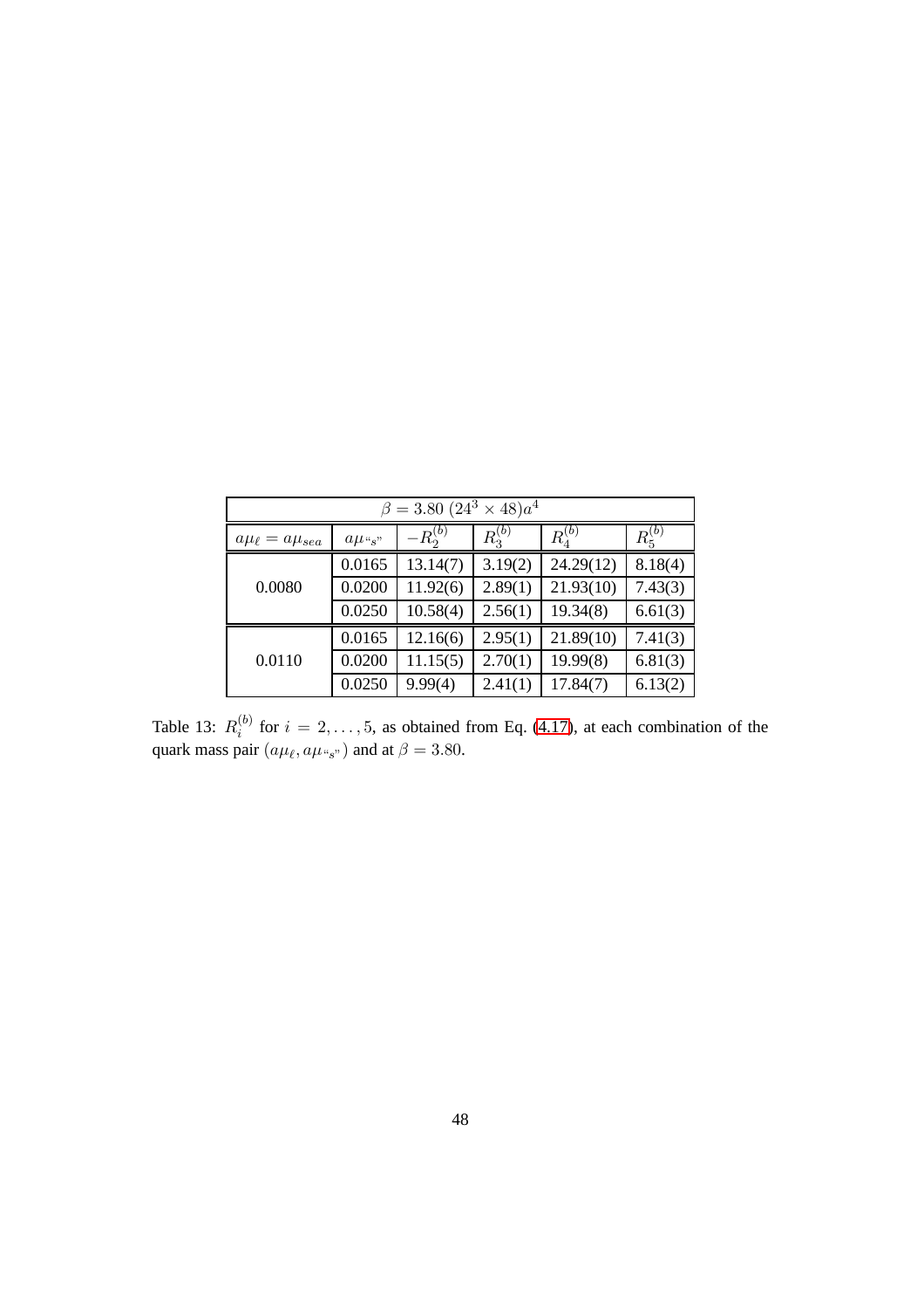| $\beta = 3.80$ $(24^3 \times 48)a^4$ | | | | | |
|---|---|---|---|---|---|
| $a\mu_\ell = a\mu_{sea}$ | $a\mu_{``s"}$ | $-R_2^{(b)}$ | $R_3^{(b)}$ | $R_4^{(b)}$ | $R_5^{(b)}$ |
| 0.0080 | 0.0165 | 13.14(7) | 3.19(2) | 24.29(12) | 8.18(4) |
| | 0.0200 | 11.92(6) | 2.89(1) | 21.93(10) | 7.43(3) |
| | 0.0250 | 10.58(4) | 2.56(1) | 19.34(8) | 6.61(3) |
| 0.0110 | 0.0165 | 12.16(6) | 2.95(1) | 21.89(10) | 7.41(3) |
| | 0.0200 | 11.15(5) | 2.70(1) | 19.99(8) | 6.81(3) |
| | 0.0250 | 9.99(4) | 2.41(1) | 17.84(7) | 6.13(2) |

Table 13: $R_i^{(b)}$ for $i = 2, \ldots, 5$, as obtained from Eq. (4.17), at each combination of the quark mass pair $(a\mu_\ell, a\mu_{``s"})$ and at $\beta = 3.80$.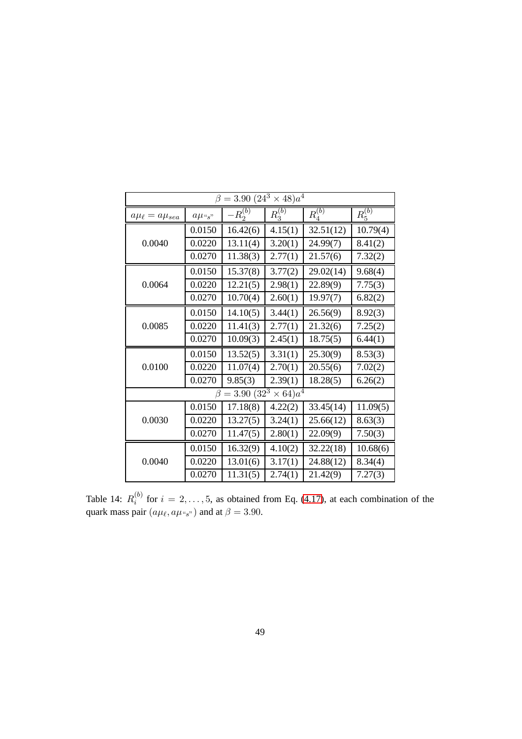| $\beta = 3.90\ (24^3 \times 48)a^4$ | | | | | |
|---|---|---|---|---|---|
| $a\mu_\ell = a\mu_{sea}$ | $a\mu_{“s”}$ | $-R_2^{(b)}$ | $R_3^{(b)}$ | $R_4^{(b)}$ | $R_5^{(b)}$ |
| 0.0040 | 0.0150 | 16.42(6) | 4.15(1) | 32.51(12) | 10.79(4) |
| | 0.0220 | 13.11(4) | 3.20(1) | 24.99(7) | 8.41(2) |
| | 0.0270 | 11.38(3) | 2.77(1) | 21.57(6) | 7.32(2) |
| 0.0064 | 0.0150 | 15.37(8) | 3.77(2) | 29.02(14) | 9.68(4) |
| | 0.0220 | 12.21(5) | 2.98(1) | 22.89(9) | 7.75(3) |
| | 0.0270 | 10.70(4) | 2.60(1) | 19.97(7) | 6.82(2) |
| 0.0085 | 0.0150 | 14.10(5) | 3.44(1) | 26.56(9) | 8.92(3) |
| | 0.0220 | 11.41(3) | 2.77(1) | 21.32(6) | 7.25(2) |
| | 0.0270 | 10.09(3) | 2.45(1) | 18.75(5) | 6.44(1) |
| 0.0100 | 0.0150 | 13.52(5) | 3.31(1) | 25.30(9) | 8.53(3) |
| | 0.0220 | 11.07(4) | 2.70(1) | 20.55(6) | 7.02(2) |
| | 0.0270 | 9.85(3) | 2.39(1) | 18.28(5) | 6.26(2) |
| $\beta = 3.90\ (32^3 \times 64)a^4$ | | | | | |
| 0.0030 | 0.0150 | 17.18(8) | 4.22(2) | 33.45(14) | 11.09(5) |
| | 0.0220 | 13.27(5) | 3.24(1) | 25.66(12) | 8.63(3) |
| | 0.0270 | 11.47(5) | 2.80(1) | 22.09(9) | 7.50(3) |
| 0.0040 | 0.0150 | 16.32(9) | 4.10(2) | 32.22(18) | 10.68(6) |
| | 0.0220 | 13.01(6) | 3.17(1) | 24.88(12) | 8.34(4) |
| | 0.0270 | 11.31(5) | 2.74(1) | 21.42(9) | 7.27(3) |

Table 14: $R_i^{(b)}$ for $i = 2, \ldots, 5$, as obtained from Eq. (4.17), at each combination of the quark mass pair $(a\mu_\ell, a\mu_{“s”})$ and at $\beta = 3.90$.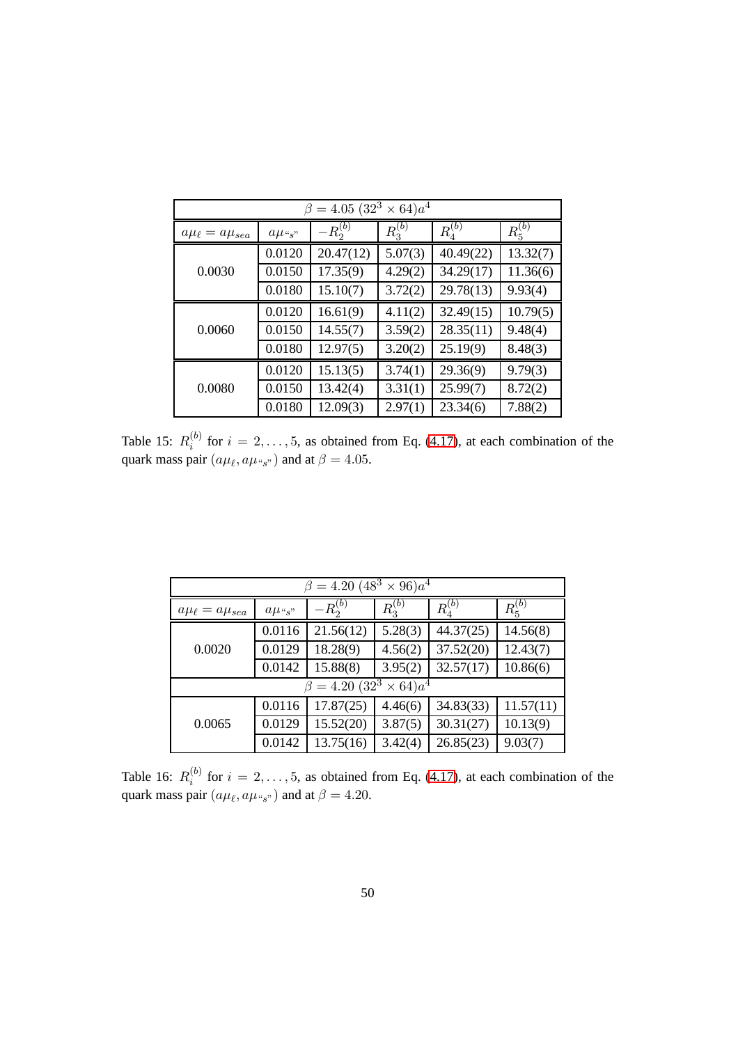| $\beta = 4.05$ $(32^3 \times 64)a^4$ | | | | | |
|---|---|---|---|---|---|
| $a\mu_\ell = a\mu_{sea}$ | $a\mu_{``s"}$ | $-R_2^{(b)}$ | $R_3^{(b)}$ | $R_4^{(b)}$ | $R_5^{(b)}$ |
| 0.0030 | 0.0120 | 20.47(12) | 5.07(3) | 40.49(22) | 13.32(7) |
| | 0.0150 | 17.35(9) | 4.29(2) | 34.29(17) | 11.36(6) |
| | 0.0180 | 15.10(7) | 3.72(2) | 29.78(13) | 9.93(4) |
| 0.0060 | 0.0120 | 16.61(9) | 4.11(2) | 32.49(15) | 10.79(5) |
| | 0.0150 | 14.55(7) | 3.59(2) | 28.35(11) | 9.48(4) |
| | 0.0180 | 12.97(5) | 3.20(2) | 25.19(9) | 8.48(3) |
| 0.0080 | 0.0120 | 15.13(5) | 3.74(1) | 29.36(9) | 9.79(3) |
| | 0.0150 | 13.42(4) | 3.31(1) | 25.99(7) | 8.72(2) |
| | 0.0180 | 12.09(3) | 2.97(1) | 23.34(6) | 7.88(2) |

Table 15: $R_i^{(b)}$ for $i = 2, \ldots, 5$, as obtained from Eq. (4.17), at each combination of the quark mass pair $(a\mu_\ell, a\mu_{``s"})$ and at $\beta = 4.05$.

| $\beta = 4.20$ $(48^3 \times 96)a^4$ | | | | | |
|---|---|---|---|---|---|
| $a\mu_\ell = a\mu_{sea}$ | $a\mu_{``s"}$ | $-R_2^{(b)}$ | $R_3^{(b)}$ | $R_4^{(b)}$ | $R_5^{(b)}$ |
| 0.0020 | 0.0116 | 21.56(12) | 5.28(3) | 44.37(25) | 14.56(8) |
| | 0.0129 | 18.28(9) | 4.56(2) | 37.52(20) | 12.43(7) |
| | 0.0142 | 15.88(8) | 3.95(2) | 32.57(17) | 10.86(6) |
| $\beta = 4.20$ $(32^3 \times 64)a^4$ | | | | | |
| 0.0065 | 0.0116 | 17.87(25) | 4.46(6) | 34.83(33) | 11.57(11) |
| | 0.0129 | 15.52(20) | 3.87(5) | 30.31(27) | 10.13(9) |
| | 0.0142 | 13.75(16) | 3.42(4) | 26.85(23) | 9.03(7) |

Table 16: $R_i^{(b)}$ for $i = 2, \ldots, 5$, as obtained from Eq. (4.17), at each combination of the quark mass pair $(a\mu_\ell, a\mu_{``s"})$ and at $\beta = 4.20$.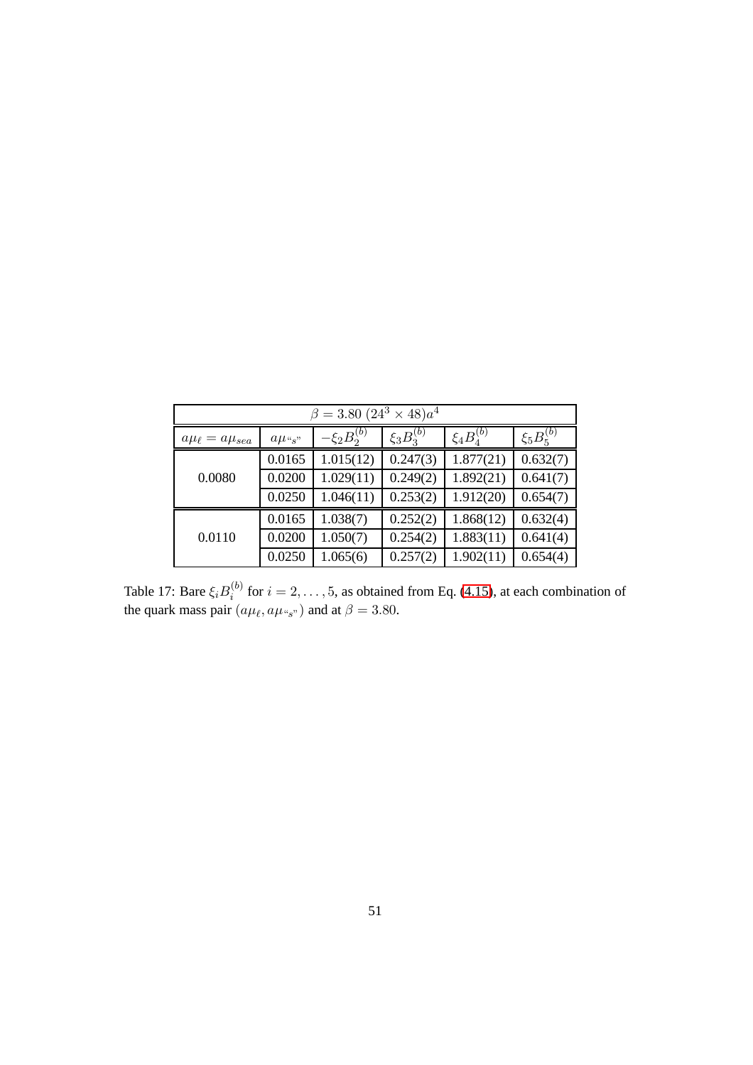| $\beta = 3.80$ $(24^3 \times 48)a^4$ | | | | | |
|---|---|---|---|---|---|
| $a\mu_\ell = a\mu_{sea}$ | $a\mu_{``s"}$ | $-\xi_2 B_2^{(b)}$ | $\xi_3 B_3^{(b)}$ | $\xi_4 B_4^{(b)}$ | $\xi_5 B_5^{(b)}$ |
| 0.0080 | 0.0165 | 1.015(12) | 0.247(3) | 1.877(21) | 0.632(7) |
| | 0.0200 | 1.029(11) | 0.249(2) | 1.892(21) | 0.641(7) |
| | 0.0250 | 1.046(11) | 0.253(2) | 1.912(20) | 0.654(7) |
| 0.0110 | 0.0165 | 1.038(7) | 0.252(2) | 1.868(12) | 0.632(4) |
| | 0.0200 | 1.050(7) | 0.254(2) | 1.883(11) | 0.641(4) |
| | 0.0250 | 1.065(6) | 0.257(2) | 1.902(11) | 0.654(4) |

Table 17: Bare $\xi_i B_i^{(b)}$ for $i = 2, \ldots, 5$, as obtained from Eq. (4.15), at each combination of the quark mass pair $(a\mu_\ell, a\mu_{``s"})$ and at $\beta = 3.80$.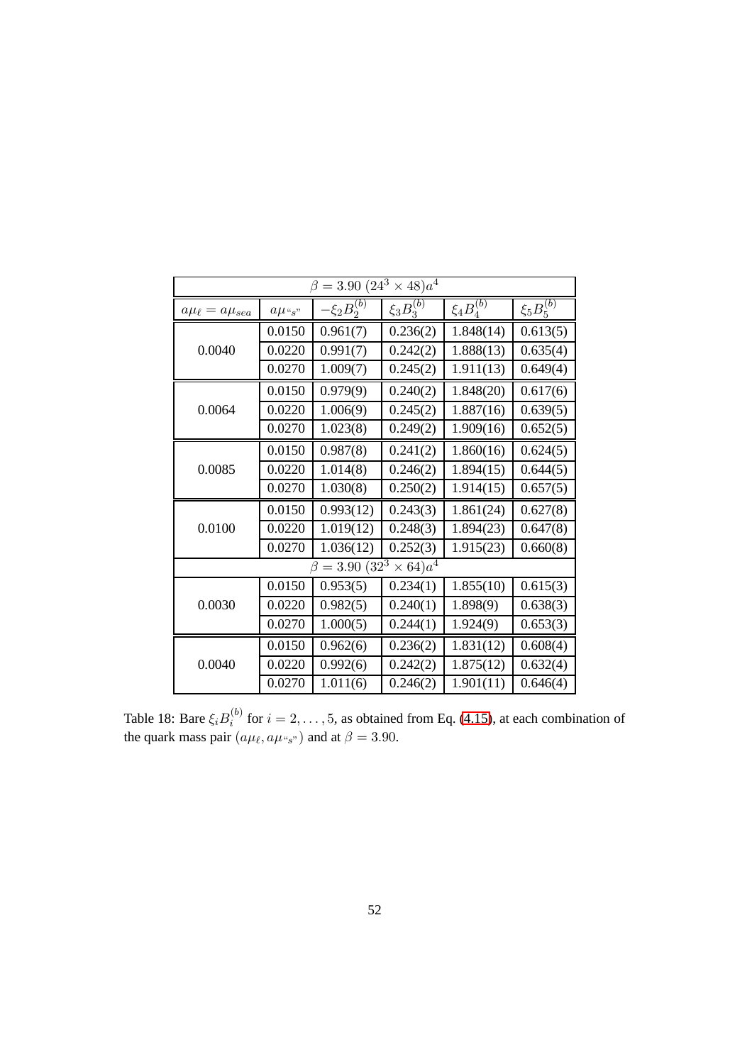| $\beta = 3.90\ (24^3 \times 48)a^4$ | | | | | |
|---|---|---|---|---|---|
| $a\mu_\ell = a\mu_{sea}$ | $a\mu_{“s”}$ | $-\xi_2 B_2^{(b)}$ | $\xi_3 B_3^{(b)}$ | $\xi_4 B_4^{(b)}$ | $\xi_5 B_5^{(b)}$ |
| 0.0040 | 0.0150 | 0.961(7) | 0.236(2) | 1.848(14) | 0.613(5) |
| | 0.0220 | 0.991(7) | 0.242(2) | 1.888(13) | 0.635(4) |
| | 0.0270 | 1.009(7) | 0.245(2) | 1.911(13) | 0.649(4) |
| 0.0064 | 0.0150 | 0.979(9) | 0.240(2) | 1.848(20) | 0.617(6) |
| | 0.0220 | 1.006(9) | 0.245(2) | 1.887(16) | 0.639(5) |
| | 0.0270 | 1.023(8) | 0.249(2) | 1.909(16) | 0.652(5) |
| 0.0085 | 0.0150 | 0.987(8) | 0.241(2) | 1.860(16) | 0.624(5) |
| | 0.0220 | 1.014(8) | 0.246(2) | 1.894(15) | 0.644(5) |
| | 0.0270 | 1.030(8) | 0.250(2) | 1.914(15) | 0.657(5) |
| 0.0100 | 0.0150 | 0.993(12) | 0.243(3) | 1.861(24) | 0.627(8) |
| | 0.0220 | 1.019(12) | 0.248(3) | 1.894(23) | 0.647(8) |
| | 0.0270 | 1.036(12) | 0.252(3) | 1.915(23) | 0.660(8) |
| $\beta = 3.90\ (32^3 \times 64)a^4$ | | | | | |
| 0.0030 | 0.0150 | 0.953(5) | 0.234(1) | 1.855(10) | 0.615(3) |
| | 0.0220 | 0.982(5) | 0.240(1) | 1.898(9) | 0.638(3) |
| | 0.0270 | 1.000(5) | 0.244(1) | 1.924(9) | 0.653(3) |
| 0.0040 | 0.0150 | 0.962(6) | 0.236(2) | 1.831(12) | 0.608(4) |
| | 0.0220 | 0.992(6) | 0.242(2) | 1.875(12) | 0.632(4) |
| | 0.0270 | 1.011(6) | 0.246(2) | 1.901(11) | 0.646(4) |

Table 18: Bare $\xi_i B_i^{(b)}$ for $i = 2, \ldots, 5$, as obtained from Eq. (4.15), at each combination of the quark mass pair $(a\mu_\ell, a\mu_{“s”})$ and at $\beta = 3.90$.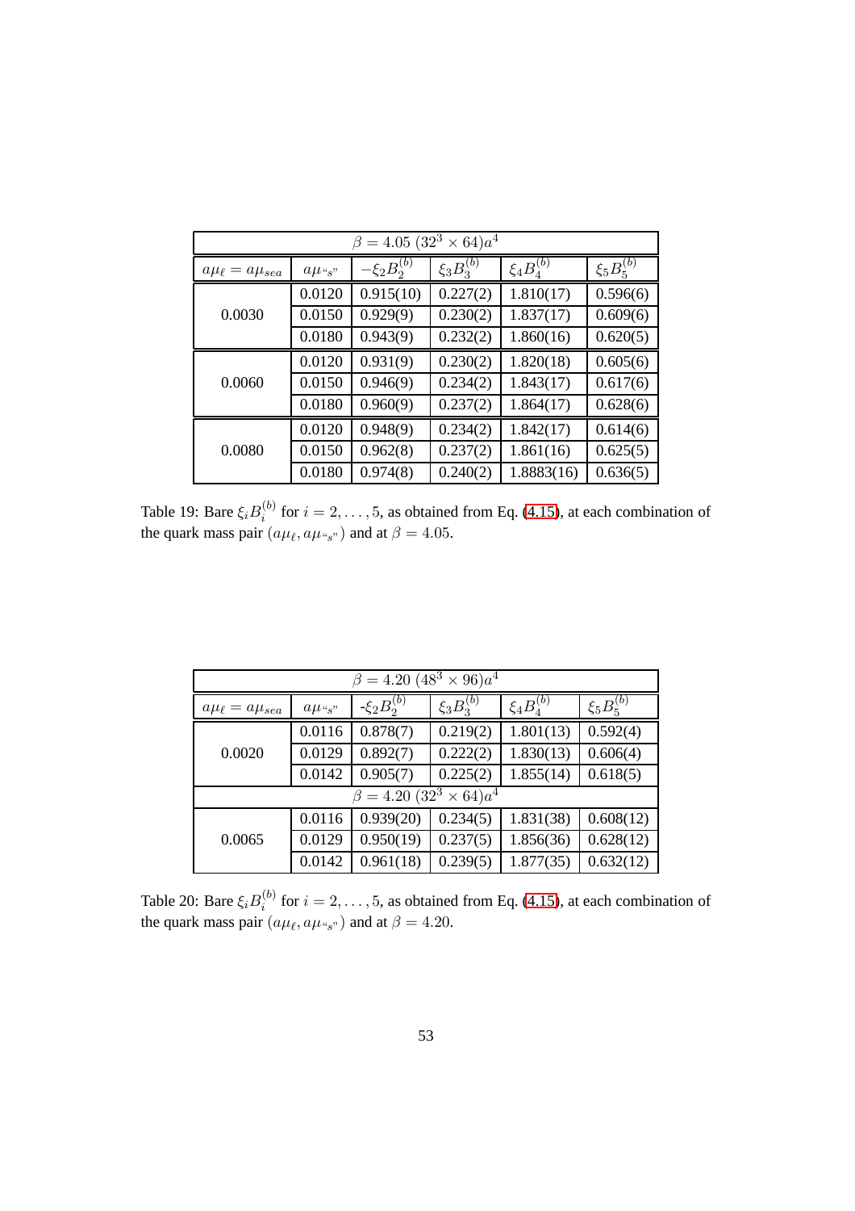| $\beta = 4.05$ $(32^3 \times 64)a^4$ | | | | | |
|---|---|---|---|---|---|
| $a\mu_\ell = a\mu_{sea}$ | $a\mu_{“s”}$ | $-\xi_2 B_2^{(b)}$ | $\xi_3 B_3^{(b)}$ | $\xi_4 B_4^{(b)}$ | $\xi_5 B_5^{(b)}$ |
| 0.0030 | 0.0120 | 0.915(10) | 0.227(2) | 1.810(17) | 0.596(6) |
| | 0.0150 | 0.929(9) | 0.230(2) | 1.837(17) | 0.609(6) |
| | 0.0180 | 0.943(9) | 0.232(2) | 1.860(16) | 0.620(5) |
| 0.0060 | 0.0120 | 0.931(9) | 0.230(2) | 1.820(18) | 0.605(6) |
| | 0.0150 | 0.946(9) | 0.234(2) | 1.843(17) | 0.617(6) |
| | 0.0180 | 0.960(9) | 0.237(2) | 1.864(17) | 0.628(6) |
| 0.0080 | 0.0120 | 0.948(9) | 0.234(2) | 1.842(17) | 0.614(6) |
| | 0.0150 | 0.962(8) | 0.237(2) | 1.861(16) | 0.625(5) |
| | 0.0180 | 0.974(8) | 0.240(2) | 1.8883(16) | 0.636(5) |

Table 19: Bare $\xi_i B_i^{(b)}$ for $i = 2, \ldots, 5$, as obtained from Eq. (4.15), at each combination of the quark mass pair $(a\mu_\ell, a\mu_{“s”})$ and at $\beta = 4.05$.

| $\beta = 4.20$ $(48^3 \times 96)a^4$ | | | | | |
|---|---|---|---|---|---|
| $a\mu_\ell = a\mu_{sea}$ | $a\mu_{“s”}$ | $-\xi_2 B_2^{(b)}$ | $\xi_3 B_3^{(b)}$ | $\xi_4 B_4^{(b)}$ | $\xi_5 B_5^{(b)}$ |
| 0.0020 | 0.0116 | 0.878(7) | 0.219(2) | 1.801(13) | 0.592(4) |
| | 0.0129 | 0.892(7) | 0.222(2) | 1.830(13) | 0.606(4) |
| | 0.0142 | 0.905(7) | 0.225(2) | 1.855(14) | 0.618(5) |
| $\beta = 4.20$ $(32^3 \times 64)a^4$ | | | | | |
| 0.0065 | 0.0116 | 0.939(20) | 0.234(5) | 1.831(38) | 0.608(12) |
| | 0.0129 | 0.950(19) | 0.237(5) | 1.856(36) | 0.628(12) |
| | 0.0142 | 0.961(18) | 0.239(5) | 1.877(35) | 0.632(12) |

Table 20: Bare $\xi_i B_i^{(b)}$ for $i = 2, \ldots, 5$, as obtained from Eq. (4.15), at each combination of the quark mass pair $(a\mu_\ell, a\mu_{“s”})$ and at $\beta = 4.20$.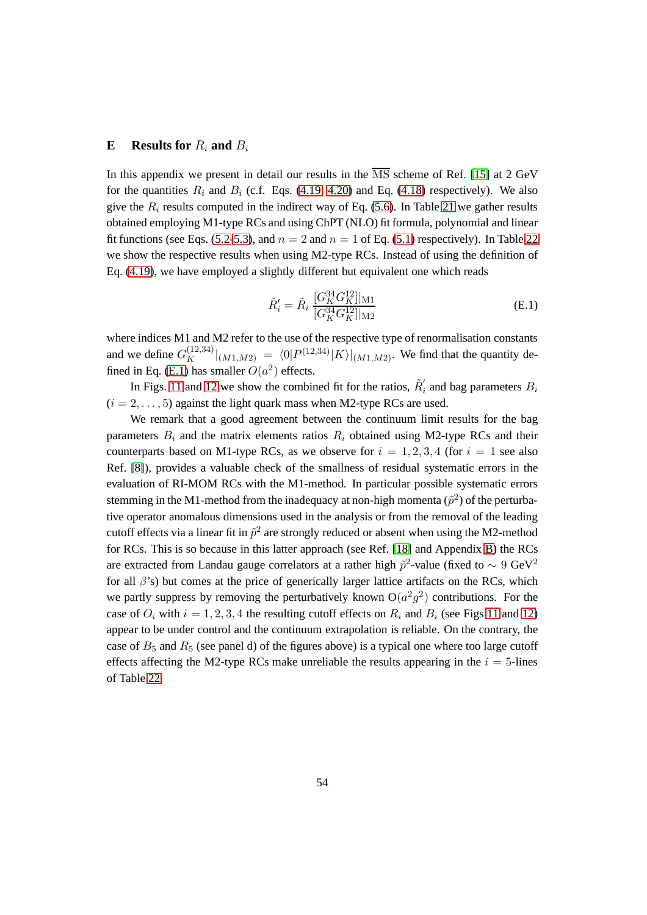# E Results for $R_i$ and $B_i$

In this appendix we present in detail our results in the $\overline{\mathrm{MS}}$ scheme of Ref. [15] at 2 GeV for the quantities $R_i$ and $B_i$ (c.f. Eqs. (4.19, 4.20) and Eq. (4.18) respectively). We also give the $R_i$ results computed in the indirect way of Eq. (5.6). In Table 21 we gather results obtained employing M1-type RCs and using ChPT (NLO) fit formula, polynomial and linear fit functions (see Eqs. (5.2-5.3), and $n = 2$ and $n = 1$ of Eq. (5.1) respectively). In Table 22 we show the respective results when using M2-type RCs. Instead of using the definition of Eq. (4.19), we have employed a slightly different but equivalent one which reads

$$\tilde{R}_i' = \tilde{R}_i \, \frac{[G_K^{34} G_K^{12}]|_{\mathrm{M1}}}{[G_K^{34} G_K^{12}]|_{\mathrm{M2}}} \tag{E.1}$$

where indices M1 and M2 refer to the use of the respective type of renormalisation constants and we define $G_K^{(12,34)}|_{(M1,M2)} = \langle 0|P^{(12,34)}|K\rangle|_{(M1,M2)}$. We find that the quantity defined in Eq. (E.1) has smaller $O(a^2)$ effects.

In Figs. 11 and 12 we show the combined fit for the ratios, $\tilde{R}_i^{'}$ and bag parameters $B_i$ ($i = 2, \ldots, 5$) against the light quark mass when M2-type RCs are used.

We remark that a good agreement between the continuum limit results for the bag parameters $B_i$ and the matrix elements ratios $R_i$ obtained using M2-type RCs and their counterparts based on M1-type RCs, as we observe for $i = 1, 2, 3, 4$ (for $i = 1$ see also Ref. [8]), provides a valuable check of the smallness of residual systematic errors in the evaluation of RI-MOM RCs with the M1-method. In particular possible systematic errors stemming in the M1-method from the inadequacy at non-high momenta ($\tilde{p}^2$) of the perturbative operator anomalous dimensions used in the analysis or from the removal of the leading cutoff effects via a linear fit in $\tilde{p}^2$ are strongly reduced or absent when using the M2-method for RCs. This is so because in this latter approach (see Ref. [18] and Appendix B) the RCs are extracted from Landau gauge correlators at a rather high $\tilde{p}^2$-value (fixed to $\sim 9$ GeV$^2$ for all $\beta$'s) but comes at the price of generically larger lattice artifacts on the RCs, which we partly suppress by removing the perturbatively known $\mathrm{O}(a^2 g^2)$ contributions. For the case of $O_i$ with $i = 1, 2, 3, 4$ the resulting cutoff effects on $R_i$ and $B_i$ (see Figs 11 and 12) appear to be under control and the continuum extrapolation is reliable. On the contrary, the case of $B_5$ and $R_5$ (see panel d) of the figures above) is a typical one where too large cutoff effects affecting the M2-type RCs make unreliable the results appearing in the $i = 5$-lines of Table 22.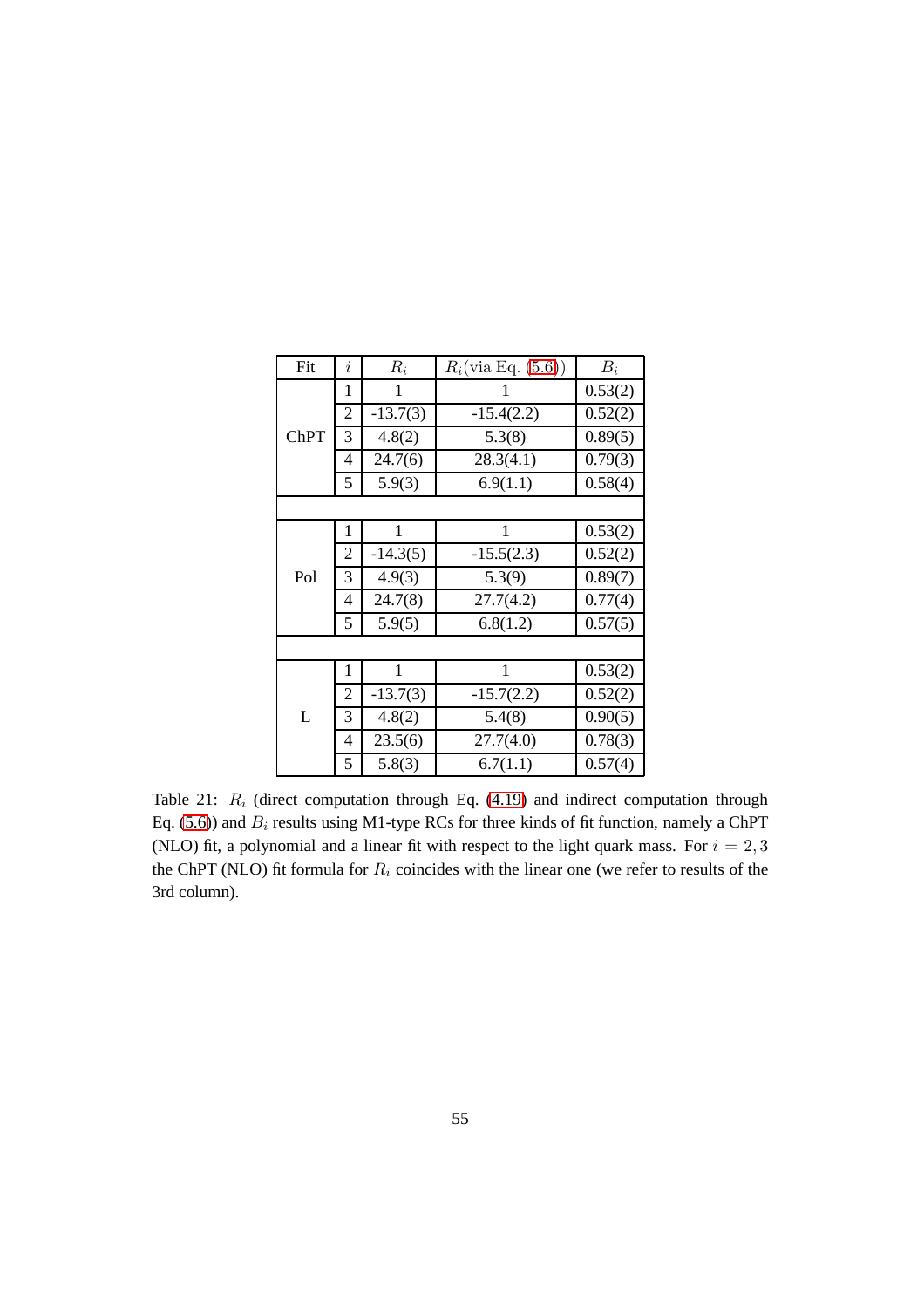| Fit | $i$ | $R_i$ | $R_i$(via Eq. (5.6)) | $B_i$ |
|---|---|---|---|---|
| ChPT | 1 | 1 | 1 | 0.53(2) |
| | 2 | -13.7(3) | -15.4(2.2) | 0.52(2) |
| | 3 | 4.8(2) | 5.3(8) | 0.89(5) |
| | 4 | 24.7(6) | 28.3(4.1) | 0.79(3) |
| | 5 | 5.9(3) | 6.9(1.1) | 0.58(4) |
| | | | | |
| Pol | 1 | 1 | 1 | 0.53(2) |
| | 2 | -14.3(5) | -15.5(2.3) | 0.52(2) |
| | 3 | 4.9(3) | 5.3(9) | 0.89(7) |
| | 4 | 24.7(8) | 27.7(4.2) | 0.77(4) |
| | 5 | 5.9(5) | 6.8(1.2) | 0.57(5) |
| | | | | |
| L | 1 | 1 | 1 | 0.53(2) |
| | 2 | -13.7(3) | -15.7(2.2) | 0.52(2) |
| | 3 | 4.8(2) | 5.4(8) | 0.90(5) |
| | 4 | 23.5(6) | 27.7(4.0) | 0.78(3) |
| | 5 | 5.8(3) | 6.7(1.1) | 0.57(4) |

Table 21: $R_i$ (direct computation through Eq. (4.19) and indirect computation through Eq. (5.6)) and $B_i$ results using M1-type RCs for three kinds of fit function, namely a ChPT (NLO) fit, a polynomial and a linear fit with respect to the light quark mass. For $i = 2, 3$ the ChPT (NLO) fit formula for $R_i$ coincides with the linear one (we refer to results of the 3rd column).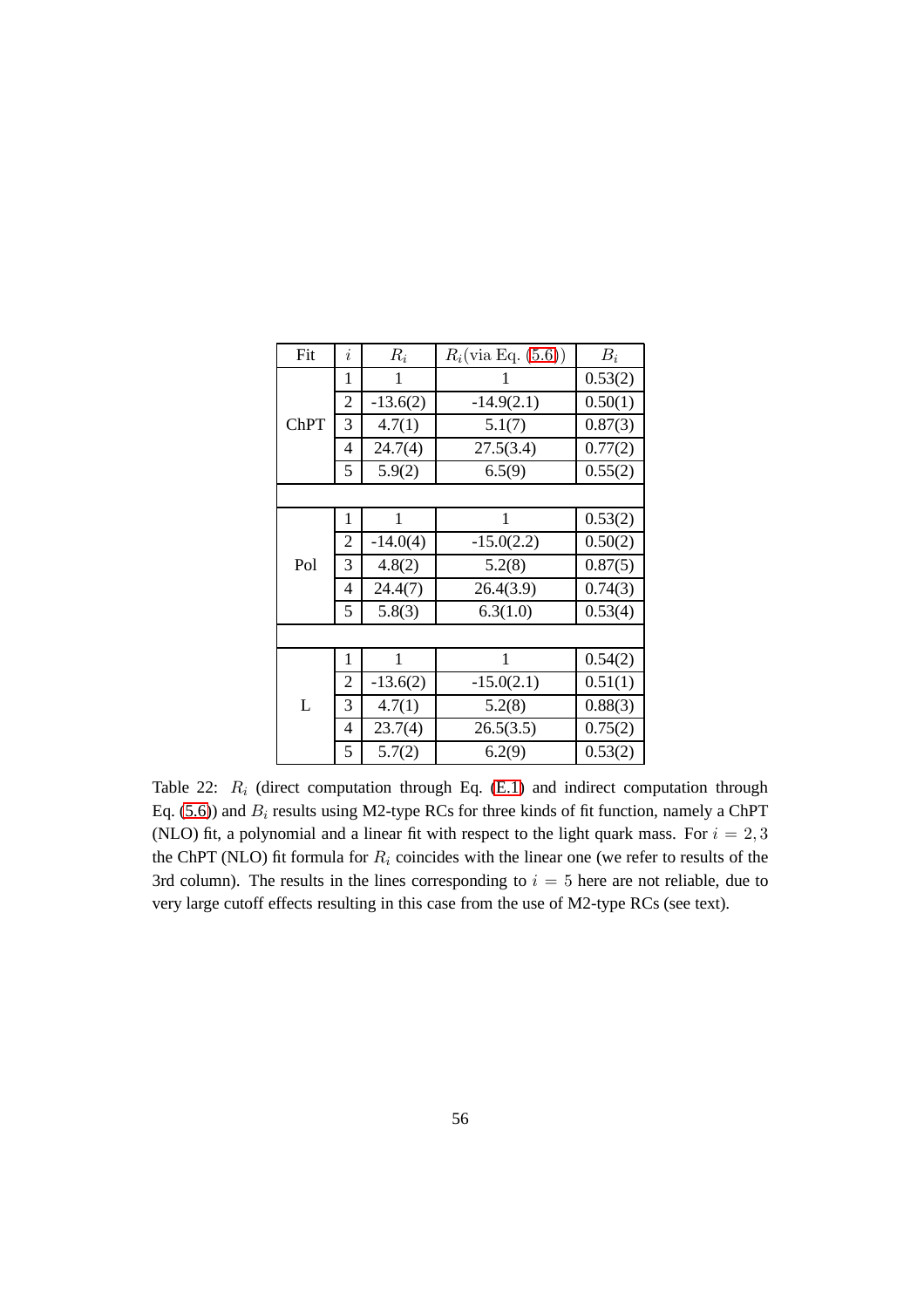| Fit | $i$ | $R_i$ | $R_i$(via Eq. (5.6)) | $B_i$ |
|---|---|---|---|---|
| ChPT | 1 | 1 | 1 | 0.53(2) |
| | 2 | -13.6(2) | -14.9(2.1) | 0.50(1) |
| | 3 | 4.7(1) | 5.1(7) | 0.87(3) |
| | 4 | 24.7(4) | 27.5(3.4) | 0.77(2) |
| | 5 | 5.9(2) | 6.5(9) | 0.55(2) |
| | | | | |
| Pol | 1 | 1 | 1 | 0.53(2) |
| | 2 | -14.0(4) | -15.0(2.2) | 0.50(2) |
| | 3 | 4.8(2) | 5.2(8) | 0.87(5) |
| | 4 | 24.4(7) | 26.4(3.9) | 0.74(3) |
| | 5 | 5.8(3) | 6.3(1.0) | 0.53(4) |
| | | | | |
| L | 1 | 1 | 1 | 0.54(2) |
| | 2 | -13.6(2) | -15.0(2.1) | 0.51(1) |
| | 3 | 4.7(1) | 5.2(8) | 0.88(3) |
| | 4 | 23.7(4) | 26.5(3.5) | 0.75(2) |
| | 5 | 5.7(2) | 6.2(9) | 0.53(2) |

Table 22: $R_i$ (direct computation through Eq. (E.1) and indirect computation through Eq. (5.6)) and $B_i$ results using M2-type RCs for three kinds of fit function, namely a ChPT (NLO) fit, a polynomial and a linear fit with respect to the light quark mass. For $i = 2, 3$ the ChPT (NLO) fit formula for $R_i$ coincides with the linear one (we refer to results of the 3rd column). The results in the lines corresponding to $i = 5$ here are not reliable, due to very large cutoff effects resulting in this case from the use of M2-type RCs (see text).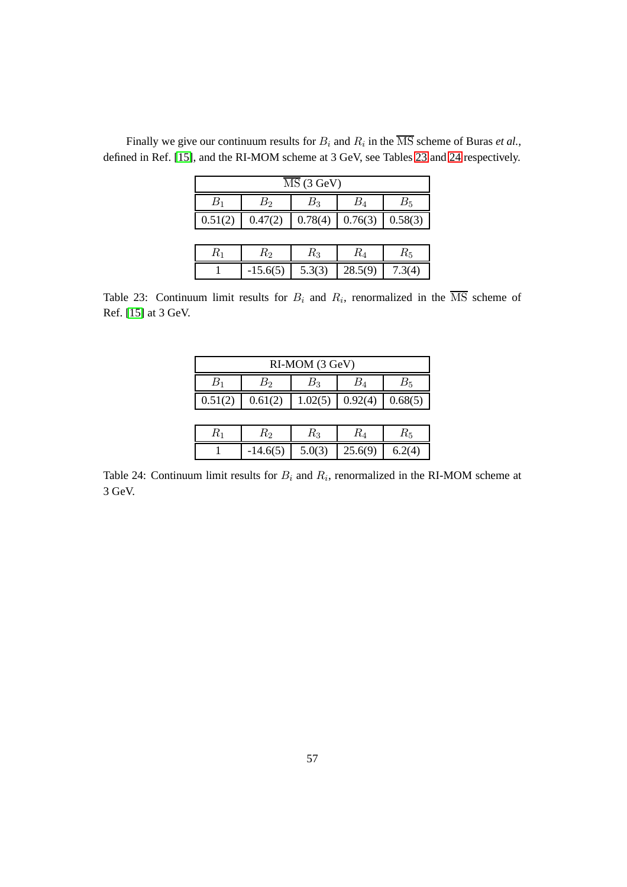Finally we give our continuum results for $B_i$ and $R_i$ in the $\overline{\text{MS}}$ scheme of Buras *et al.*, defined in Ref. [15], and the RI-MOM scheme at 3 GeV, see Tables 23 and 24 respectively.

| $\overline{\text{MS}}$ (3 GeV) | | | | |
|---|---|---|---|---|
| $B_1$ | $B_2$ | $B_3$ | $B_4$ | $B_5$ |
| 0.51(2) | 0.47(2) | 0.78(4) | 0.76(3) | 0.58(3) |

| $R_1$ | $R_2$ | $R_3$ | $R_4$ | $R_5$ |
|---|---|---|---|---|
| 1 | -15.6(5) | 5.3(3) | 28.5(9) | 7.3(4) |

Table 23: Continuum limit results for $B_i$ and $R_i$, renormalized in the $\overline{\text{MS}}$ scheme of Ref. [15] at 3 GeV.

| RI-MOM (3 GeV) | | | | |
|---|---|---|---|---|
| $B_1$ | $B_2$ | $B_3$ | $B_4$ | $B_5$ |
| 0.51(2) | 0.61(2) | 1.02(5) | 0.92(4) | 0.68(5) |

| $R_1$ | $R_2$ | $R_3$ | $R_4$ | $R_5$ |
|---|---|---|---|---|
| 1 | -14.6(5) | 5.0(3) | 25.6(9) | 6.2(4) |

Table 24: Continuum limit results for $B_i$ and $R_i$, renormalized in the RI-MOM scheme at 3 GeV.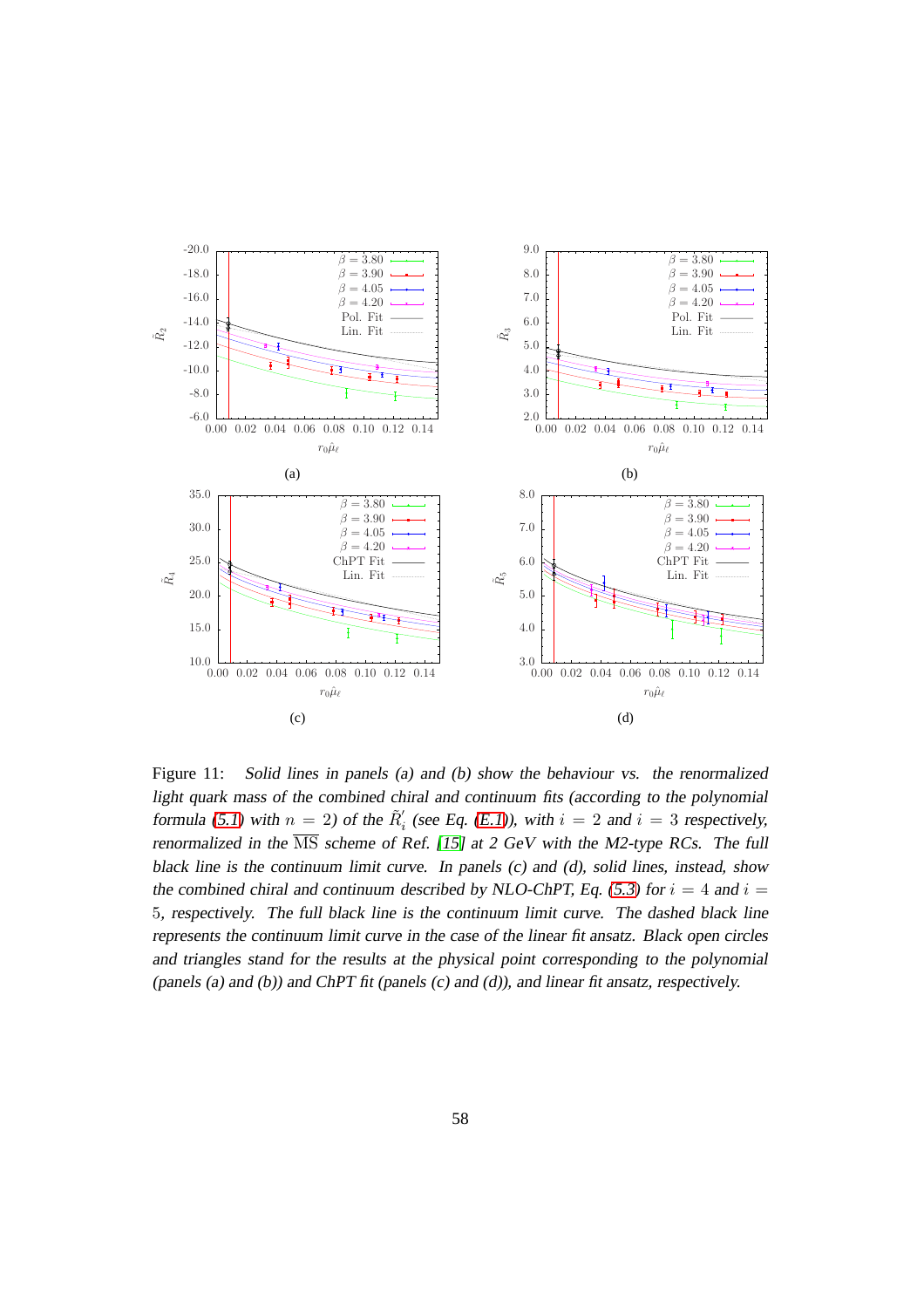Figure 11: *Solid lines in panels (a) and (b) show the behaviour vs. the renormalized light quark mass of the combined chiral and continuum fits (according to the polynomial formula (5.1) with $n = 2$) of the $\tilde{R}'_i$ (see Eq. (E.1)), with $i = 2$ and $i = 3$ respectively, renormalized in the $\overline{\text{MS}}$ scheme of Ref. [15] at 2 GeV with the M2-type RCs. The full black line is the continuum limit curve. In panels (c) and (d), solid lines, instead, show the combined chiral and continuum described by NLO-ChPT, Eq. (5.3) for $i = 4$ and $i = 5$, respectively. The full black line is the continuum limit curve. The dashed black line represents the continuum limit curve in the case of the linear fit ansatz. Black open circles and triangles stand for the results at the physical point corresponding to the polynomial (panels (a) and (b)) and ChPT fit (panels (c) and (d)), and linear fit ansatz, respectively.*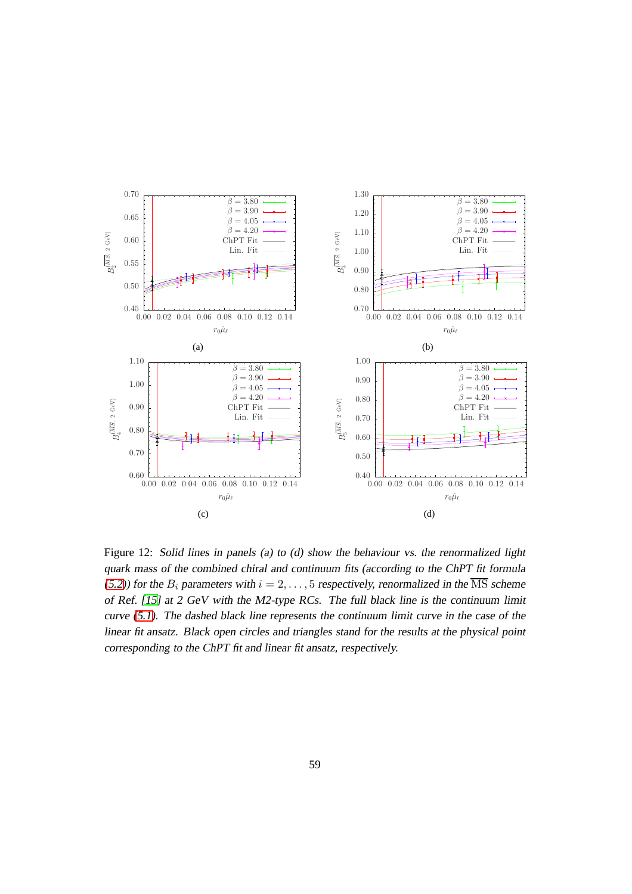Figure 12: *Solid lines in panels (a) to (d) show the behaviour vs. the renormalized light quark mass of the combined chiral and continuum fits (according to the ChPT fit formula (5.2)) for the $B_i$ parameters with $i = 2, \ldots, 5$ respectively, renormalized in the $\overline{\mathrm{MS}}$ scheme of Ref. [15] at 2 GeV with the M2-type RCs. The full black line is the continuum limit curve (5.1). The dashed black line represents the continuum limit curve in the case of the linear fit ansatz. Black open circles and triangles stand for the results at the physical point corresponding to the ChPT fit and linear fit ansatz, respectively.*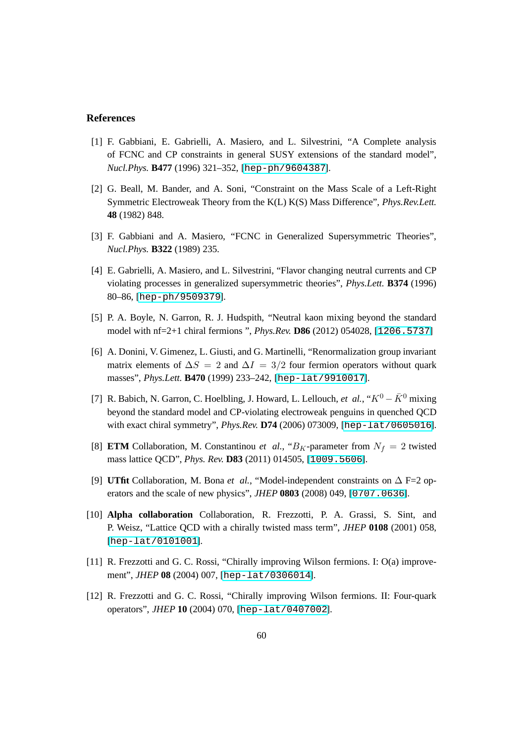## References

[1] F. Gabbiani, E. Gabrielli, A. Masiero, and L. Silvestrini, "A Complete analysis of FCNC and CP constraints in general SUSY extensions of the standard model", *Nucl.Phys.* **B477** (1996) 321–352, [hep-ph/9604387].

[2] G. Beall, M. Bander, and A. Soni, "Constraint on the Mass Scale of a Left-Right Symmetric Electroweak Theory from the K(L) K(S) Mass Difference", *Phys.Rev.Lett.* **48** (1982) 848.

[3] F. Gabbiani and A. Masiero, "FCNC in Generalized Supersymmetric Theories", *Nucl.Phys.* **B322** (1989) 235.

[4] E. Gabrielli, A. Masiero, and L. Silvestrini, "Flavor changing neutral currents and CP violating processes in generalized supersymmetric theories", *Phys.Lett.* **B374** (1996) 80–86, [hep-ph/9509379].

[5] P. A. Boyle, N. Garron, R. J. Hudspith, "Neutral kaon mixing beyond the standard model with nf=2+1 chiral fermions ", *Phys.Rev.* **D86** (2012) 054028, [1206.5737]

[6] A. Donini, V. Gimenez, L. Giusti, and G. Martinelli, "Renormalization group invariant matrix elements of $\Delta S = 2$ and $\Delta I = 3/2$ four fermion operators without quark masses", *Phys.Lett.* **B470** (1999) 233–242, [hep-lat/9910017].

[7] R. Babich, N. Garron, C. Hoelbling, J. Howard, L. Lellouch, *et al.*, "$K^0 - \bar{K}^0$ mixing beyond the standard model and CP-violating electroweak penguins in quenched QCD with exact chiral symmetry", *Phys.Rev.* **D74** (2006) 073009, [hep-lat/0605016].

[8] **ETM** Collaboration, M. Constantinou *et al.*, "$B_K$-parameter from $N_f = 2$ twisted mass lattice QCD", *Phys. Rev.* **D83** (2011) 014505, [1009.5606].

[9] **UTfit** Collaboration, M. Bona *et al.*, "Model-independent constraints on $\Delta$ F=2 operators and the scale of new physics", *JHEP* **0803** (2008) 049, [0707.0636].

[10] **Alpha collaboration** Collaboration, R. Frezzotti, P. A. Grassi, S. Sint, and P. Weisz, "Lattice QCD with a chirally twisted mass term", *JHEP* **0108** (2001) 058, [hep-lat/0101001].

[11] R. Frezzotti and G. C. Rossi, "Chirally improving Wilson fermions. I: O(a) improvement", *JHEP* **08** (2004) 007, [hep-lat/0306014].

[12] R. Frezzotti and G. C. Rossi, "Chirally improving Wilson fermions. II: Four-quark operators", *JHEP* **10** (2004) 070, [hep-lat/0407002].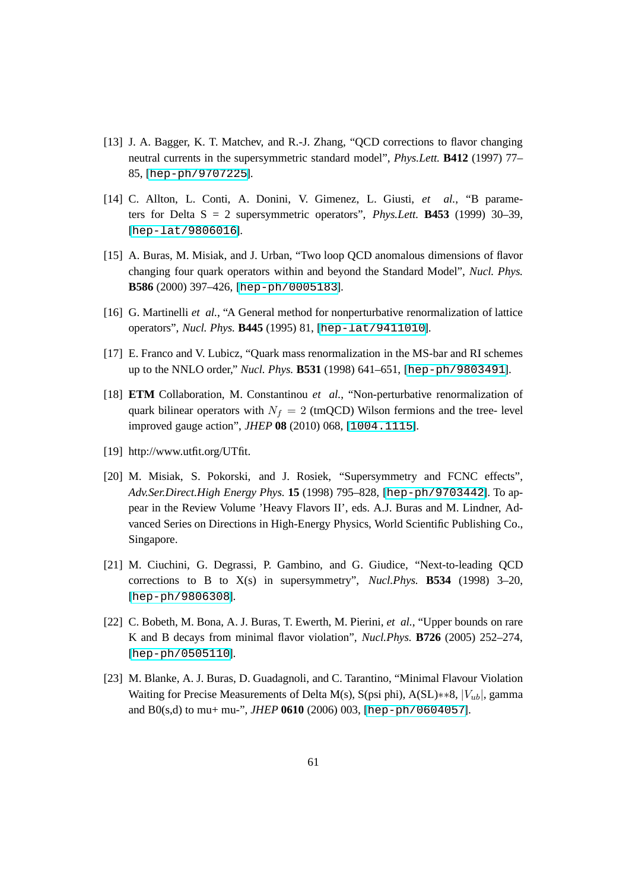[13] J. A. Bagger, K. T. Matchev, and R.-J. Zhang, "QCD corrections to flavor changing neutral currents in the supersymmetric standard model", *Phys.Lett.* **B412** (1997) 77–85, [hep-ph/9707225].

[14] C. Allton, L. Conti, A. Donini, V. Gimenez, L. Giusti, *et al.*, "B parameters for Delta S = 2 supersymmetric operators", *Phys.Lett.* **B453** (1999) 30–39, [hep-lat/9806016].

[15] A. Buras, M. Misiak, and J. Urban, "Two loop QCD anomalous dimensions of flavor changing four quark operators within and beyond the Standard Model", *Nucl. Phys.* **B586** (2000) 397–426, [hep-ph/0005183].

[16] G. Martinelli *et al.*, "A General method for nonperturbative renormalization of lattice operators", *Nucl. Phys.* **B445** (1995) 81, [hep-lat/9411010].

[17] E. Franco and V. Lubicz, "Quark mass renormalization in the MS-bar and RI schemes up to the NNLO order," *Nucl. Phys.* **B531** (1998) 641–651, [hep-ph/9803491].

[18] **ETM** Collaboration, M. Constantinou *et al.*, "Non-perturbative renormalization of quark bilinear operators with $N_f = 2$ (tmQCD) Wilson fermions and the tree- level improved gauge action", *JHEP* **08** (2010) 068, [1004.1115].

[19] http://www.utfit.org/UTfit.

[20] M. Misiak, S. Pokorski, and J. Rosiek, "Supersymmetry and FCNC effects", *Adv.Ser.Direct.High Energy Phys.* **15** (1998) 795–828, [hep-ph/9703442]. To appear in the Review Volume 'Heavy Flavors II', eds. A.J. Buras and M. Lindner, Advanced Series on Directions in High-Energy Physics, World Scientific Publishing Co., Singapore.

[21] M. Ciuchini, G. Degrassi, P. Gambino, and G. Giudice, "Next-to-leading QCD corrections to B to X(s) in supersymmetry", *Nucl.Phys.* **B534** (1998) 3–20, [hep-ph/9806308].

[22] C. Bobeth, M. Bona, A. J. Buras, T. Ewerth, M. Pierini, *et al.*, "Upper bounds on rare K and B decays from minimal flavor violation", *Nucl.Phys.* **B726** (2005) 252–274, [hep-ph/0505110].

[23] M. Blanke, A. J. Buras, D. Guadagnoli, and C. Tarantino, "Minimal Flavour Violation Waiting for Precise Measurements of Delta M(s), S(psi phi), A(SL)$**$8, $|V_{ub}|$, gamma and B0(s,d) to mu+ mu-", *JHEP* **0610** (2006) 003, [hep-ph/0604057].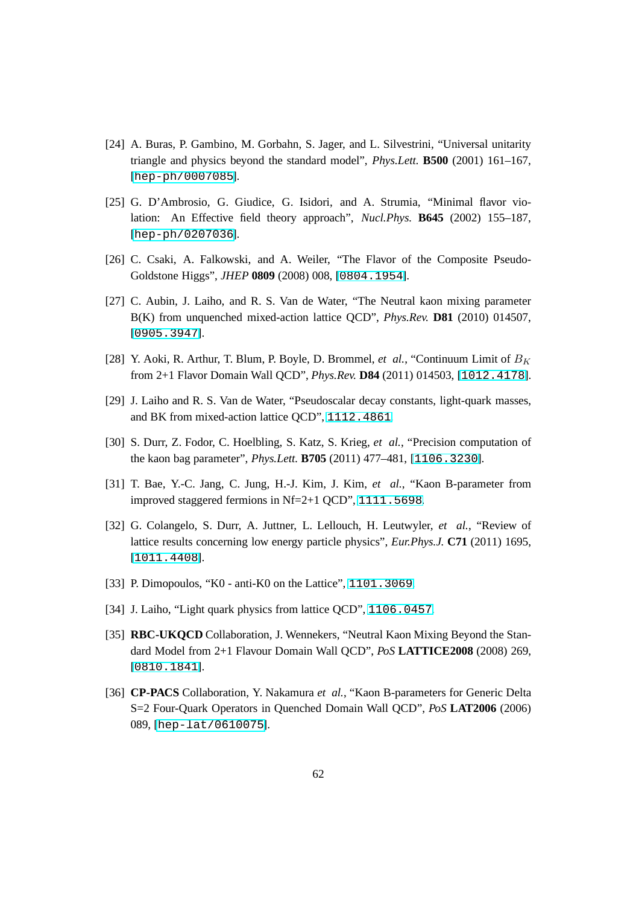[24] A. Buras, P. Gambino, M. Gorbahn, S. Jager, and L. Silvestrini, "Universal unitarity triangle and physics beyond the standard model", *Phys.Lett.* **B500** (2001) 161–167, [hep-ph/0007085].

[25] G. D'Ambrosio, G. Giudice, G. Isidori, and A. Strumia, "Minimal flavor violation: An Effective field theory approach", *Nucl.Phys.* **B645** (2002) 155–187, [hep-ph/0207036].

[26] C. Csaki, A. Falkowski, and A. Weiler, "The Flavor of the Composite Pseudo-Goldstone Higgs", *JHEP* **0809** (2008) 008, [0804.1954].

[27] C. Aubin, J. Laiho, and R. S. Van de Water, "The Neutral kaon mixing parameter B(K) from unquenched mixed-action lattice QCD", *Phys.Rev.* **D81** (2010) 014507, [0905.3947].

[28] Y. Aoki, R. Arthur, T. Blum, P. Boyle, D. Brommel, *et al.*, "Continuum Limit of $B_K$ from 2+1 Flavor Domain Wall QCD", *Phys.Rev.* **D84** (2011) 014503, [1012.4178].

[29] J. Laiho and R. S. Van de Water, "Pseudoscalar decay constants, light-quark masses, and BK from mixed-action lattice QCD", 1112.4861.

[30] S. Durr, Z. Fodor, C. Hoelbling, S. Katz, S. Krieg, *et al.*, "Precision computation of the kaon bag parameter", *Phys.Lett.* **B705** (2011) 477–481, [1106.3230].

[31] T. Bae, Y.-C. Jang, C. Jung, H.-J. Kim, J. Kim, *et al.*, "Kaon B-parameter from improved staggered fermions in Nf=2+1 QCD", 1111.5698.

[32] G. Colangelo, S. Durr, A. Juttner, L. Lellouch, H. Leutwyler, *et al.*, "Review of lattice results concerning low energy particle physics", *Eur.Phys.J.* **C71** (2011) 1695, [1011.4408].

[33] P. Dimopoulos, "K0 - anti-K0 on the Lattice", 1101.3069.

[34] J. Laiho, "Light quark physics from lattice QCD", 1106.0457.

[35] **RBC-UKQCD** Collaboration, J. Wennekers, "Neutral Kaon Mixing Beyond the Standard Model from 2+1 Flavour Domain Wall QCD", *PoS* **LATTICE2008** (2008) 269, [0810.1841].

[36] **CP-PACS** Collaboration, Y. Nakamura *et al.*, "Kaon B-parameters for Generic Delta S=2 Four-Quark Operators in Quenched Domain Wall QCD", *PoS* **LAT2006** (2006) 089, [hep-lat/0610075].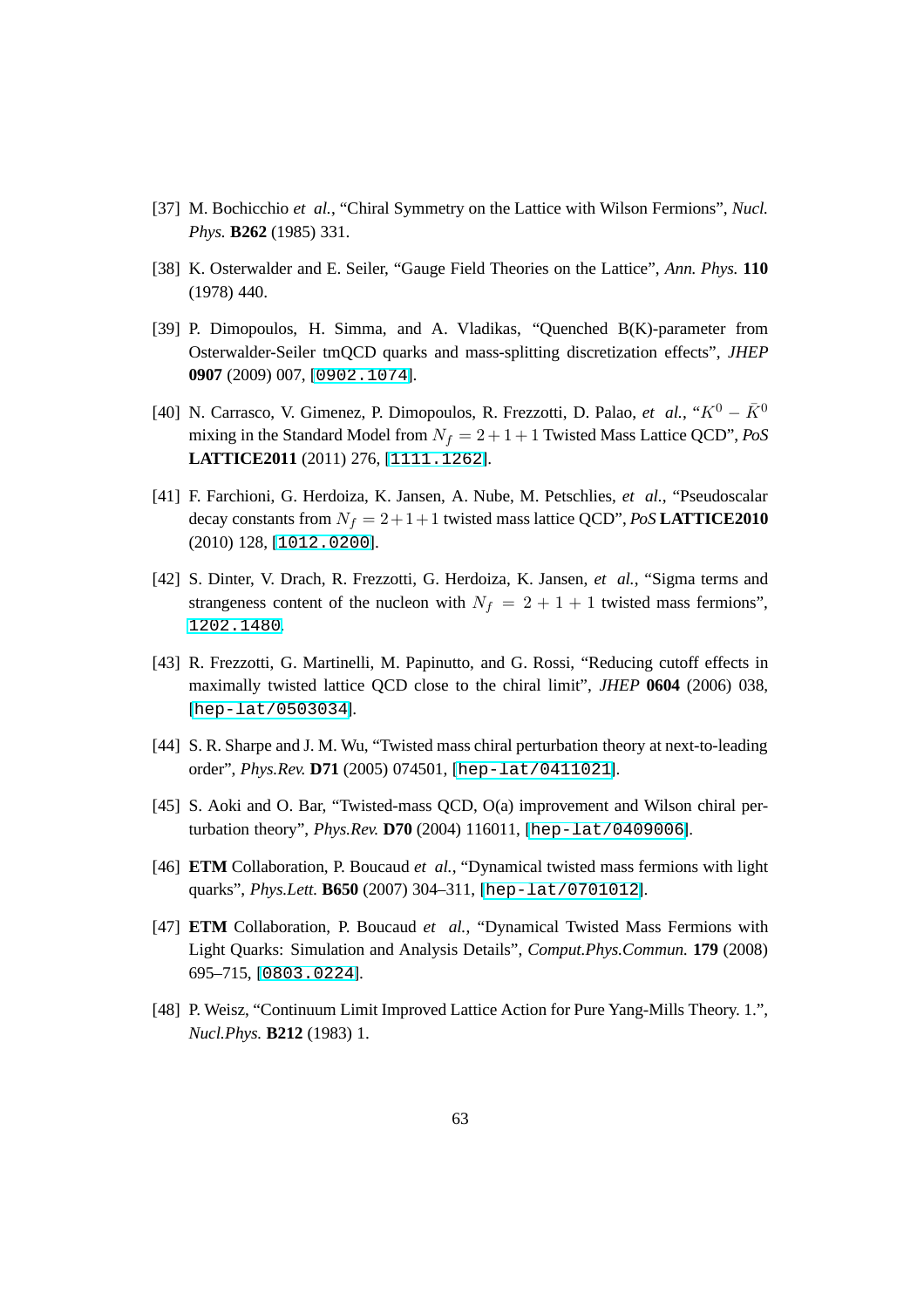[37] M. Bochicchio *et al.*, "Chiral Symmetry on the Lattice with Wilson Fermions", *Nucl. Phys.* **B262** (1985) 331.

[38] K. Osterwalder and E. Seiler, "Gauge Field Theories on the Lattice", *Ann. Phys.* **110** (1978) 440.

[39] P. Dimopoulos, H. Simma, and A. Vladikas, "Quenched B(K)-parameter from Osterwalder-Seiler tmQCD quarks and mass-splitting discretization effects", *JHEP* **0907** (2009) 007, [0902.1074].

[40] N. Carrasco, V. Gimenez, P. Dimopoulos, R. Frezzotti, D. Palao, *et al.*, "$K^0 - \bar{K}^0$ mixing in the Standard Model from $N_f = 2+1+1$ Twisted Mass Lattice QCD", *PoS* **LATTICE2011** (2011) 276, [1111.1262].

[41] F. Farchioni, G. Herdoiza, K. Jansen, A. Nube, M. Petschlies, *et al.*, "Pseudoscalar decay constants from $N_f = 2+1+1$ twisted mass lattice QCD", *PoS* **LATTICE2010** (2010) 128, [1012.0200].

[42] S. Dinter, V. Drach, R. Frezzotti, G. Herdoiza, K. Jansen, *et al.*, "Sigma terms and strangeness content of the nucleon with $N_f = 2+1+1$ twisted mass fermions", 1202.1480.

[43] R. Frezzotti, G. Martinelli, M. Papinutto, and G. Rossi, "Reducing cutoff effects in maximally twisted lattice QCD close to the chiral limit", *JHEP* **0604** (2006) 038, [hep-lat/0503034].

[44] S. R. Sharpe and J. M. Wu, "Twisted mass chiral perturbation theory at next-to-leading order", *Phys.Rev.* **D71** (2005) 074501, [hep-lat/0411021].

[45] S. Aoki and O. Bar, "Twisted-mass QCD, O(a) improvement and Wilson chiral perturbation theory", *Phys.Rev.* **D70** (2004) 116011, [hep-lat/0409006].

[46] **ETM** Collaboration, P. Boucaud *et al.*, "Dynamical twisted mass fermions with light quarks", *Phys.Lett.* **B650** (2007) 304–311, [hep-lat/0701012].

[47] **ETM** Collaboration, P. Boucaud *et al.*, "Dynamical Twisted Mass Fermions with Light Quarks: Simulation and Analysis Details", *Comput.Phys.Commun.* **179** (2008) 695–715, [0803.0224].

[48] P. Weisz, "Continuum Limit Improved Lattice Action for Pure Yang-Mills Theory. 1.", *Nucl.Phys.* **B212** (1983) 1.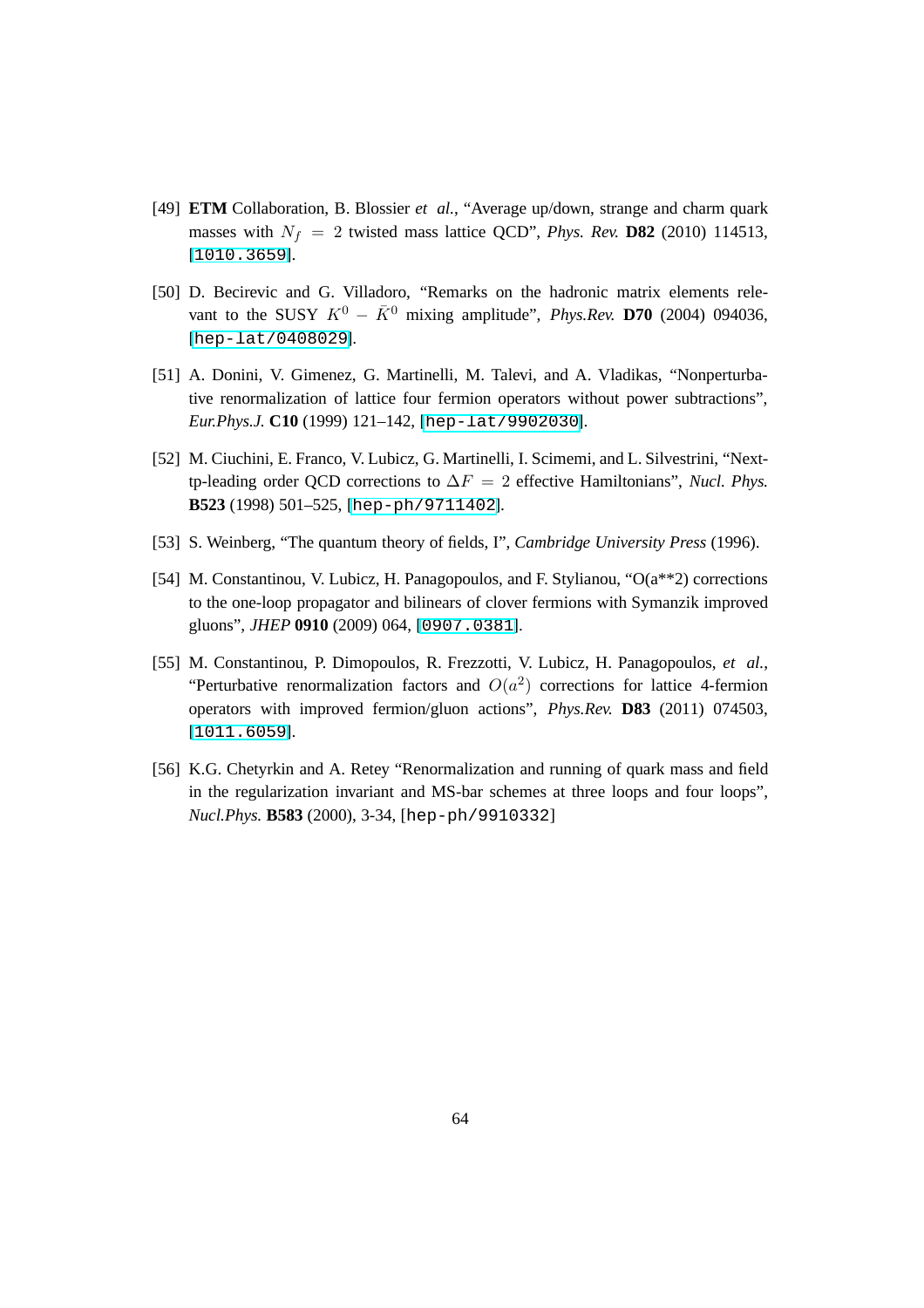[49] **ETM** Collaboration, B. Blossier *et al.*, "Average up/down, strange and charm quark masses with $N_f = 2$ twisted mass lattice QCD", *Phys. Rev.* **D82** (2010) 114513, [1010.3659].

[50] D. Becirevic and G. Villadoro, "Remarks on the hadronic matrix elements relevant to the SUSY $K^0 - \bar{K}^0$ mixing amplitude", *Phys.Rev.* **D70** (2004) 094036, [hep-lat/0408029].

[51] A. Donini, V. Gimenez, G. Martinelli, M. Talevi, and A. Vladikas, "Nonperturbative renormalization of lattice four fermion operators without power subtractions", *Eur.Phys.J.* **C10** (1999) 121–142, [hep-lat/9902030].

[52] M. Ciuchini, E. Franco, V. Lubicz, G. Martinelli, I. Scimemi, and L. Silvestrini, "Next-tp-leading order QCD corrections to $\Delta F = 2$ effective Hamiltonians", *Nucl. Phys.* **B523** (1998) 501–525, [hep-ph/9711402].

[53] S. Weinberg, "The quantum theory of fields, I", *Cambridge University Press* (1996).

[54] M. Constantinou, V. Lubicz, H. Panagopoulos, and F. Stylianou, "O(a**2) corrections to the one-loop propagator and bilinears of clover fermions with Symanzik improved gluons", *JHEP* **0910** (2009) 064, [0907.0381].

[55] M. Constantinou, P. Dimopoulos, R. Frezzotti, V. Lubicz, H. Panagopoulos, *et al.*, "Perturbative renormalization factors and $O(a^2)$ corrections for lattice 4-fermion operators with improved fermion/gluon actions", *Phys.Rev.* **D83** (2011) 074503, [1011.6059].

[56] K.G. Chetyrkin and A. Retey "Renormalization and running of quark mass and field in the regularization invariant and MS-bar schemes at three loops and four loops", *Nucl.Phys.* **B583** (2000), 3-34, [hep-ph/9910332]